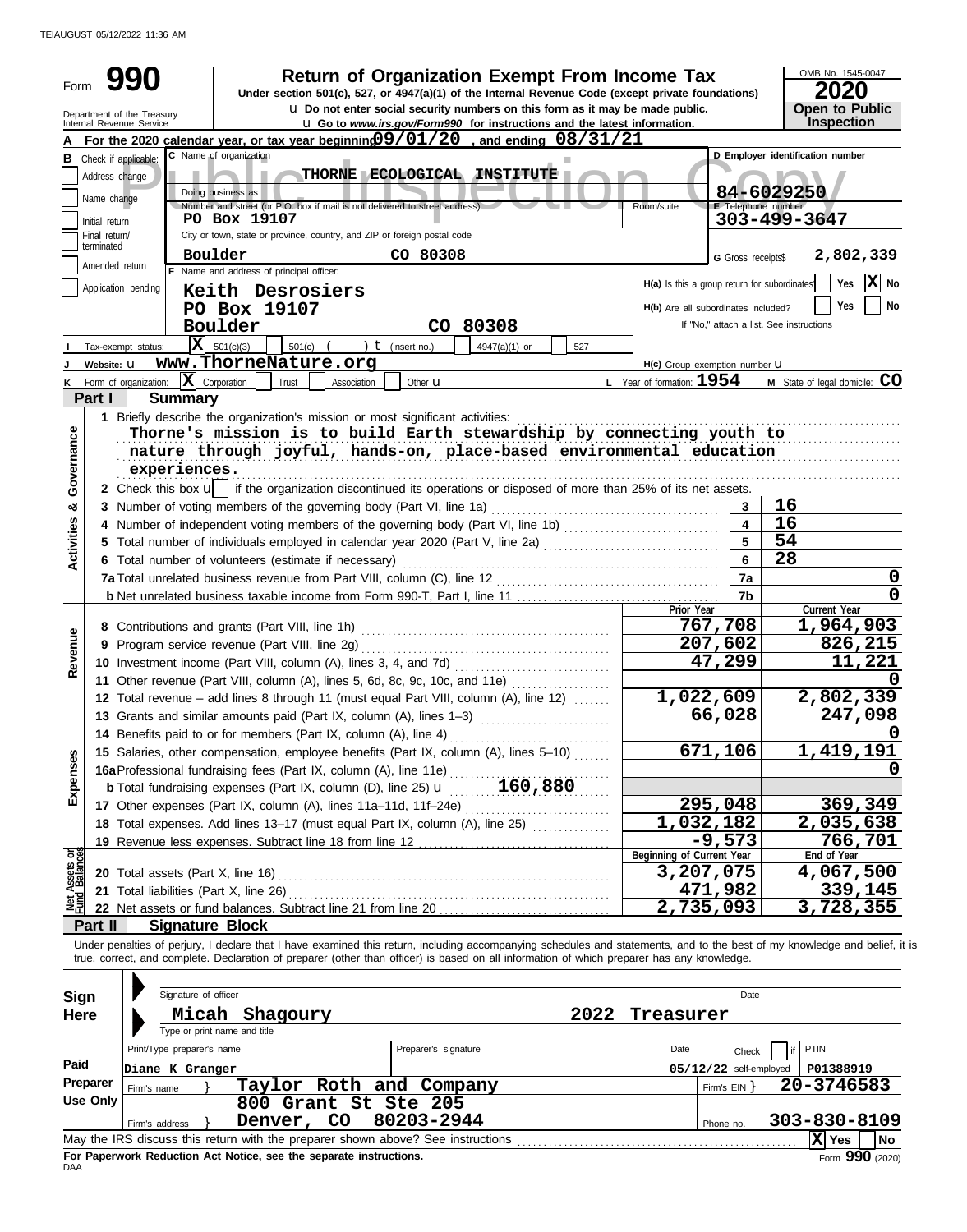# Form 990

**Return of Organization Exempt From Income Tax**

Under section 501(c), 527, or 4947(a)(1) of the Internal Revenue Code (except private foundations)

u Do not enter social security numbers on this form as it may be made public.

u Go to *www.irs.gov/Form990* for instructions and the latest information.

OMB No. 1545-0047

**2020**

**Open to Public Inspection**

Department of the Treasury
Internal Revenue Service

**A** For the 2020 calendar year, or tax year beginning **09/01/20**, and ending **08/31/21**

**B** Check if applicable:
- Address change
- Name change
- Initial return
- Final return/terminated
- Amended return
- Application pending

**C** Name of organization: **THORNE ECOLOGICAL INSTITUTE**

Doing business as

Number and street (or P.O. box if mail is not delivered to street address): **PO Box 19107** Room/suite

City or town, state or province, country, and ZIP or foreign postal code: **Boulder CO 80308**

**D** Employer identification number: **84-6029250**

**E** Telephone number: **303-499-3647**

**G** Gross receipts$ **2,802,339**

**F** Name and address of principal officer:
**Keith Desrosiers**
**PO Box 19107**
**Boulder CO 80308**

**H(a)** Is this a group return for subordinates? Yes [ ] No [X]

**H(b)** Are all subordinates included? Yes [ ] No [ ]
If "No," attach a list. See instructions

**H(c)** Group exemption number u

**I** Tax-exempt status: [X] 501(c)(3) [ ] 501(c) ( ) t (insert no.) [ ] 4947(a)(1) or [ ] 527

**J** Website: u **www.ThorneNature.org**

**K** Form of organization: [X] Corporation [ ] Trust [ ] Association [ ] Other u

**L** Year of formation: **1954**

**M** State of legal domicile: **CO**

## Part I Summary

**Activities & Governance**

1 Briefly describe the organization's mission or most significant activities:
**Thorne's mission is to build Earth stewardship by connecting youth to nature through joyful, hands-on, place-based environmental education experiences.**

2 Check this box u [ ] if the organization discontinued its operations or disposed of more than 25% of its net assets.

| | | | |
|---|---|---|---|
| 3 | Number of voting members of the governing body (Part VI, line 1a) | 3 | 16 |
| 4 | Number of independent voting members of the governing body (Part VI, line 1b) | 4 | 16 |
| 5 | Total number of individuals employed in calendar year 2020 (Part V, line 2a) | 5 | 54 |
| 6 | Total number of volunteers (estimate if necessary) | 6 | 28 |
| 7a | Total unrelated business revenue from Part VIII, column (C), line 12 | 7a | 0 |
| b | Net unrelated business taxable income from Form 990-T, Part I, line 11 | 7b | 0 |

| | | Prior Year | Current Year |
|---|---|---|---|
| **Revenue** | | | |
| 8 | Contributions and grants (Part VIII, line 1h) | 767,708 | 1,964,903 |
| 9 | Program service revenue (Part VIII, line 2g) | 207,602 | 826,215 |
| 10 | Investment income (Part VIII, column (A), lines 3, 4, and 7d) | 47,299 | 11,221 |
| 11 | Other revenue (Part VIII, column (A), lines 5, 6d, 8c, 9c, 10c, and 11e) | | 0 |
| 12 | Total revenue – add lines 8 through 11 (must equal Part VIII, column (A), line 12) | 1,022,609 | 2,802,339 |
| **Expenses** | | | |
| 13 | Grants and similar amounts paid (Part IX, column (A), lines 1–3) | 66,028 | 247,098 |
| 14 | Benefits paid to or for members (Part IX, column (A), line 4) | | 0 |
| 15 | Salaries, other compensation, employee benefits (Part IX, column (A), lines 5–10) | 671,106 | 1,419,191 |
| 16a | Professional fundraising fees (Part IX, column (A), line 11e) | | 0 |
| b | Total fundraising expenses (Part IX, column (D), line 25) u 160,880 | | |
| 17 | Other expenses (Part IX, column (A), lines 11a–11d, 11f–24e) | 295,048 | 369,349 |
| 18 | Total expenses. Add lines 13–17 (must equal Part IX, column (A), line 25) | 1,032,182 | 2,035,638 |
| 19 | Revenue less expenses. Subtract line 18 from line 12 | -9,573 | 766,701 |

| | | Beginning of Current Year | End of Year |
|---|---|---|---|
| **Net Assets or Fund Balances** | | | |
| 20 | Total assets (Part X, line 16) | 3,207,075 | 4,067,500 |
| 21 | Total liabilities (Part X, line 26) | 471,982 | 339,145 |
| 22 | Net assets or fund balances. Subtract line 21 from line 20 | 2,735,093 | 3,728,355 |

## Part II Signature Block

Under penalties of perjury, I declare that I have examined this return, including accompanying schedules and statements, and to the best of my knowledge and belief, it is true, correct, and complete. Declaration of preparer (other than officer) is based on all information of which preparer has any knowledge.

**Sign Here**

Signature of officer | Date

**Micah Shagoury 2022 Treasurer**

Type or print name and title

**Paid Preparer Use Only**

| Print/Type preparer's name | Preparer's signature | Date | Check [ ] if self-employed | PTIN |
|---|---|---|---|---|
| Diane K Granger | | 05/12/22 | | P01388919 |

Firm's name } **Taylor Roth and Company** Firm's EIN } **20-3746583**

Firm's address } **800 Grant St Ste 205, Denver, CO 80203-2944** Phone no. **303-830-8109**

May the IRS discuss this return with the preparer shown above? See instructions [X] Yes [ ] No

**For Paperwork Reduction Act Notice, see the separate instructions.**

DAA Form **990** (2020)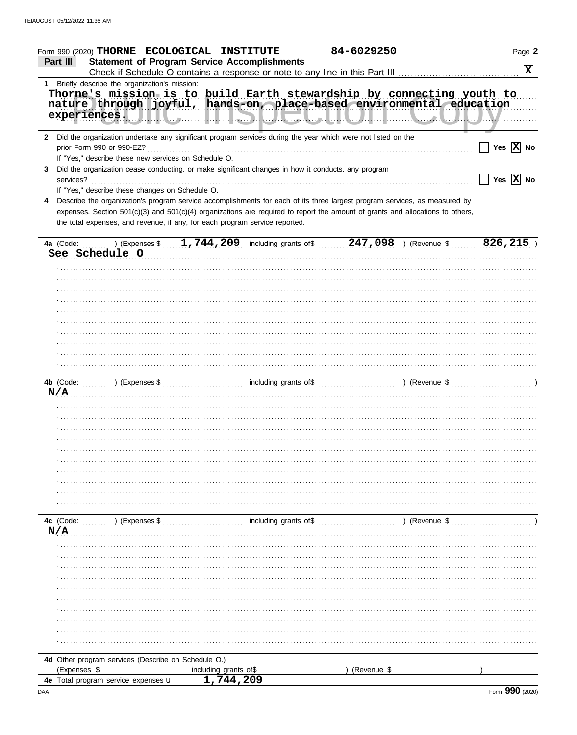Form 990 (2020) **THORNE ECOLOGICAL INSTITUTE** **84-6029250** Page **2**

**Part III** **Statement of Program Service Accomplishments**

Check if Schedule O contains a response or note to any line in this Part III .......... [X]

**1** Briefly describe the organization's mission:

Thorne's mission is to build Earth stewardship by connecting youth to nature through joyful, hands-on, place-based environmental education experiences.

**2** Did the organization undertake any significant program services during the year which were not listed on the prior Form 990 or 990-EZ? .......... [ ] Yes [X] No

If "Yes," describe these new services on Schedule O.

**3** Did the organization cease conducting, or make significant changes in how it conducts, any program services? .......... [ ] Yes [X] No

If "Yes," describe these changes on Schedule O.

**4** Describe the organization's program service accomplishments for each of its three largest program services, as measured by expenses. Section 501(c)(3) and 501(c)(4) organizations are required to report the amount of grants and allocations to others, the total expenses, and revenue, if any, for each program service reported.

**4a** (Code: ) (Expenses $ **1,744,209** including grants of$ **247,098** ) (Revenue $ **826,215** )

See Schedule O

**4b** (Code: ) (Expenses $ including grants of$ ) (Revenue $ )

N/A

**4c** (Code: ) (Expenses $ including grants of$ ) (Revenue $ )

N/A

**4d** Other program services (Describe on Schedule O.)

(Expenses $ including grants of$ ) (Revenue $ )

**4e** Total program service expenses **1,744,209**

Form **990** (2020)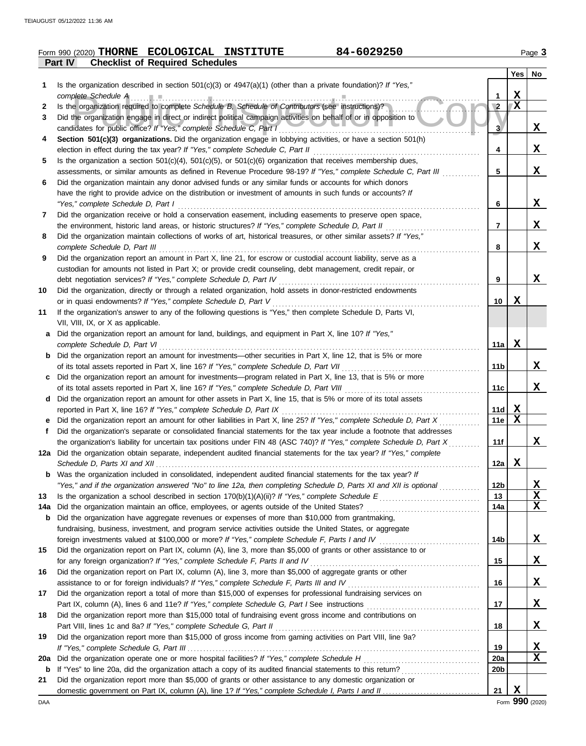Form 990 (2020) **THORNE ECOLOGICAL INSTITUTE** **84-6029250** Page **3**

**Part IV Checklist of Required Schedules**

| | | | Yes | No |
|---|---|---|---|---|
| **1** | Is the organization described in section 501(c)(3) or 4947(a)(1) (other than a private foundation)? *If "Yes," complete Schedule A* | 1 | X | |
| **2** | Is the organization required to complete *Schedule B, Schedule of Contributors* (see instructions)? | 2 | X | |
| **3** | Did the organization engage in direct or indirect political campaign activities on behalf of or in opposition to candidates for public office? *If "Yes," complete Schedule C, Part I* | 3 | | X |
| **4** | **Section 501(c)(3) organizations.** Did the organization engage in lobbying activities, or have a section 501(h) election in effect during the tax year? *If "Yes," complete Schedule C, Part II* | 4 | | X |
| **5** | Is the organization a section 501(c)(4), 501(c)(5), or 501(c)(6) organization that receives membership dues, assessments, or similar amounts as defined in Revenue Procedure 98-19? *If "Yes," complete Schedule C, Part III* | 5 | | X |
| **6** | Did the organization maintain any donor advised funds or any similar funds or accounts for which donors have the right to provide advice on the distribution or investment of amounts in such funds or accounts? *If "Yes," complete Schedule D, Part I* | 6 | | X |
| **7** | Did the organization receive or hold a conservation easement, including easements to preserve open space, the environment, historic land areas, or historic structures? *If "Yes," complete Schedule D, Part II* | 7 | | X |
| **8** | Did the organization maintain collections of works of art, historical treasures, or other similar assets? *If "Yes," complete Schedule D, Part III* | 8 | | X |
| **9** | Did the organization report an amount in Part X, line 21, for escrow or custodial account liability, serve as a custodian for amounts not listed in Part X; or provide credit counseling, debt management, credit repair, or debt negotiation services? *If "Yes," complete Schedule D, Part IV* | 9 | | X |
| **10** | Did the organization, directly or through a related organization, hold assets in donor-restricted endowments or in quasi endowments? *If "Yes," complete Schedule D, Part V* | 10 | X | |
| **11** | If the organization's answer to any of the following questions is "Yes," then complete Schedule D, Parts VI, VII, VIII, IX, or X as applicable. | | | |
| **a** | Did the organization report an amount for land, buildings, and equipment in Part X, line 10? *If "Yes," complete Schedule D, Part VI* | 11a | X | |
| **b** | Did the organization report an amount for investments—other securities in Part X, line 12, that is 5% or more of its total assets reported in Part X, line 16? *If "Yes," complete Schedule D, Part VII* | 11b | | X |
| **c** | Did the organization report an amount for investments—program related in Part X, line 13, that is 5% or more of its total assets reported in Part X, line 16? *If "Yes," complete Schedule D, Part VIII* | 11c | | X |
| **d** | Did the organization report an amount for other assets in Part X, line 15, that is 5% or more of its total assets reported in Part X, line 16? *If "Yes," complete Schedule D, Part IX* | 11d | X | |
| **e** | Did the organization report an amount for other liabilities in Part X, line 25? *If "Yes," complete Schedule D, Part X* | 11e | X | |
| **f** | Did the organization's separate or consolidated financial statements for the tax year include a footnote that addresses the organization's liability for uncertain tax positions under FIN 48 (ASC 740)? *If "Yes," complete Schedule D, Part X* | 11f | | X |
| **12a** | Did the organization obtain separate, independent audited financial statements for the tax year? *If "Yes," complete Schedule D, Parts XI and XII* | 12a | X | |
| **b** | Was the organization included in consolidated, independent audited financial statements for the tax year? *If "Yes," and if the organization answered "No" to line 12a, then completing Schedule D, Parts XI and XII is optional* | 12b | | X |
| **13** | Is the organization a school described in section 170(b)(1)(A)(ii)? *If "Yes," complete Schedule E* | 13 | | X |
| **14a** | Did the organization maintain an office, employees, or agents outside of the United States? | 14a | | X |
| **b** | Did the organization have aggregate revenues or expenses of more than $10,000 from grantmaking, fundraising, business, investment, and program service activities outside the United States, or aggregate foreign investments valued at $100,000 or more? *If "Yes," complete Schedule F, Parts I and IV* | 14b | | X |
| **15** | Did the organization report on Part IX, column (A), line 3, more than $5,000 of grants or other assistance to or for any foreign organization? *If "Yes," complete Schedule F, Parts II and IV* | 15 | | X |
| **16** | Did the organization report on Part IX, column (A), line 3, more than $5,000 of aggregate grants or other assistance to or for foreign individuals? *If "Yes," complete Schedule F, Parts III and IV* | 16 | | X |
| **17** | Did the organization report a total of more than $15,000 of expenses for professional fundraising services on Part IX, column (A), lines 6 and 11e? *If "Yes," complete Schedule G, Part I* See instructions | 17 | | X |
| **18** | Did the organization report more than $15,000 total of fundraising event gross income and contributions on Part VIII, lines 1c and 8a? *If "Yes," complete Schedule G, Part II* | 18 | | X |
| **19** | Did the organization report more than $15,000 of gross income from gaming activities on Part VIII, line 9a? *If "Yes," complete Schedule G, Part III* | 19 | | X |
| **20a** | Did the organization operate one or more hospital facilities? *If "Yes," complete Schedule H* | 20a | | X |
| **b** | If "Yes" to line 20a, did the organization attach a copy of its audited financial statements to this return? | 20b | | |
| **21** | Did the organization report more than $5,000 of grants or other assistance to any domestic organization or domestic government on Part IX, column (A), line 1? *If "Yes," complete Schedule I, Parts I and II* | 21 | X | |

DAA Form **990** (2020)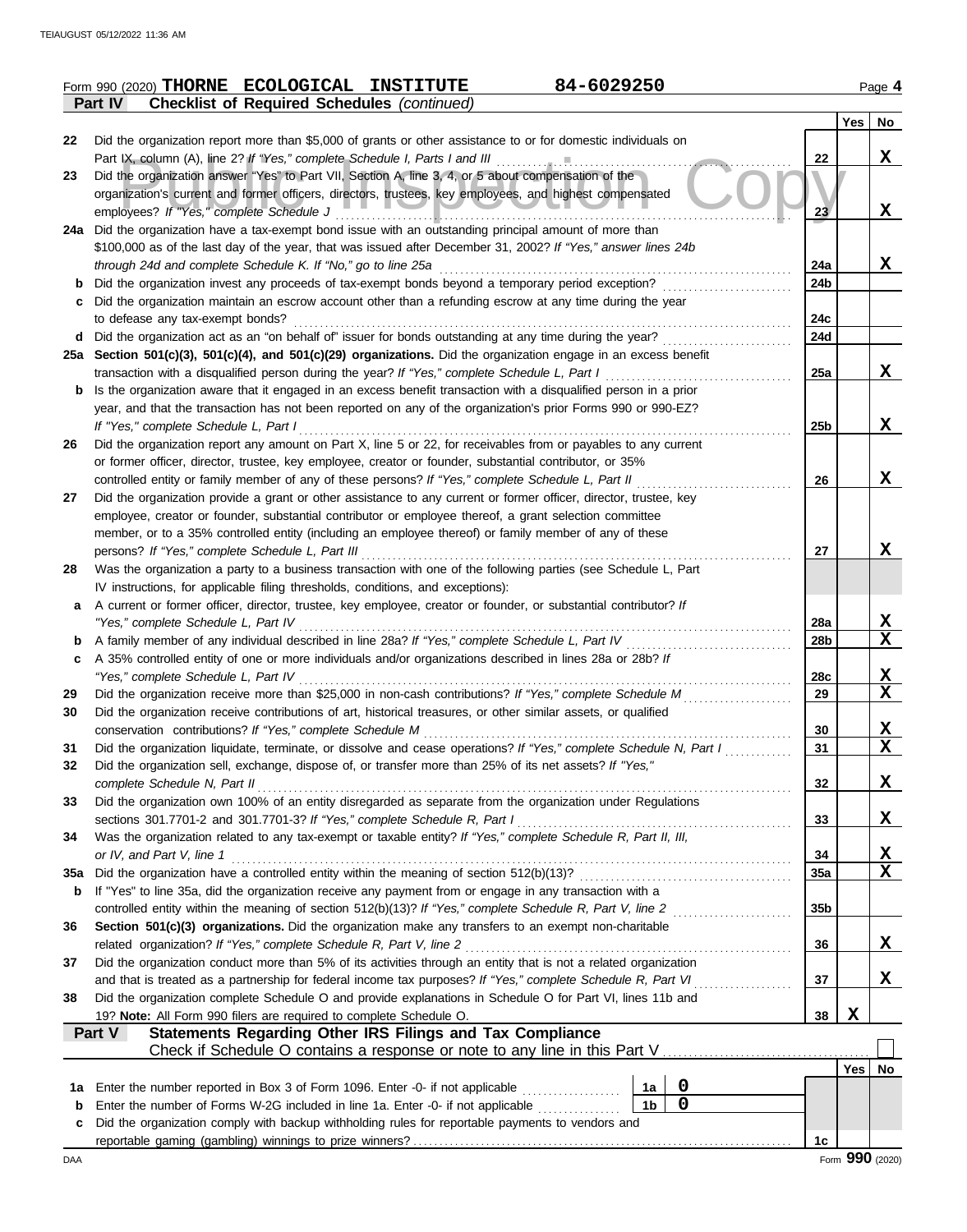Form 990 (2020) **THORNE ECOLOGICAL INSTITUTE** 84-6029250 Page **4**

**Part IV Checklist of Required Schedules** *(continued)*

| | | | Yes | No |
|---|---|---|---|---|
| 22 | Did the organization report more than $5,000 of grants or other assistance to or for domestic individuals on Part IX, column (A), line 2? *If "Yes," complete Schedule I, Parts I and III* | 22 | | X |
| 23 | Did the organization answer "Yes" to Part VII, Section A, line 3, 4, or 5 about compensation of the organization's current and former officers, directors, trustees, key employees, and highest compensated employees? *If "Yes," complete Schedule J* | 23 | | X |
| 24a | Did the organization have a tax-exempt bond issue with an outstanding principal amount of more than $100,000 as of the last day of the year, that was issued after December 31, 2002? *If "Yes," answer lines 24b through 24d and complete Schedule K. If "No," go to line 25a* | 24a | | X |
| b | Did the organization invest any proceeds of tax-exempt bonds beyond a temporary period exception? | 24b | | |
| c | Did the organization maintain an escrow account other than a refunding escrow at any time during the year to defease any tax-exempt bonds? | 24c | | |
| d | Did the organization act as an "on behalf of" issuer for bonds outstanding at any time during the year? | 24d | | |
| 25a | **Section 501(c)(3), 501(c)(4), and 501(c)(29) organizations.** Did the organization engage in an excess benefit transaction with a disqualified person during the year? *If "Yes," complete Schedule L, Part I* | 25a | | X |
| b | Is the organization aware that it engaged in an excess benefit transaction with a disqualified person in a prior year, and that the transaction has not been reported on any of the organization's prior Forms 990 or 990-EZ? *If "Yes," complete Schedule L, Part I* | 25b | | X |
| 26 | Did the organization report any amount on Part X, line 5 or 22, for receivables from or payables to any current or former officer, director, trustee, key employee, creator or founder, substantial contributor, or 35% controlled entity or family member of any of these persons? *If "Yes," complete Schedule L, Part II* | 26 | | X |
| 27 | Did the organization provide a grant or other assistance to any current or former officer, director, trustee, key employee, creator or founder, substantial contributor or employee thereof, a grant selection committee member, or to a 35% controlled entity (including an employee thereof) or family member of any of these persons? *If "Yes," complete Schedule L, Part III* | 27 | | X |
| 28 | Was the organization a party to a business transaction with one of the following parties (see Schedule L, Part IV instructions, for applicable filing thresholds, conditions, and exceptions): | | | |
| a | A current or former officer, director, trustee, key employee, creator or founder, or substantial contributor? *If "Yes," complete Schedule L, Part IV* | 28a | | X |
| b | A family member of any individual described in line 28a? *If "Yes," complete Schedule L, Part IV* | 28b | | X |
| c | A 35% controlled entity of one or more individuals and/or organizations described in lines 28a or 28b? *If "Yes," complete Schedule L, Part IV* | 28c | | X |
| 29 | Did the organization receive more than $25,000 in non-cash contributions? *If "Yes," complete Schedule M* | 29 | | X |
| 30 | Did the organization receive contributions of art, historical treasures, or other similar assets, or qualified conservation contributions? *If "Yes," complete Schedule M* | 30 | | X |
| 31 | Did the organization liquidate, terminate, or dissolve and cease operations? *If "Yes," complete Schedule N, Part I* | 31 | | X |
| 32 | Did the organization sell, exchange, dispose of, or transfer more than 25% of its net assets? *If "Yes," complete Schedule N, Part II* | 32 | | X |
| 33 | Did the organization own 100% of an entity disregarded as separate from the organization under Regulations sections 301.7701-2 and 301.7701-3? *If "Yes," complete Schedule R, Part I* | 33 | | X |
| 34 | Was the organization related to any tax-exempt or taxable entity? *If "Yes," complete Schedule R, Part II, III, or IV, and Part V, line 1* | 34 | | X |
| 35a | Did the organization have a controlled entity within the meaning of section 512(b)(13)? | 35a | | X |
| b | If "Yes" to line 35a, did the organization receive any payment from or engage in any transaction with a controlled entity within the meaning of section 512(b)(13)? *If "Yes," complete Schedule R, Part V, line 2* | 35b | | |
| 36 | **Section 501(c)(3) organizations.** Did the organization make any transfers to an exempt non-charitable related organization? *If "Yes," complete Schedule R, Part V, line 2* | 36 | | X |
| 37 | Did the organization conduct more than 5% of its activities through an entity that is not a related organization and that is treated as a partnership for federal income tax purposes? *If "Yes," complete Schedule R, Part VI* | 37 | | X |
| 38 | Did the organization complete Schedule O and provide explanations in Schedule O for Part VI, lines 11b and 19? **Note:** All Form 990 filers are required to complete Schedule O. | 38 | X | |

**Part V Statements Regarding Other IRS Filings and Tax Compliance**

Check if Schedule O contains a response or note to any line in this Part V ☐

| | | | | | Yes | No |
|---|---|---|---|---|---|---|
| 1a | Enter the number reported in Box 3 of Form 1096. Enter -0- if not applicable | 1a | 0 | | | |
| b | Enter the number of Forms W-2G included in line 1a. Enter -0- if not applicable | 1b | 0 | | | |
| c | Did the organization comply with backup withholding rules for reportable payments to vendors and reportable gaming (gambling) winnings to prize winners? | | | 1c | | |

Form **990** (2020)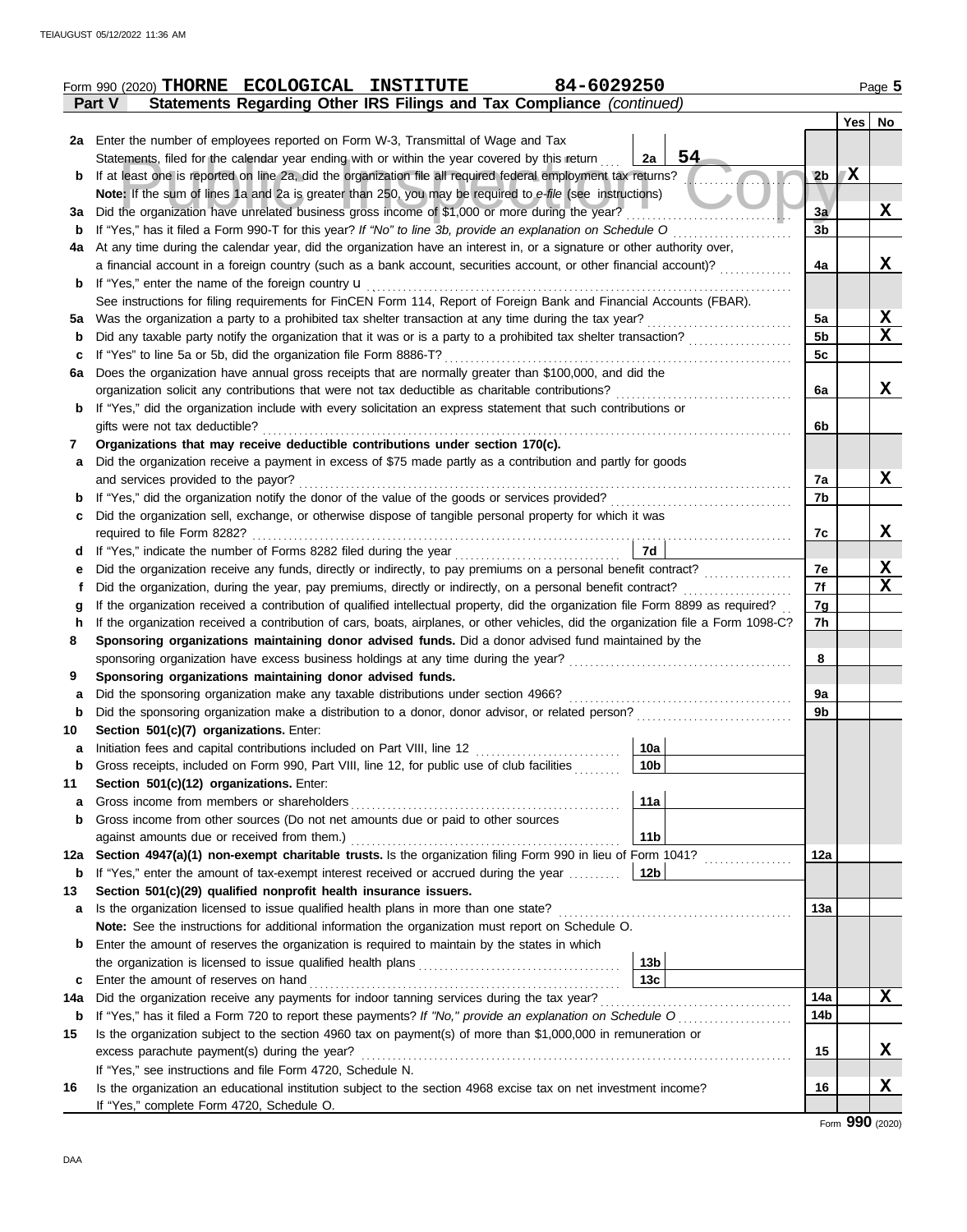Form 990 (2020) **THORNE ECOLOGICAL INSTITUTE** 84-6029250 Page 5

**Part V Statements Regarding Other IRS Filings and Tax Compliance** *(continued)*

| | | | | Yes | No |
|---|---|---|---|---|---|
| **2a** | Enter the number of employees reported on Form W-3, Transmittal of Wage and Tax Statements, filed for the calendar year ending with or within the year covered by this return | 2a | 54 | | |
| **b** | If at least one is reported on line 2a, did the organization file all required federal employment tax returns? | 2b | | X | |
| | **Note:** If the sum of lines 1a and 2a is greater than 250, you may be required to *e-file* (see instructions) | | | | |
| **3a** | Did the organization have unrelated business gross income of $1,000 or more during the year? | 3a | | | X |
| **b** | If "Yes," has it filed a Form 990-T for this year? *If "No" to line 3b, provide an explanation on Schedule O* | 3b | | | |
| **4a** | At any time during the calendar year, did the organization have an interest in, or a signature or other authority over, a financial account in a foreign country (such as a bank account, securities account, or other financial account)? | 4a | | | X |
| **b** | If "Yes," enter the name of the foreign country u | | | | |
| | See instructions for filing requirements for FinCEN Form 114, Report of Foreign Bank and Financial Accounts (FBAR). | | | | |
| **5a** | Was the organization a party to a prohibited tax shelter transaction at any time during the tax year? | 5a | | | X |
| **b** | Did any taxable party notify the organization that it was or is a party to a prohibited tax shelter transaction? | 5b | | | X |
| **c** | If "Yes" to line 5a or 5b, did the organization file Form 8886-T? | 5c | | | |
| **6a** | Does the organization have annual gross receipts that are normally greater than $100,000, and did the organization solicit any contributions that were not tax deductible as charitable contributions? | 6a | | | X |
| **b** | If "Yes," did the organization include with every solicitation an express statement that such contributions or gifts were not tax deductible? | 6b | | | |
| **7** | **Organizations that may receive deductible contributions under section 170(c).** | | | | |
| **a** | Did the organization receive a payment in excess of $75 made partly as a contribution and partly for goods and services provided to the payor? | 7a | | | X |
| **b** | If "Yes," did the organization notify the donor of the value of the goods or services provided? | 7b | | | |
| **c** | Did the organization sell, exchange, or otherwise dispose of tangible personal property for which it was required to file Form 8282? | 7c | | | X |
| **d** | If "Yes," indicate the number of Forms 8282 filed during the year | 7d | | | |
| **e** | Did the organization receive any funds, directly or indirectly, to pay premiums on a personal benefit contract? | 7e | | | X |
| **f** | Did the organization, during the year, pay premiums, directly or indirectly, on a personal benefit contract? | 7f | | | X |
| **g** | If the organization received a contribution of qualified intellectual property, did the organization file Form 8899 as required? | 7g | | | |
| **h** | If the organization received a contribution of cars, boats, airplanes, or other vehicles, did the organization file a Form 1098-C? | 7h | | | |
| **8** | **Sponsoring organizations maintaining donor advised funds.** Did a donor advised fund maintained by the sponsoring organization have excess business holdings at any time during the year? | 8 | | | |
| **9** | **Sponsoring organizations maintaining donor advised funds.** | | | | |
| **a** | Did the sponsoring organization make any taxable distributions under section 4966? | 9a | | | |
| **b** | Did the sponsoring organization make a distribution to a donor, donor advisor, or related person? | 9b | | | |
| **10** | **Section 501(c)(7) organizations.** Enter: | | | | |
| **a** | Initiation fees and capital contributions included on Part VIII, line 12 | 10a | | | |
| **b** | Gross receipts, included on Form 990, Part VIII, line 12, for public use of club facilities | 10b | | | |
| **11** | **Section 501(c)(12) organizations.** Enter: | | | | |
| **a** | Gross income from members or shareholders | 11a | | | |
| **b** | Gross income from other sources (Do not net amounts due or paid to other sources against amounts due or received from them.) | 11b | | | |
| **12a** | **Section 4947(a)(1) non-exempt charitable trusts.** Is the organization filing Form 990 in lieu of Form 1041? | 12a | | | |
| **b** | If "Yes," enter the amount of tax-exempt interest received or accrued during the year | 12b | | | |
| **13** | **Section 501(c)(29) qualified nonprofit health insurance issuers.** | | | | |
| **a** | Is the organization licensed to issue qualified health plans in more than one state? | 13a | | | |
| | **Note:** See the instructions for additional information the organization must report on Schedule O. | | | | |
| **b** | Enter the amount of reserves the organization is required to maintain by the states in which the organization is licensed to issue qualified health plans | 13b | | | |
| **c** | Enter the amount of reserves on hand | 13c | | | |
| **14a** | Did the organization receive any payments for indoor tanning services during the tax year? | 14a | | | X |
| **b** | If "Yes," has it filed a Form 720 to report these payments? *If "No," provide an explanation on Schedule O* | 14b | | | |
| **15** | Is the organization subject to the section 4960 tax on payment(s) of more than $1,000,000 in remuneration or excess parachute payment(s) during the year? | 15 | | | X |
| | If "Yes," see instructions and file Form 4720, Schedule N. | | | | |
| **16** | Is the organization an educational institution subject to the section 4968 excise tax on net investment income? | 16 | | | X |
| | If "Yes," complete Form 4720, Schedule O. | | | | |

Form **990** (2020)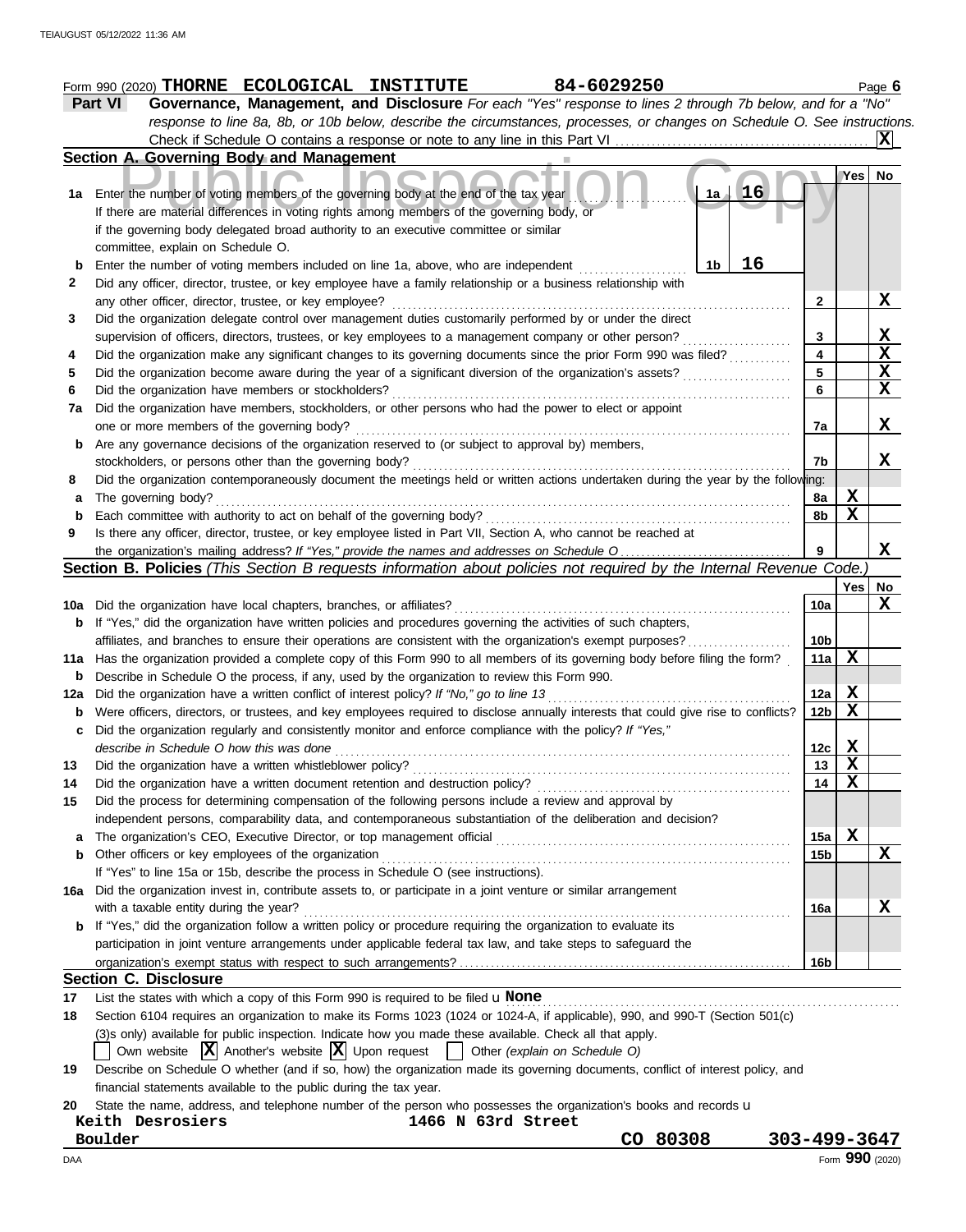Form 990 (2020) **THORNE ECOLOGICAL INSTITUTE** **84-6029250** Page **6**

**Part VI** **Governance, Management, and Disclosure** *For each "Yes" response to lines 2 through 7b below, and for a "No" response to line 8a, 8b, or 10b below, describe the circumstances, processes, or changes on Schedule O. See instructions.*

Check if Schedule O contains a response or note to any line in this Part VI . . . . . . . . . . . . . . . . . . . . . . . . **X**

## Section A. Governing Body and Management

| | | | | Yes | No |
|---|---|---|---|---|---|
| **1a** | Enter the number of voting members of the governing body at the end of the tax year . . . . **1a** **16** If there are material differences in voting rights among members of the governing body, or if the governing body delegated broad authority to an executive committee or similar committee, explain on Schedule O. | | | | |
| **b** | Enter the number of voting members included on line 1a, above, who are independent . . . . **1b** **16** | | | | |
| **2** | Did any officer, director, trustee, or key employee have a family relationship or a business relationship with any other officer, director, trustee, or key employee? | **2** | | | **X** |
| **3** | Did the organization delegate control over management duties customarily performed by or under the direct supervision of officers, directors, trustees, or key employees to a management company or other person? | **3** | | | **X** |
| **4** | Did the organization make any significant changes to its governing documents since the prior Form 990 was filed? | **4** | | | **X** |
| **5** | Did the organization become aware during the year of a significant diversion of the organization's assets? | **5** | | | **X** |
| **6** | Did the organization have members or stockholders? | **6** | | | **X** |
| **7a** | Did the organization have members, stockholders, or other persons who had the power to elect or appoint one or more members of the governing body? | **7a** | | | **X** |
| **b** | Are any governance decisions of the organization reserved to (or subject to approval by) members, stockholders, or persons other than the governing body? | **7b** | | | **X** |
| **8** | Did the organization contemporaneously document the meetings held or written actions undertaken during the year by the following: | | | | |
| **a** | The governing body? | **8a** | | **X** | |
| **b** | Each committee with authority to act on behalf of the governing body? | **8b** | | **X** | |
| **9** | Is there any officer, director, trustee, or key employee listed in Part VII, Section A, who cannot be reached at the organization's mailing address? *If "Yes," provide the names and addresses on Schedule O* | **9** | | | **X** |

## Section B. Policies *(This Section B requests information about policies not required by the Internal Revenue Code.)*

| | | | Yes | No |
|---|---|---|---|---|
| **10a** | Did the organization have local chapters, branches, or affiliates? | **10a** | | **X** |
| **b** | If "Yes," did the organization have written policies and procedures governing the activities of such chapters, affiliates, and branches to ensure their operations are consistent with the organization's exempt purposes? | **10b** | | |
| **11a** | Has the organization provided a complete copy of this Form 990 to all members of its governing body before filing the form? | **11a** | **X** | |
| **b** | Describe in Schedule O the process, if any, used by the organization to review this Form 990. | | | |
| **12a** | Did the organization have a written conflict of interest policy? *If "No," go to line 13* | **12a** | **X** | |
| **b** | Were officers, directors, or trustees, and key employees required to disclose annually interests that could give rise to conflicts? | **12b** | **X** | |
| **c** | Did the organization regularly and consistently monitor and enforce compliance with the policy? *If "Yes," describe in Schedule O how this was done* | **12c** | **X** | |
| **13** | Did the organization have a written whistleblower policy? | **13** | **X** | |
| **14** | Did the organization have a written document retention and destruction policy? | **14** | **X** | |
| **15** | Did the process for determining compensation of the following persons include a review and approval by independent persons, comparability data, and contemporaneous substantiation of the deliberation and decision? | | | |
| **a** | The organization's CEO, Executive Director, or top management official | **15a** | **X** | |
| **b** | Other officers or key employees of the organization | **15b** | | **X** |
| | If "Yes" to line 15a or 15b, describe the process in Schedule O (see instructions). | | | |
| **16a** | Did the organization invest in, contribute assets to, or participate in a joint venture or similar arrangement with a taxable entity during the year? | **16a** | | **X** |
| **b** | If "Yes," did the organization follow a written policy or procedure requiring the organization to evaluate its participation in joint venture arrangements under applicable federal tax law, and take steps to safeguard the organization's exempt status with respect to such arrangements? | **16b** | | |

## Section C. Disclosure

**17** List the states with which a copy of this Form 990 is required to be filed **None**

**18** Section 6104 requires an organization to make its Forms 1023 (1024 or 1024-A, if applicable), 990, and 990-T (Section 501(c)(3)s only) available for public inspection. Indicate how you made these available. Check all that apply.

☐ Own website ☒ Another's website ☒ Upon request ☐ Other *(explain on Schedule O)*

**19** Describe on Schedule O whether (and if so, how) the organization made its governing documents, conflict of interest policy, and financial statements available to the public during the tax year.

**20** State the name, address, and telephone number of the person who possesses the organization's books and records

**Keith Desrosiers** **1466 N 63rd Street**
**Boulder** **CO 80308** **303-499-3647**

Form **990** (2020)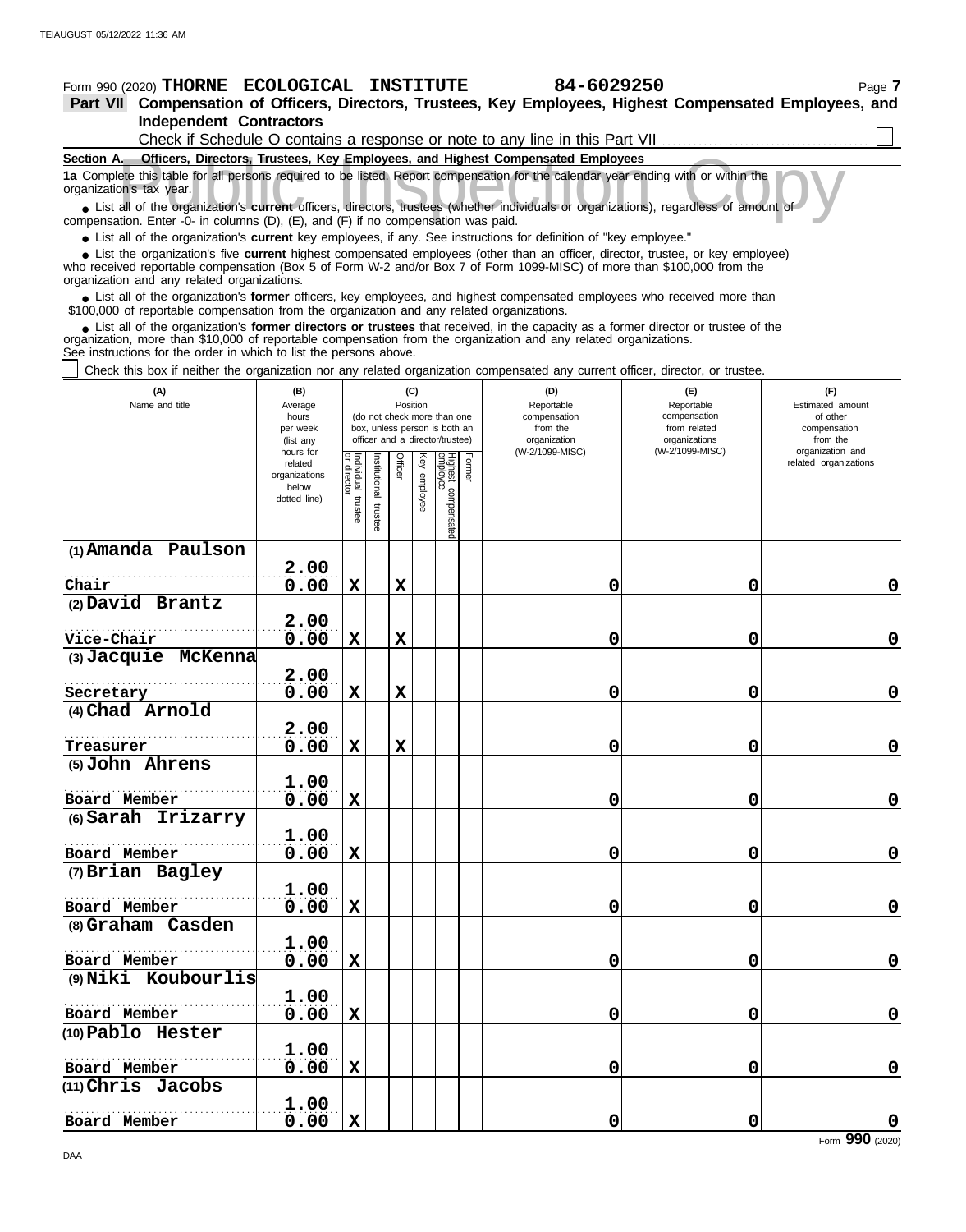Form 990 (2020) **THORNE ECOLOGICAL INSTITUTE** **84-6029250** Page **7**

## Part VII Compensation of Officers, Directors, Trustees, Key Employees, Highest Compensated Employees, and Independent Contractors

Check if Schedule O contains a response or note to any line in this Part VII . . . . . . . . . . . . . . . . . . . . . . . . . . . ☐

**Section A. Officers, Directors, Trustees, Key Employees, and Highest Compensated Employees**

**1a** Complete this table for all persons required to be listed. Report compensation for the calendar year ending with or within the organization's tax year.

- List all of the organization's **current** officers, directors, trustees (whether individuals or organizations), regardless of amount of compensation. Enter -0- in columns (D), (E), and (F) if no compensation was paid.
- List all of the organization's **current** key employees, if any. See instructions for definition of "key employee."
- List the organization's five **current** highest compensated employees (other than an officer, director, trustee, or key employee) who received reportable compensation (Box 5 of Form W-2 and/or Box 7 of Form 1099-MISC) of more than $100,000 from the organization and any related organizations.
- List all of the organization's **former** officers, key employees, and highest compensated employees who received more than $100,000 of reportable compensation from the organization and any related organizations.
- List all of the organization's **former directors or trustees** that received, in the capacity as a former director or trustee of the organization, more than $10,000 of reportable compensation from the organization and any related organizations.

See instructions for the order in which to list the persons above.

☐ Check this box if neither the organization nor any related organization compensated any current officer, director, or trustee.

| (A) Name and title | (B) Average hours per week (list any hours for related organizations below dotted line) | (C) Position: Individual trustee or director | Institutional trustee | Officer | Key employee | Highest compensated employee | Former | (D) Reportable compensation from the organization (W-2/1099-MISC) | (E) Reportable compensation from related organizations (W-2/1099-MISC) | (F) Estimated amount of other compensation from the organization and related organizations |
|---|---|---|---|---|---|---|---|---|---|---|
| (1) Amanda Paulson<br>Chair | 2.00<br>0.00 | X | | X | | | | 0 | 0 | 0 |
| (2) David Brantz<br>Vice-Chair | 2.00<br>0.00 | X | | X | | | | 0 | 0 | 0 |
| (3) Jacquie McKenna<br>Secretary | 2.00<br>0.00 | X | | X | | | | 0 | 0 | 0 |
| (4) Chad Arnold<br>Treasurer | 2.00<br>0.00 | X | | X | | | | 0 | 0 | 0 |
| (5) John Ahrens<br>Board Member | 1.00<br>0.00 | X | | | | | | 0 | 0 | 0 |
| (6) Sarah Irizarry<br>Board Member | 1.00<br>0.00 | X | | | | | | 0 | 0 | 0 |
| (7) Brian Bagley<br>Board Member | 1.00<br>0.00 | X | | | | | | 0 | 0 | 0 |
| (8) Graham Casden<br>Board Member | 1.00<br>0.00 | X | | | | | | 0 | 0 | 0 |
| (9) Niki Koubourlis<br>Board Member | 1.00<br>0.00 | X | | | | | | 0 | 0 | 0 |
| (10) Pablo Hester<br>Board Member | 1.00<br>0.00 | X | | | | | | 0 | 0 | 0 |
| (11) Chris Jacobs<br>Board Member | 1.00<br>0.00 | X | | | | | | 0 | 0 | 0 |

Form **990** (2020)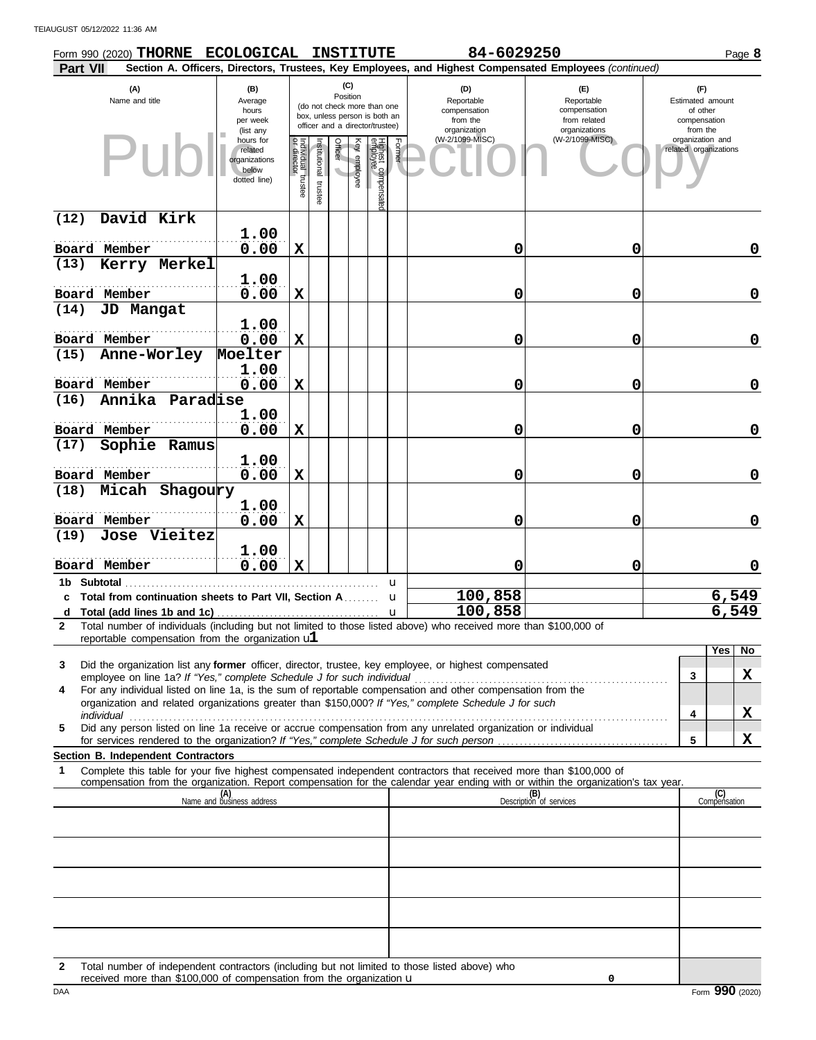Form 990 (2020) **THORNE ECOLOGICAL INSTITUTE** **84-6029250** Page **8**

**Part VII** **Section A. Officers, Directors, Trustees, Key Employees, and Highest Compensated Employees** *(continued)*

| (A) Name and title | (B) Average hours per week (list any hours for related organizations below dotted line) | (C) Position: Individual trustee or director | Institutional trustee | Officer | Key employee | Highest compensated employee | Former | (D) Reportable compensation from the organization (W-2/1099-MISC) | (E) Reportable compensation from related organizations (W-2/1099-MISC) | (F) Estimated amount of other compensation from the organization and related organizations |
|---|---|---|---|---|---|---|---|---|---|---|
| (12) David Kirk<br>Board Member | 1.00<br>0.00 | X | | | | | | 0 | 0 | 0 |
| (13) Kerry Merkel<br>Board Member | 1.00<br>0.00 | X | | | | | | 0 | 0 | 0 |
| (14) JD Mangat<br>Board Member | 1.00<br>0.00 | X | | | | | | 0 | 0 | 0 |
| (15) Anne-Worley Moelter<br>Board Member | 1.00<br>0.00 | X | | | | | | 0 | 0 | 0 |
| (16) Annika Paradise<br>Board Member | 1.00<br>0.00 | X | | | | | | 0 | 0 | 0 |
| (17) Sophie Ramus<br>Board Member | 1.00<br>0.00 | X | | | | | | 0 | 0 | 0 |
| (18) Micah Shagoury<br>Board Member | 1.00<br>0.00 | X | | | | | | 0 | 0 | 0 |
| (19) Jose Vieitez<br>Board Member | 1.00<br>0.00 | X | | | | | | 0 | 0 | 0 |
| 1b Subtotal | | | | | | | | | | |
| c Total from continuation sheets to Part VII, Section A | | | | | | | | 100,858 | | 6,549 |
| d Total (add lines 1b and 1c) | | | | | | | | 100,858 | | 6,549 |

**2** Total number of individuals (including but not limited to those listed above) who received more than $100,000 of reportable compensation from the organization u **1**

| | | Yes | No |
|---|---|---|---|
| **3** Did the organization list any **former** officer, director, trustee, key employee, or highest compensated employee on line 1a? *If "Yes," complete Schedule J for such individual* | 3 | | X |
| **4** For any individual listed on line 1a, is the sum of reportable compensation and other compensation from the organization and related organizations greater than $150,000? *If "Yes," complete Schedule J for such individual* | 4 | | X |
| **5** Did any person listed on line 1a receive or accrue compensation from any unrelated organization or individual for services rendered to the organization? *If "Yes," complete Schedule J for such person* | 5 | | X |

**Section B. Independent Contractors**

**1** Complete this table for your five highest compensated independent contractors that received more than $100,000 of compensation from the organization. Report compensation for the calendar year ending with or within the organization's tax year.

| (A) Name and business address | (B) Description of services | (C) Compensation |
|---|---|---|
| | | |
| | | |
| | | |
| | | |
| | | |

**2** Total number of independent contractors (including but not limited to those listed above) who received more than $100,000 of compensation from the organization u **0**

DAA Form **990** (2020)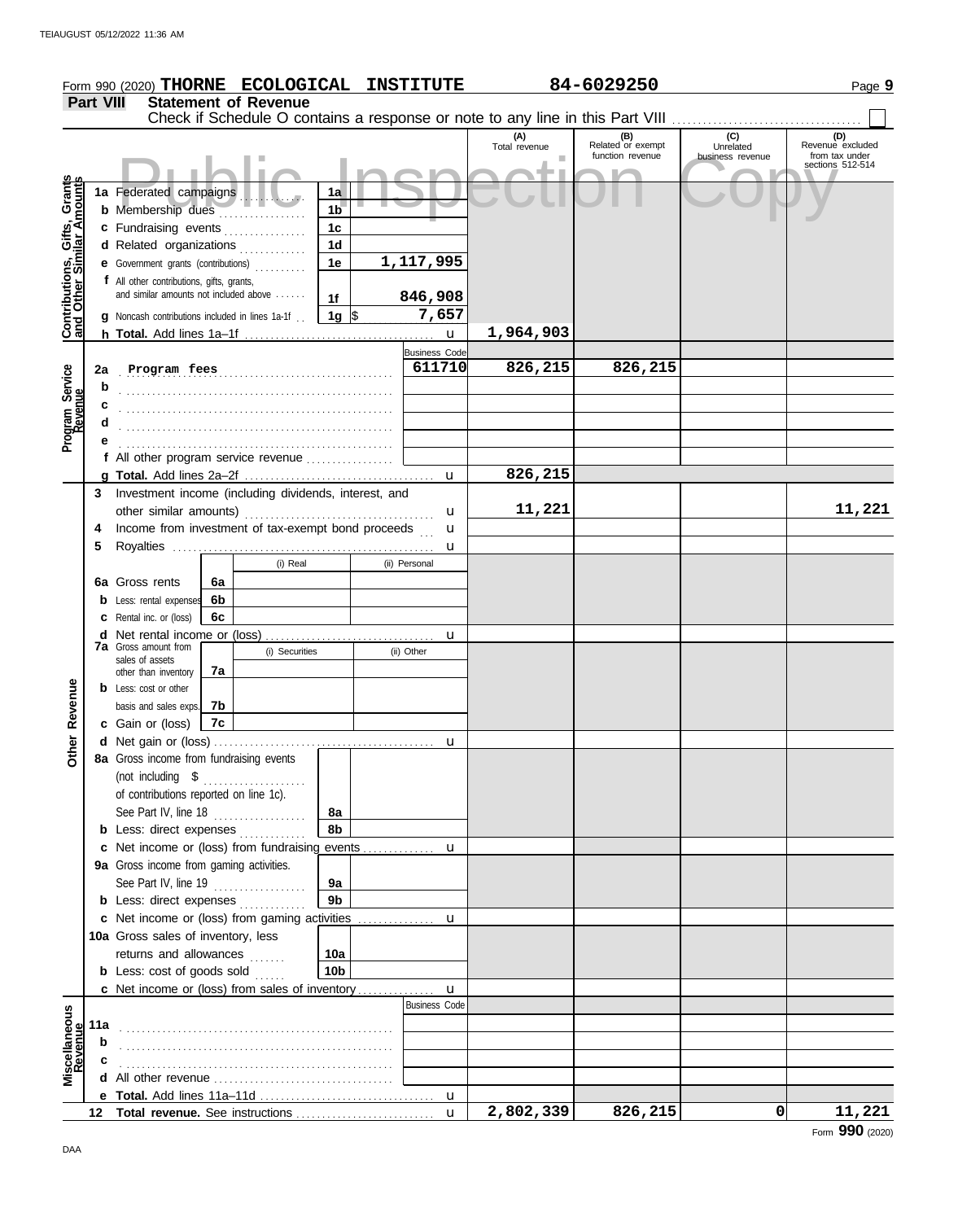Form 990 (2020) **THORNE ECOLOGICAL INSTITUTE** **84-6029250** Page **9**

## Part VIII Statement of Revenue

Check if Schedule O contains a response or note to any line in this Part VIII . . . . . . . . . . . . . . . . . . . . . . . . . . . . . . . . . . ☐

| | | | | (A) Total revenue | (B) Related or exempt function revenue | (C) Unrelated business revenue | (D) Revenue excluded from tax under sections 512-514 |
|---|---|---|---|---|---|---|---|
| **Contributions, Gifts, Grants and Other Similar Amounts** | 1a Federated campaigns | 1a | | | | | |
| | b Membership dues | 1b | | | | | |
| | c Fundraising events | 1c | | | | | |
| | d Related organizations | 1d | | | | | |
| | e Government grants (contributions) | 1e | 1,117,995 | | | | |
| | f All other contributions, gifts, grants, and similar amounts not included above | 1f | 846,908 | | | | |
| | g Noncash contributions included in lines 1a-1f | 1g | $ 7,657 | | | | |
| | h **Total.** Add lines 1a–1f | | | 1,964,903 | | | |
| **Program Service Revenue** | | | Business Code | | | | |
| | 2a Program fees | | 611710 | 826,215 | 826,215 | | |
| | b | | | | | | |
| | c | | | | | | |
| | d | | | | | | |
| | e | | | | | | |
| | f All other program service revenue | | | | | | |
| | g **Total.** Add lines 2a–2f | | | 826,215 | | | |
| **Other Revenue** | 3 Investment income (including dividends, interest, and other similar amounts) | | | 11,221 | | | 11,221 |
| | 4 Income from investment of tax-exempt bond proceeds | | | | | | |
| | 5 Royalties | | | | | | |
| | | | (i) Real / (ii) Personal | | | | |
| | 6a Gross rents | 6a | | | | | |
| | b Less: rental expenses | 6b | | | | | |
| | c Rental inc. or (loss) | 6c | | | | | |
| | d Net rental income or (loss) | | | | | | |
| | | | (i) Securities / (ii) Other | | | | |
| | 7a Gross amount from sales of assets other than inventory | 7a | | | | | |
| | b Less: cost or other basis and sales exps. | 7b | | | | | |
| | c Gain or (loss) | 7c | | | | | |
| | d Net gain or (loss) | | | | | | |
| | 8a Gross income from fundraising events (not including $ ............ of contributions reported on line 1c). See Part IV, line 18 | 8a | | | | | |
| | b Less: direct expenses | 8b | | | | | |
| | c Net income or (loss) from fundraising events | | | | | | |
| | 9a Gross income from gaming activities. See Part IV, line 19 | 9a | | | | | |
| | b Less: direct expenses | 9b | | | | | |
| | c Net income or (loss) from gaming activities | | | | | | |
| | 10a Gross sales of inventory, less returns and allowances | 10a | | | | | |
| | b Less: cost of goods sold | 10b | | | | | |
| | c Net income or (loss) from sales of inventory | | | | | | |
| **Miscellaneous Revenue** | | | Business Code | | | | |
| | 11a | | | | | | |
| | b | | | | | | |
| | c | | | | | | |
| | d All other revenue | | | | | | |
| | e **Total.** Add lines 11a–11d | | | | | | |
| | 12 **Total revenue.** See instructions | | | 2,802,339 | 826,215 | 0 | 11,221 |

Form **990** (2020)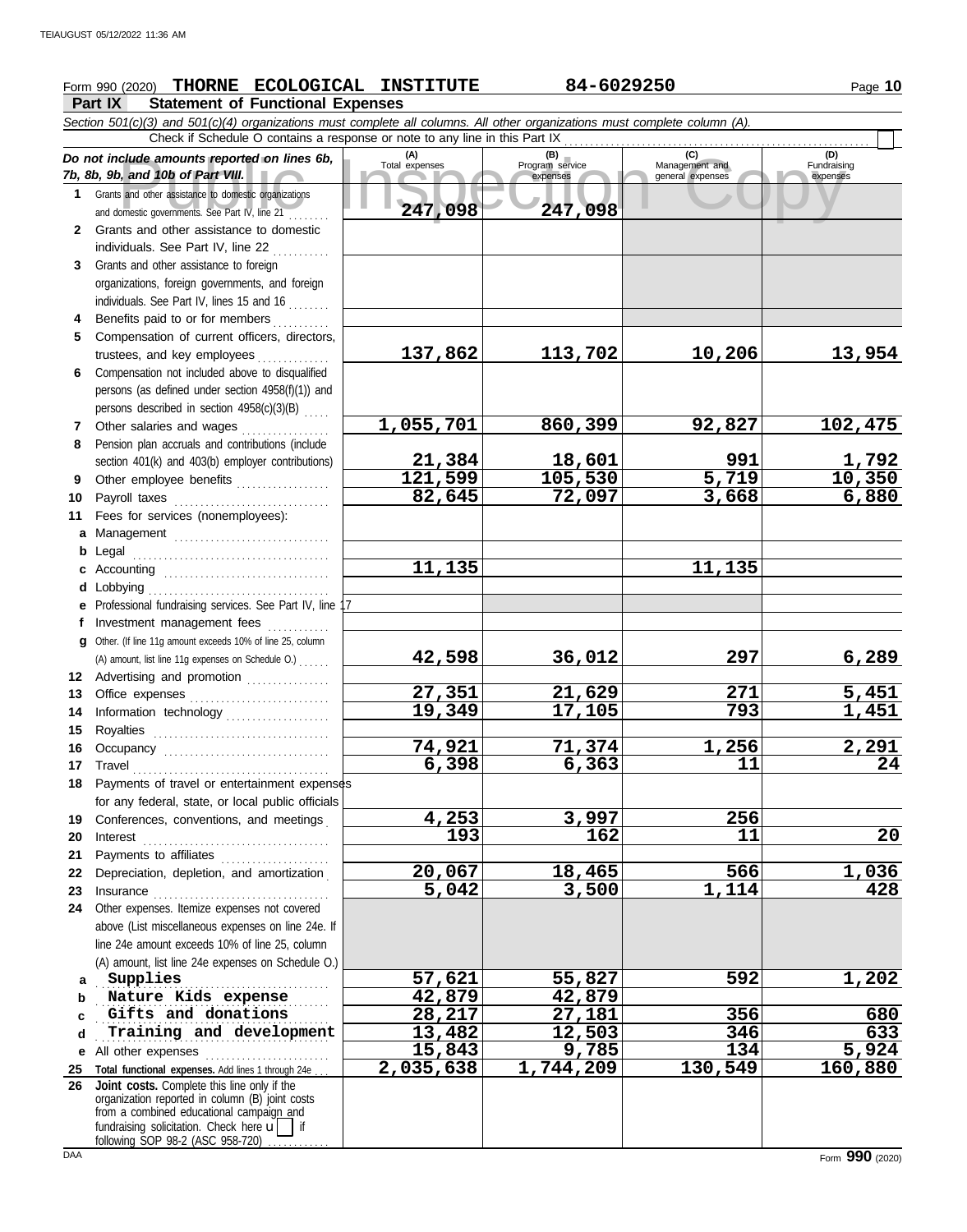Form 990 (2020) **THORNE ECOLOGICAL INSTITUTE** **84-6029250**

## Part IX Statement of Functional Expenses

*Section 501(c)(3) and 501(c)(4) organizations must complete all columns. All other organizations must complete column (A).*

Check if Schedule O contains a response or note to any line in this Part IX

| *Do not include amounts reported on lines 6b, 7b, 8b, 9b, and 10b of Part VIII.* | (A) Total expenses | (B) Program service expenses | (C) Management and general expenses | (D) Fundraising expenses |
|---|---|---|---|---|
| **1** Grants and other assistance to domestic organizations and domestic governments. See Part IV, line 21 | 247,098 | 247,098 | | |
| **2** Grants and other assistance to domestic individuals. See Part IV, line 22 | | | | |
| **3** Grants and other assistance to foreign organizations, foreign governments, and foreign individuals. See Part IV, lines 15 and 16 | | | | |
| **4** Benefits paid to or for members | | | | |
| **5** Compensation of current officers, directors, trustees, and key employees | 137,862 | 113,702 | 10,206 | 13,954 |
| **6** Compensation not included above to disqualified persons (as defined under section 4958(f)(1)) and persons described in section 4958(c)(3)(B) | | | | |
| **7** Other salaries and wages | 1,055,701 | 860,399 | 92,827 | 102,475 |
| **8** Pension plan accruals and contributions (include section 401(k) and 403(b) employer contributions) | 21,384 | 18,601 | 991 | 1,792 |
| **9** Other employee benefits | 121,599 | 105,530 | 5,719 | 10,350 |
| **10** Payroll taxes | 82,645 | 72,097 | 3,668 | 6,880 |
| **11** Fees for services (nonemployees): | | | | |
| **a** Management | | | | |
| **b** Legal | | | | |
| **c** Accounting | 11,135 | | 11,135 | |
| **d** Lobbying | | | | |
| **e** Professional fundraising services. See Part IV, line 17 | | | | |
| **f** Investment management fees | | | | |
| **g** Other. (If line 11g amount exceeds 10% of line 25, column (A) amount, list line 11g expenses on Schedule O.) | 42,598 | 36,012 | 297 | 6,289 |
| **12** Advertising and promotion | | | | |
| **13** Office expenses | 27,351 | 21,629 | 271 | 5,451 |
| **14** Information technology | 19,349 | 17,105 | 793 | 1,451 |
| **15** Royalties | | | | |
| **16** Occupancy | 74,921 | 71,374 | 1,256 | 2,291 |
| **17** Travel | 6,398 | 6,363 | 11 | 24 |
| **18** Payments of travel or entertainment expenses for any federal, state, or local public officials | | | | |
| **19** Conferences, conventions, and meetings | 4,253 | 3,997 | 256 | |
| **20** Interest | 193 | 162 | 11 | 20 |
| **21** Payments to affiliates | | | | |
| **22** Depreciation, depletion, and amortization | 20,067 | 18,465 | 566 | 1,036 |
| **23** Insurance | 5,042 | 3,500 | 1,114 | 428 |
| **24** Other expenses. Itemize expenses not covered above (List miscellaneous expenses on line 24e. If line 24e amount exceeds 10% of line 25, column (A) amount, list line 24e expenses on Schedule O.) | | | | |
| **a** Supplies | 57,621 | 55,827 | 592 | 1,202 |
| **b** Nature Kids expense | 42,879 | 42,879 | | |
| **c** Gifts and donations | 28,217 | 27,181 | 356 | 680 |
| **d** Training and development | 13,482 | 12,503 | 346 | 633 |
| **e** All other expenses | 15,843 | 9,785 | 134 | 5,924 |
| **25 Total functional expenses.** Add lines 1 through 24e | 2,035,638 | 1,744,209 | 130,549 | 160,880 |
| **26 Joint costs.** Complete this line only if the organization reported in column (B) joint costs from a combined educational campaign and fundraising solicitation. Check here ☐ if following SOP 98-2 (ASC 958-720) | | | | |

Form **990** (2020)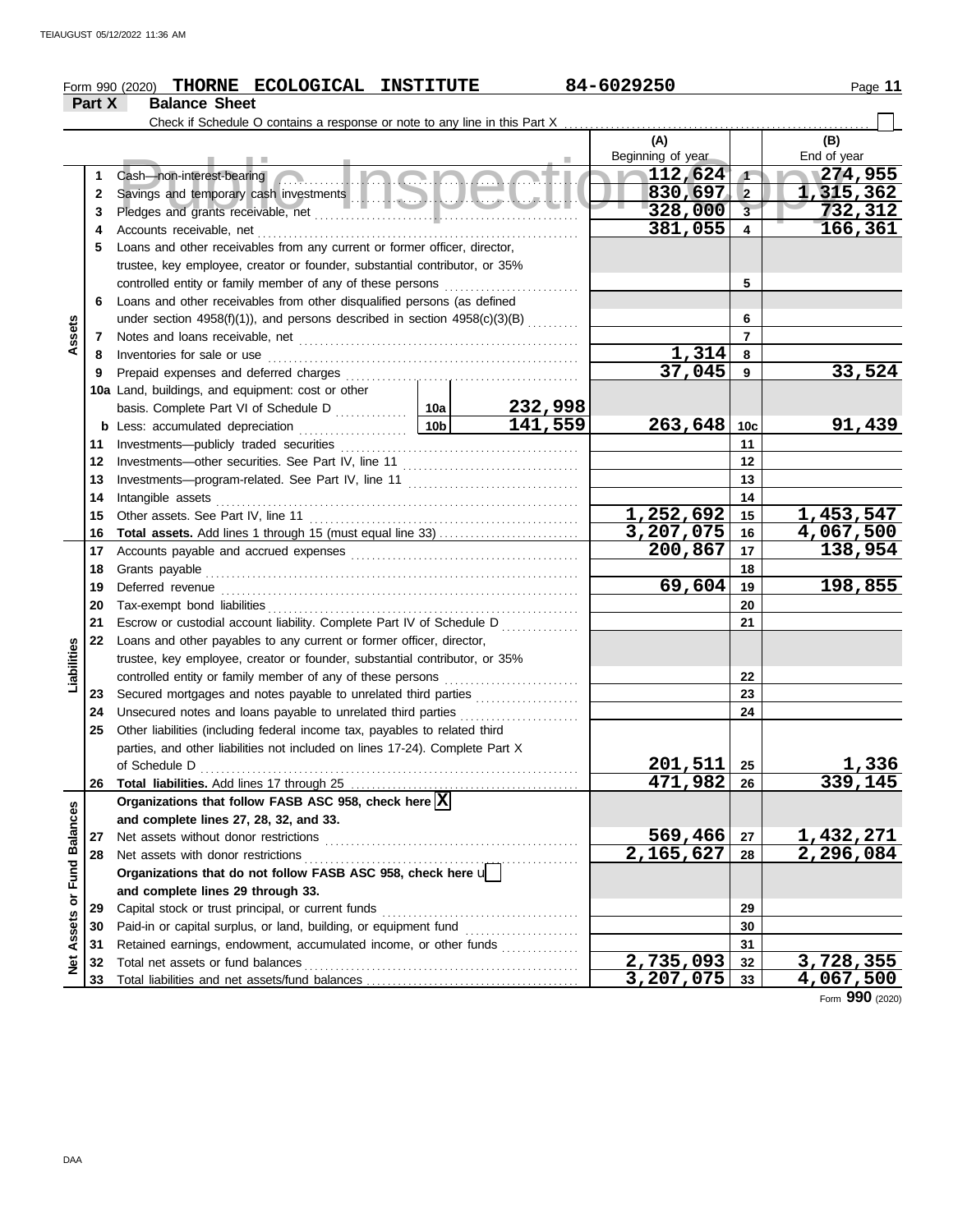Form 990 (2020) **THORNE ECOLOGICAL INSTITUTE** 84-6029250

**Part X Balance Sheet**

Check if Schedule O contains a response or note to any line in this Part X

| | | | | (A) Beginning of year | | (B) End of year |
|---|---|---|---|---|---|---|
| **Assets** | 1 | Cash—non-interest-bearing | | 112,624 | 1 | 274,955 |
| | 2 | Savings and temporary cash investments | | 830,697 | 2 | 1,315,362 |
| | 3 | Pledges and grants receivable, net | | 328,000 | 3 | 732,312 |
| | 4 | Accounts receivable, net | | 381,055 | 4 | 166,361 |
| | 5 | Loans and other receivables from any current or former officer, director, trustee, key employee, creator or founder, substantial contributor, or 35% controlled entity or family member of any of these persons | | | 5 | |
| | 6 | Loans and other receivables from other disqualified persons (as defined under section 4958(f)(1)), and persons described in section 4958(c)(3)(B) | | | 6 | |
| | 7 | Notes and loans receivable, net | | | 7 | |
| | 8 | Inventories for sale or use | | 1,314 | 8 | |
| | 9 | Prepaid expenses and deferred charges | | 37,045 | 9 | 33,524 |
| | 10a | Land, buildings, and equipment: cost or other basis. Complete Part VI of Schedule D | 10a 232,998 | | | |
| | b | Less: accumulated depreciation | 10b 141,559 | 263,648 | 10c | 91,439 |
| | 11 | Investments—publicly traded securities | | | 11 | |
| | 12 | Investments—other securities. See Part IV, line 11 | | | 12 | |
| | 13 | Investments—program-related. See Part IV, line 11 | | | 13 | |
| | 14 | Intangible assets | | | 14 | |
| | 15 | Other assets. See Part IV, line 11 | | 1,252,692 | 15 | 1,453,547 |
| | 16 | **Total assets.** Add lines 1 through 15 (must equal line 33) | | 3,207,075 | 16 | 4,067,500 |
| **Liabilities** | 17 | Accounts payable and accrued expenses | | 200,867 | 17 | 138,954 |
| | 18 | Grants payable | | | 18 | |
| | 19 | Deferred revenue | | 69,604 | 19 | 198,855 |
| | 20 | Tax-exempt bond liabilities | | | 20 | |
| | 21 | Escrow or custodial account liability. Complete Part IV of Schedule D | | | 21 | |
| | 22 | Loans and other payables to any current or former officer, director, trustee, key employee, creator or founder, substantial contributor, or 35% controlled entity or family member of any of these persons | | | 22 | |
| | 23 | Secured mortgages and notes payable to unrelated third parties | | | 23 | |
| | 24 | Unsecured notes and loans payable to unrelated third parties | | | 24 | |
| | 25 | Other liabilities (including federal income tax, payables to related third parties, and other liabilities not included on lines 17-24). Complete Part X of Schedule D | | 201,511 | 25 | 1,336 |
| | 26 | **Total liabilities.** Add lines 17 through 25 | | 471,982 | 26 | 339,145 |
| **Net Assets or Fund Balances** | | **Organizations that follow FASB ASC 958, check here** [X] **and complete lines 27, 28, 32, and 33.** | | | | |
| | 27 | Net assets without donor restrictions | | 569,466 | 27 | 1,432,271 |
| | 28 | Net assets with donor restrictions | | 2,165,627 | 28 | 2,296,084 |
| | | **Organizations that do not follow FASB ASC 958, check here** [ ] **and complete lines 29 through 33.** | | | | |
| | 29 | Capital stock or trust principal, or current funds | | | 29 | |
| | 30 | Paid-in or capital surplus, or land, building, or equipment fund | | | 30 | |
| | 31 | Retained earnings, endowment, accumulated income, or other funds | | | 31 | |
| | 32 | Total net assets or fund balances | | 2,735,093 | 32 | 3,728,355 |
| | 33 | Total liabilities and net assets/fund balances | | 3,207,075 | 33 | 4,067,500 |

Form **990** (2020)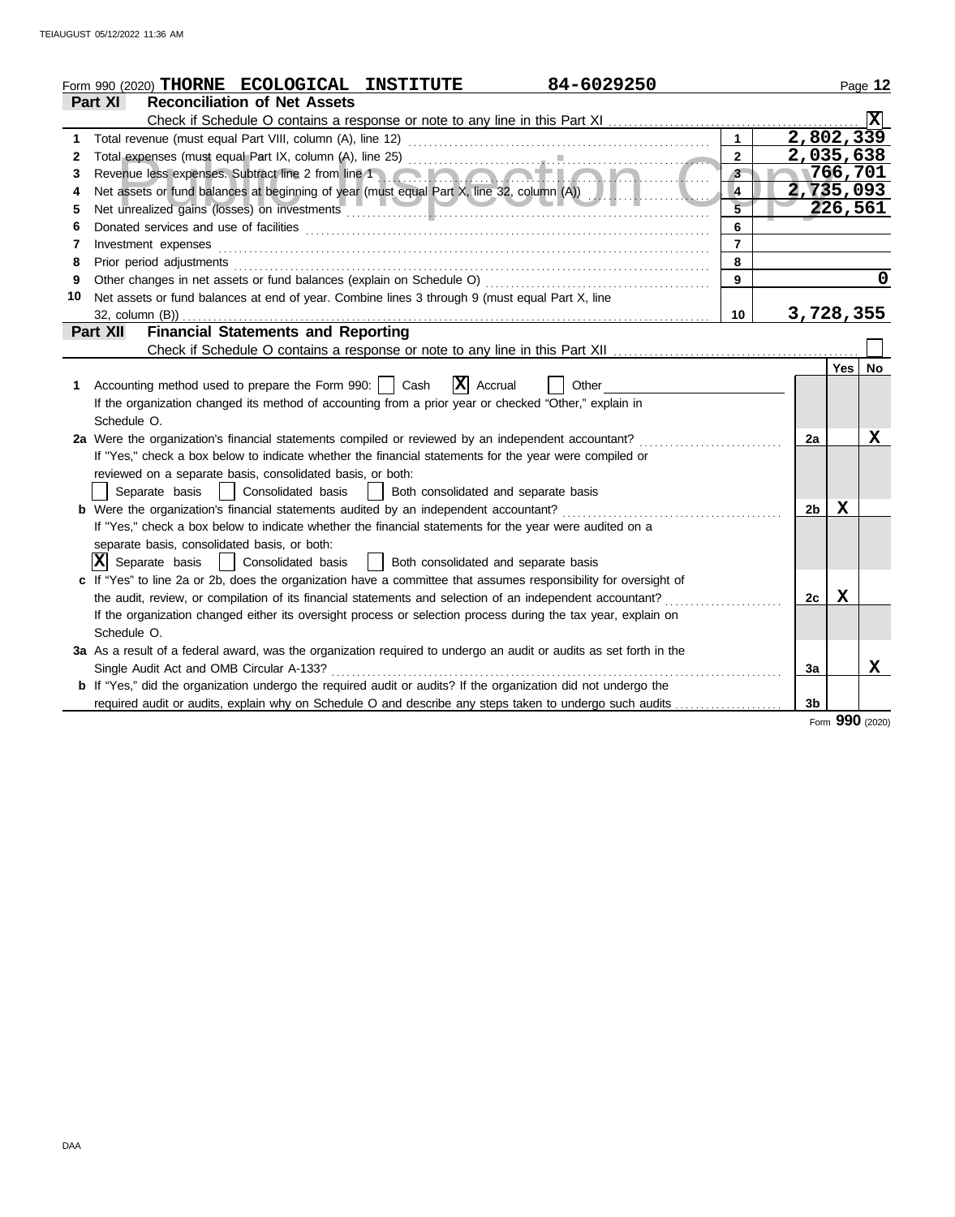Form 990 (2020) **THORNE ECOLOGICAL INSTITUTE** 84-6029250

## Part XI Reconciliation of Net Assets

Check if Schedule O contains a response or note to any line in this Part XI ..... [X]

| | | | |
|---|---|---|---|
| 1 | Total revenue (must equal Part VIII, column (A), line 12) | 1 | 2,802,339 |
| 2 | Total expenses (must equal Part IX, column (A), line 25) | 2 | 2,035,638 |
| 3 | Revenue less expenses. Subtract line 2 from line 1 | 3 | 766,701 |
| 4 | Net assets or fund balances at beginning of year (must equal Part X, line 32, column (A)) | 4 | 2,735,093 |
| 5 | Net unrealized gains (losses) on investments | 5 | 226,561 |
| 6 | Donated services and use of facilities | 6 | |
| 7 | Investment expenses | 7 | |
| 8 | Prior period adjustments | 8 | |
| 9 | Other changes in net assets or fund balances (explain on Schedule O) | 9 | 0 |
| 10 | Net assets or fund balances at end of year. Combine lines 3 through 9 (must equal Part X, line 32, column (B)) | 10 | 3,728,355 |

## Part XII Financial Statements and Reporting

Check if Schedule O contains a response or note to any line in this Part XII ..... [ ]

| | | | Yes | No |
|---|---|---|---|---|
| 1 | Accounting method used to prepare the Form 990: [ ] Cash [X] Accrual [ ] Other<br>If the organization changed its method of accounting from a prior year or checked "Other," explain in Schedule O. | | | |
| 2a | Were the organization's financial statements compiled or reviewed by an independent accountant?<br>If "Yes," check a box below to indicate whether the financial statements for the year were compiled or reviewed on a separate basis, consolidated basis, or both:<br>[ ] Separate basis [ ] Consolidated basis [ ] Both consolidated and separate basis | 2a | | X |
| b | Were the organization's financial statements audited by an independent accountant?<br>If "Yes," check a box below to indicate whether the financial statements for the year were audited on a separate basis, consolidated basis, or both:<br>[X] Separate basis [ ] Consolidated basis [ ] Both consolidated and separate basis | 2b | X | |
| c | If "Yes" to line 2a or 2b, does the organization have a committee that assumes responsibility for oversight of the audit, review, or compilation of its financial statements and selection of an independent accountant?<br>If the organization changed either its oversight process or selection process during the tax year, explain on Schedule O. | 2c | X | |
| 3a | As a result of a federal award, was the organization required to undergo an audit or audits as set forth in the Single Audit Act and OMB Circular A-133? | 3a | | X |
| b | If "Yes," did the organization undergo the required audit or audits? If the organization did not undergo the required audit or audits, explain why on Schedule O and describe any steps taken to undergo such audits | 3b | | |

Form **990** (2020)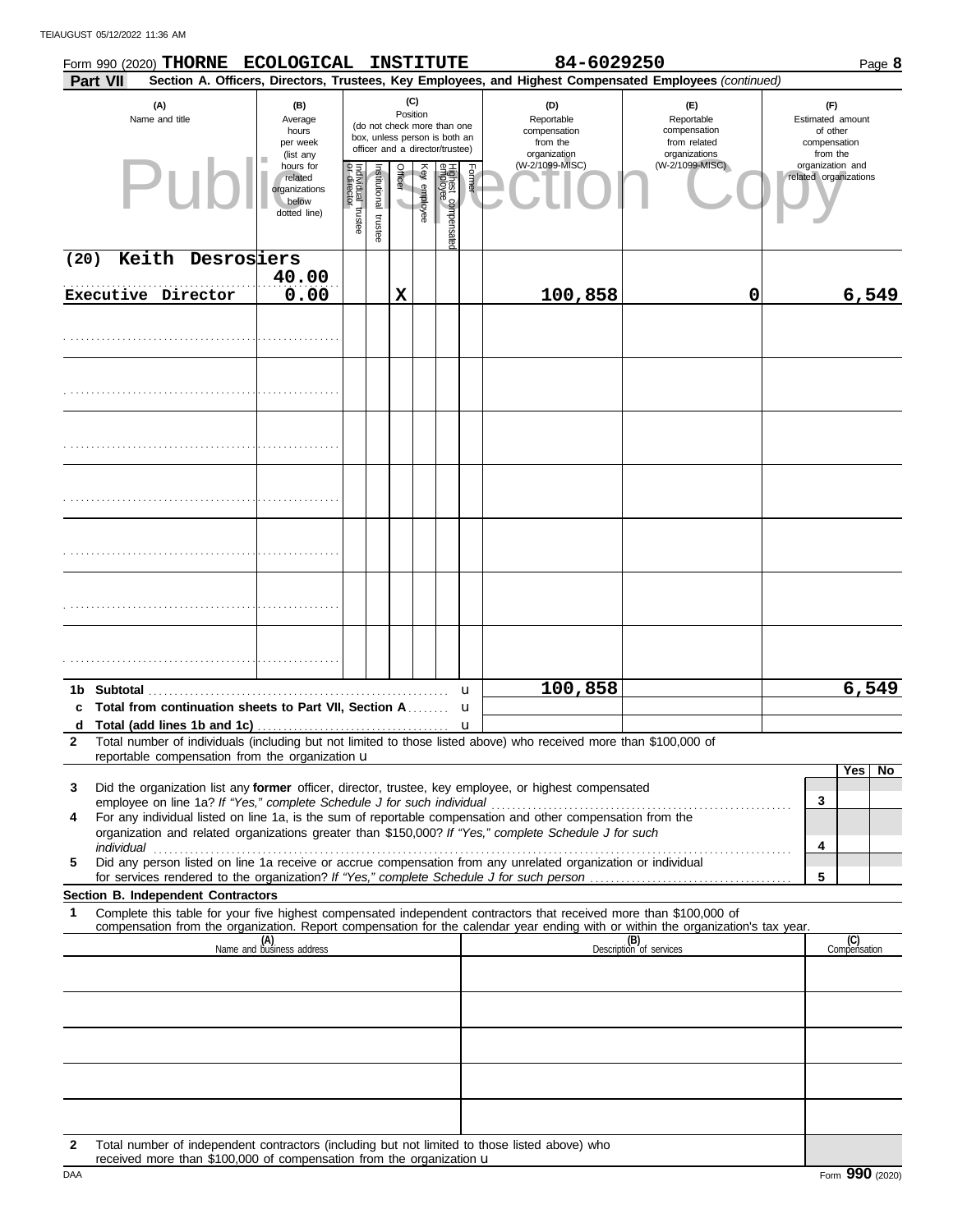Form 990 (2020) **THORNE ECOLOGICAL INSTITUTE** **84-6029250** Page **8**

**Part VII** **Section A. Officers, Directors, Trustees, Key Employees, and Highest Compensated Employees** *(continued)*

| (A) Name and title | (B) Average hours per week (list any hours for related organizations below dotted line) | (C) Position: Individual trustee or director | Institutional trustee | Officer | Key employee | Highest compensated employee | Former | (D) Reportable compensation from the organization (W-2/1099-MISC) | (E) Reportable compensation from related organizations (W-2/1099-MISC) | (F) Estimated amount of other compensation from the organization and related organizations |
|---|---|---|---|---|---|---|---|---|---|---|
| (20) Keith Desrosiers<br>Executive Director | 40.00<br>0.00 | | | X | | | | 100,858 | 0 | 6,549 |
| | | | | | | | | | | |
| | | | | | | | | | | |
| | | | | | | | | | | |
| | | | | | | | | | | |
| | | | | | | | | | | |
| | | | | | | | | | | |
| | | | | | | | | | | |
| **1b Subtotal** | | | | | | | | 100,858 | | 6,549 |
| **c Total from continuation sheets to Part VII, Section A** | | | | | | | | | | |
| **d Total (add lines 1b and 1c)** | | | | | | | | | | |

**2** Total number of individuals (including but not limited to those listed above) who received more than $100,000 of reportable compensation from the organization u

| | | Yes | No |
|---|---|---|---|
| **3** Did the organization list any **former** officer, director, trustee, key employee, or highest compensated employee on line 1a? *If "Yes," complete Schedule J for such individual* | 3 | | |
| **4** For any individual listed on line 1a, is the sum of reportable compensation and other compensation from the organization and related organizations greater than $150,000? *If "Yes," complete Schedule J for such individual* | 4 | | |
| **5** Did any person listed on line 1a receive or accrue compensation from any unrelated organization or individual for services rendered to the organization? *If "Yes," complete Schedule J for such person* | 5 | | |

**Section B. Independent Contractors**

**1** Complete this table for your five highest compensated independent contractors that received more than $100,000 of compensation from the organization. Report compensation for the calendar year ending with or within the organization's tax year.

| (A) Name and business address | (B) Description of services | (C) Compensation |
|---|---|---|
| | | |
| | | |
| | | |
| | | |
| | | |

**2** Total number of independent contractors (including but not limited to those listed above) who received more than $100,000 of compensation from the organization u

DAA Form **990** (2020)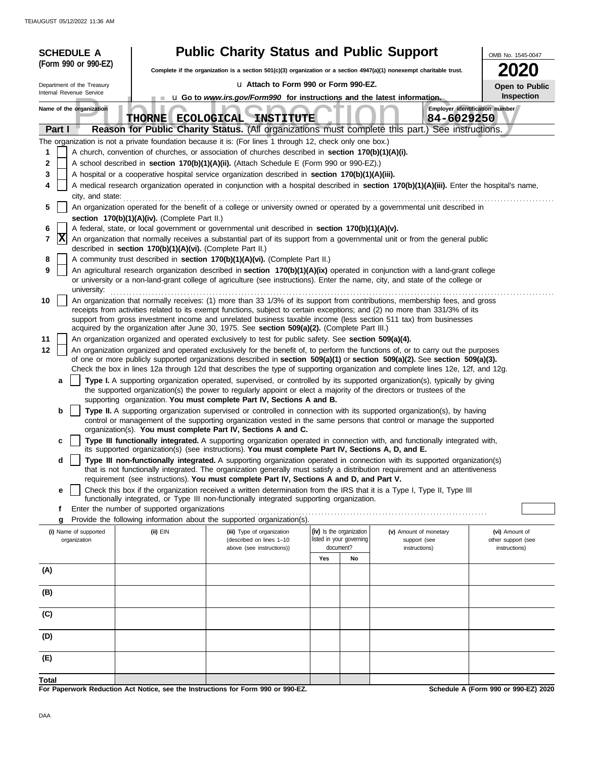# SCHEDULE A (Form 990 or 990-EZ)

Department of the Treasury
Internal Revenue Service

## Public Charity Status and Public Support

**Complete if the organization is a section 501(c)(3) organization or a section 4947(a)(1) nonexempt charitable trust.**

u Attach to Form 990 or Form 990-EZ.

u **Go to *www.irs.gov/Form990* for instructions and the latest information.**

OMB No. 1545-0047

**2020**

**Open to Public Inspection**

Name of the organization: **THORNE ECOLOGICAL INSTITUTE**

Employer identification number: **84-6029250**

Public Inspection Copy

**Part I** **Reason for Public Charity Status.** (All organizations must complete this part.) See instructions.

The organization is not a private foundation because it is: (For lines 1 through 12, check only one box.)

1 [ ] A church, convention of churches, or association of churches described in **section 170(b)(1)(A)(i).**

2 [ ] A school described in **section 170(b)(1)(A)(ii).** (Attach Schedule E (Form 990 or 990-EZ).)

3 [ ] A hospital or a cooperative hospital service organization described in **section 170(b)(1)(A)(iii).**

4 [ ] A medical research organization operated in conjunction with a hospital described in **section 170(b)(1)(A)(iii).** Enter the hospital's name, city, and state:

5 [ ] An organization operated for the benefit of a college or university owned or operated by a governmental unit described in **section 170(b)(1)(A)(iv).** (Complete Part II.)

6 [ ] A federal, state, or local government or governmental unit described in **section 170(b)(1)(A)(v).**

7 [X] An organization that normally receives a substantial part of its support from a governmental unit or from the general public described in **section 170(b)(1)(A)(vi).** (Complete Part II.)

8 [ ] A community trust described in **section 170(b)(1)(A)(vi).** (Complete Part II.)

9 [ ] An agricultural research organization described in **section 170(b)(1)(A)(ix)** operated in conjunction with a land-grant college or university or a non-land-grant college of agriculture (see instructions). Enter the name, city, and state of the college or university:

10 [ ] An organization that normally receives: (1) more than 33 1/3% of its support from contributions, membership fees, and gross receipts from activities related to its exempt functions, subject to certain exceptions; and (2) no more than 331/3% of its support from gross investment income and unrelated business taxable income (less section 511 tax) from businesses acquired by the organization after June 30, 1975. See **section 509(a)(2).** (Complete Part III.)

11 [ ] An organization organized and operated exclusively to test for public safety. See **section 509(a)(4).**

12 [ ] An organization organized and operated exclusively for the benefit of, to perform the functions of, or to carry out the purposes of one or more publicly supported organizations described in **section 509(a)(1)** or **section 509(a)(2).** See **section 509(a)(3).** Check the box in lines 12a through 12d that describes the type of supporting organization and complete lines 12e, 12f, and 12g.

a [ ] **Type I.** A supporting organization operated, supervised, or controlled by its supported organization(s), typically by giving the supported organization(s) the power to regularly appoint or elect a majority of the directors or trustees of the supporting organization. **You must complete Part IV, Sections A and B.**

b [ ] **Type II.** A supporting organization supervised or controlled in connection with its supported organization(s), by having control or management of the supporting organization vested in the same persons that control or manage the supported organization(s). **You must complete Part IV, Sections A and C.**

c [ ] **Type III functionally integrated.** A supporting organization operated in connection with, and functionally integrated with, its supported organization(s) (see instructions). **You must complete Part IV, Sections A, D, and E.**

d [ ] **Type III non-functionally integrated.** A supporting organization operated in connection with its supported organization(s) that is not functionally integrated. The organization generally must satisfy a distribution requirement and an attentiveness requirement (see instructions). **You must complete Part IV, Sections A and D, and Part V.**

e [ ] Check this box if the organization received a written determination from the IRS that it is a Type I, Type II, Type III functionally integrated, or Type III non-functionally integrated supporting organization.

f Enter the number of supported organizations

g Provide the following information about the supported organization(s).

| (i) Name of supported organization | (ii) EIN | (iii) Type of organization (described on lines 1–10 above (see instructions)) | (iv) Is the organization listed in your governing document? Yes | No | (v) Amount of monetary support (see instructions) | (vi) Amount of other support (see instructions) |
|---|---|---|---|---|---|---|
| (A) | | | | | | |
| (B) | | | | | | |
| (C) | | | | | | |
| (D) | | | | | | |
| (E) | | | | | | |
| **Total** | | | | | | |

**For Paperwork Reduction Act Notice, see the Instructions for Form 990 or 990-EZ.**

**Schedule A (Form 990 or 990-EZ) 2020**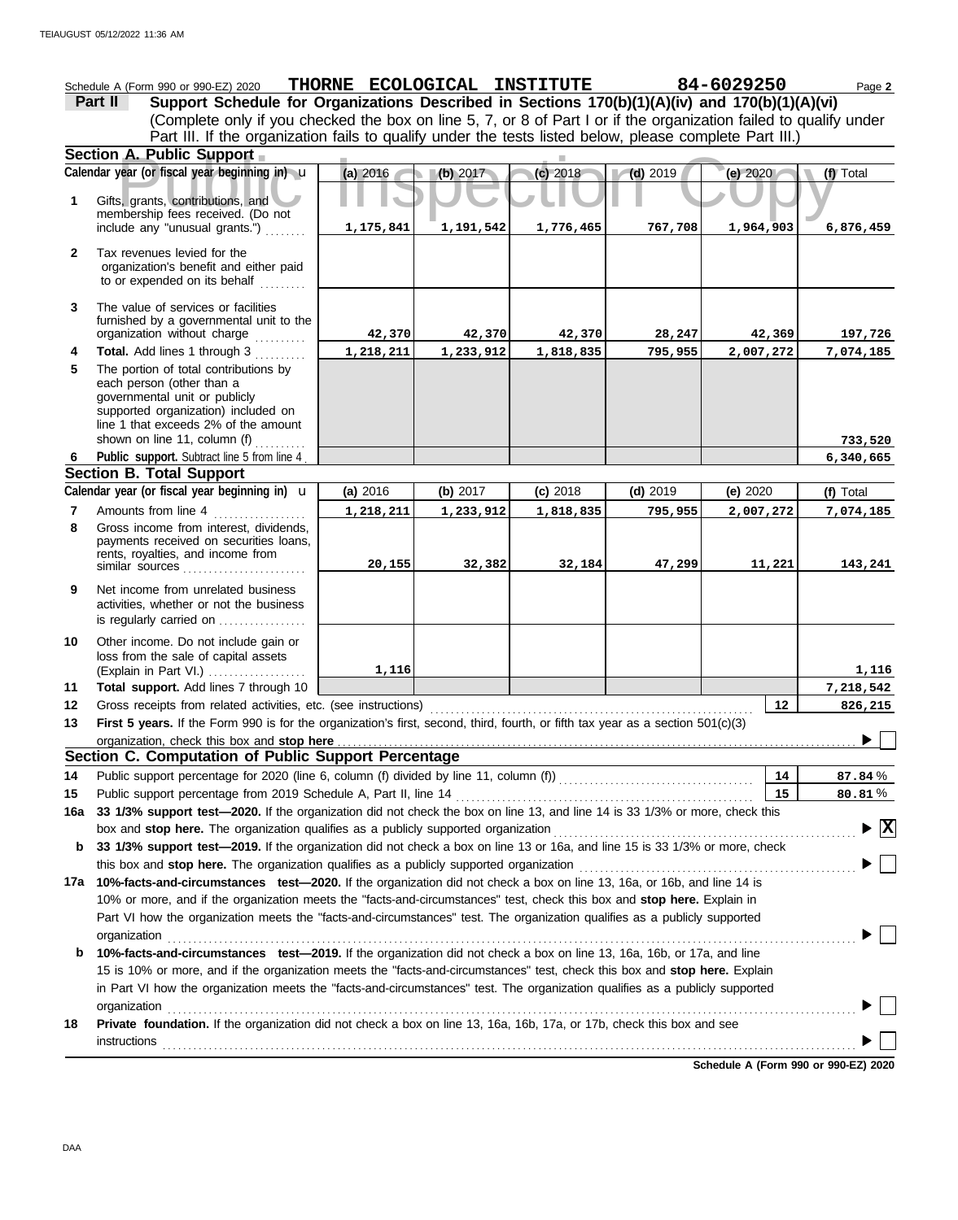Schedule A (Form 990 or 990-EZ) 2020 **THORNE ECOLOGICAL INSTITUTE** 84-6029250

## Part II Support Schedule for Organizations Described in Sections 170(b)(1)(A)(iv) and 170(b)(1)(A)(vi)

(Complete only if you checked the box on line 5, 7, or 8 of Part I or if the organization failed to qualify under Part III. If the organization fails to qualify under the tests listed below, please complete Part III.)

### Section A. Public Support

| Calendar year (or fiscal year beginning in) | (a) 2016 | (b) 2017 | (c) 2018 | (d) 2019 | (e) 2020 | (f) Total |
|---|---|---|---|---|---|---|
| 1 Gifts, grants, contributions, and membership fees received. (Do not include any "unusual grants.") | 1,175,841 | 1,191,542 | 1,776,465 | 767,708 | 1,964,903 | 6,876,459 |
| 2 Tax revenues levied for the organization's benefit and either paid to or expended on its behalf | | | | | | |
| 3 The value of services or facilities furnished by a governmental unit to the organization without charge | 42,370 | 42,370 | 42,370 | 28,247 | 42,369 | 197,726 |
| 4 **Total.** Add lines 1 through 3 | 1,218,211 | 1,233,912 | 1,818,835 | 795,955 | 2,007,272 | 7,074,185 |
| 5 The portion of total contributions by each person (other than a governmental unit or publicly supported organization) included on line 1 that exceeds 2% of the amount shown on line 11, column (f) | | | | | | 733,520 |
| 6 **Public support.** Subtract line 5 from line 4 | | | | | | 6,340,665 |

### Section B. Total Support

| Calendar year (or fiscal year beginning in) | (a) 2016 | (b) 2017 | (c) 2018 | (d) 2019 | (e) 2020 | (f) Total |
|---|---|---|---|---|---|---|
| 7 Amounts from line 4 | 1,218,211 | 1,233,912 | 1,818,835 | 795,955 | 2,007,272 | 7,074,185 |
| 8 Gross income from interest, dividends, payments received on securities loans, rents, royalties, and income from similar sources | 20,155 | 32,382 | 32,184 | 47,299 | 11,221 | 143,241 |
| 9 Net income from unrelated business activities, whether or not the business is regularly carried on | | | | | | |
| 10 Other income. Do not include gain or loss from the sale of capital assets (Explain in Part VI.) | 1,116 | | | | | 1,116 |
| 11 **Total support.** Add lines 7 through 10 | | | | | | 7,218,542 |

12 Gross receipts from related activities, etc. (see instructions) — **12** — 826,215

13 **First 5 years.** If the Form 990 is for the organization's first, second, third, fourth, or fifth tax year as a section 501(c)(3) organization, check this box and **stop here** ☐

### Section C. Computation of Public Support Percentage

14 Public support percentage for 2020 (line 6, column (f) divided by line 11, column (f)) — **14** — 87.84 %

15 Public support percentage from 2019 Schedule A, Part II, line 14 — **15** — 80.81 %

16a **33 1/3% support test—2020.** If the organization did not check the box on line 13, and line 14 is 33 1/3% or more, check this box and **stop here.** The organization qualifies as a publicly supported organization ☒

b **33 1/3% support test—2019.** If the organization did not check a box on line 13 or 16a, and line 15 is 33 1/3% or more, check this box and **stop here.** The organization qualifies as a publicly supported organization ☐

17a **10%-facts-and-circumstances test—2020.** If the organization did not check a box on line 13, 16a, or 16b, and line 14 is 10% or more, and if the organization meets the "facts-and-circumstances" test, check this box and **stop here.** Explain in Part VI how the organization meets the "facts-and-circumstances" test. The organization qualifies as a publicly supported organization ☐

b **10%-facts-and-circumstances test—2019.** If the organization did not check a box on line 13, 16a, 16b, or 17a, and line 15 is 10% or more, and if the organization meets the "facts-and-circumstances" test, check this box and **stop here.** Explain in Part VI how the organization meets the "facts-and-circumstances" test. The organization qualifies as a publicly supported organization ☐

18 **Private foundation.** If the organization did not check a box on line 13, 16a, 16b, 17a, or 17b, check this box and see instructions ☐

**Schedule A (Form 990 or 990-EZ) 2020**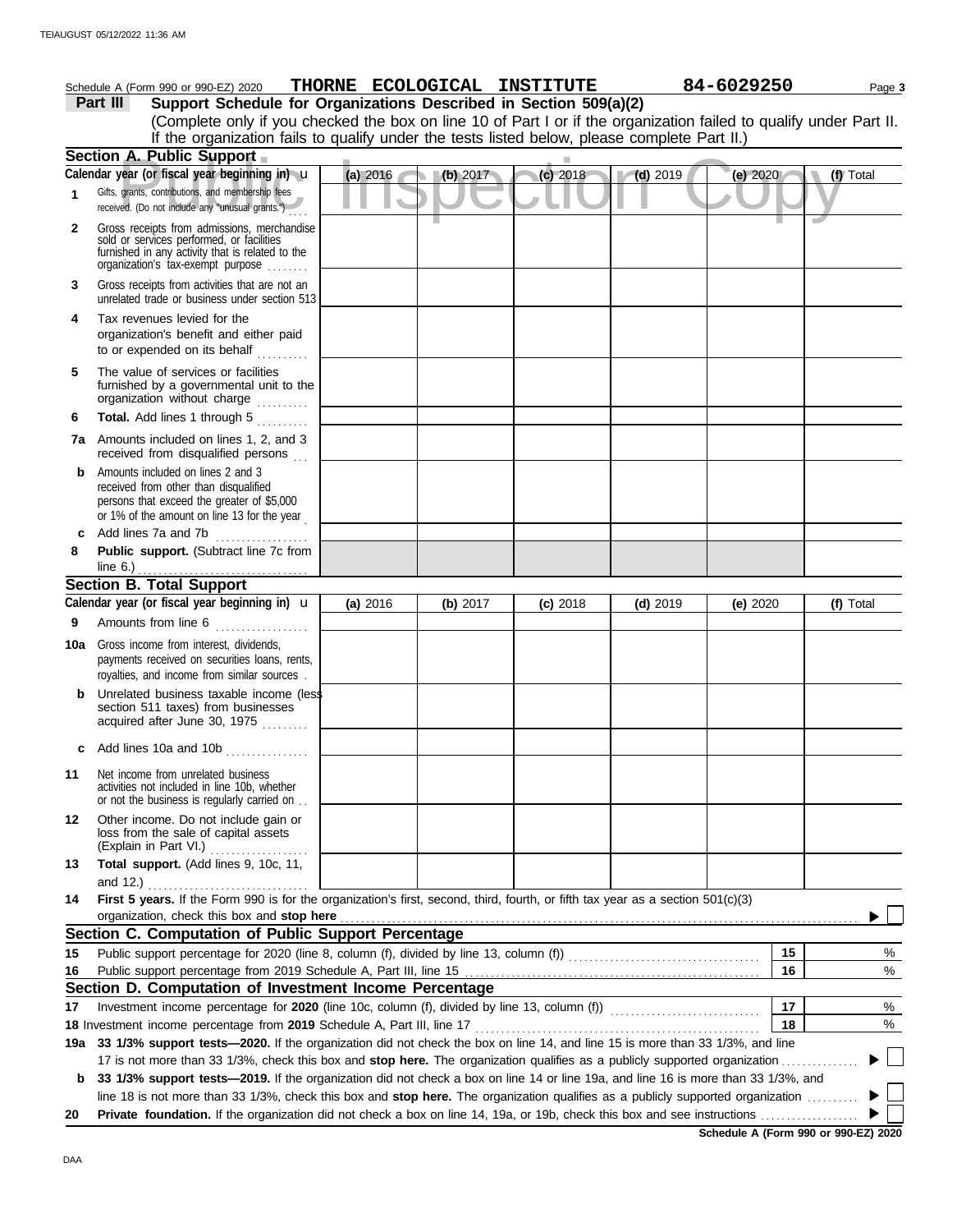Schedule A (Form 990 or 990-EZ) 2020 **THORNE ECOLOGICAL INSTITUTE** **84-6029250** Page **3**

**Part III** **Support Schedule for Organizations Described in Section 509(a)(2)**

(Complete only if you checked the box on line 10 of Part I or if the organization failed to qualify under Part II. If the organization fails to qualify under the tests listed below, please complete Part II.)

Public Inspection Copy

### Section A. Public Support

| Calendar year (or fiscal year beginning in) | (a) 2016 | (b) 2017 | (c) 2018 | (d) 2019 | (e) 2020 | (f) Total |
|---|---|---|---|---|---|---|
| **1** Gifts, grants, contributions, and membership fees received. (Do not include any "unusual grants.") | | | | | | |
| **2** Gross receipts from admissions, merchandise sold or services performed, or facilities furnished in any activity that is related to the organization's tax-exempt purpose | | | | | | |
| **3** Gross receipts from activities that are not an unrelated trade or business under section 513 | | | | | | |
| **4** Tax revenues levied for the organization's benefit and either paid to or expended on its behalf | | | | | | |
| **5** The value of services or facilities furnished by a governmental unit to the organization without charge | | | | | | |
| **6** **Total.** Add lines 1 through 5 | | | | | | |
| **7a** Amounts included on lines 1, 2, and 3 received from disqualified persons | | | | | | |
| **b** Amounts included on lines 2 and 3 received from other than disqualified persons that exceed the greater of $5,000 or 1% of the amount on line 13 for the year | | | | | | |
| **c** Add lines 7a and 7b | | | | | | |
| **8** **Public support.** (Subtract line 7c from line 6.) | | | | | | |

### Section B. Total Support

| Calendar year (or fiscal year beginning in) | (a) 2016 | (b) 2017 | (c) 2018 | (d) 2019 | (e) 2020 | (f) Total |
|---|---|---|---|---|---|---|
| **9** Amounts from line 6 | | | | | | |
| **10a** Gross income from interest, dividends, payments received on securities loans, rents, royalties, and income from similar sources | | | | | | |
| **b** Unrelated business taxable income (less section 511 taxes) from businesses acquired after June 30, 1975 | | | | | | |
| **c** Add lines 10a and 10b | | | | | | |
| **11** Net income from unrelated business activities not included in line 10b, whether or not the business is regularly carried on | | | | | | |
| **12** Other income. Do not include gain or loss from the sale of capital assets (Explain in Part VI.) | | | | | | |
| **13** **Total support.** (Add lines 9, 10c, 11, and 12.) | | | | | | |

**14** **First 5 years.** If the Form 990 is for the organization's first, second, third, fourth, or fifth tax year as a section 501(c)(3) organization, check this box and **stop here** ☐

### Section C. Computation of Public Support Percentage

| | | | |
|---|---|---|---|
| **15** | Public support percentage for 2020 (line 8, column (f), divided by line 13, column (f)) | 15 | % |
| **16** | Public support percentage from 2019 Schedule A, Part III, line 15 | 16 | % |

### Section D. Computation of Investment Income Percentage

| | | | |
|---|---|---|---|
| **17** | Investment income percentage for **2020** (line 10c, column (f), divided by line 13, column (f)) | 17 | % |
| **18** | Investment income percentage from **2019** Schedule A, Part III, line 17 | 18 | % |

**19a** **33 1/3% support tests—2020.** If the organization did not check the box on line 14, and line 15 is more than 33 1/3%, and line 17 is not more than 33 1/3%, check this box and **stop here.** The organization qualifies as a publicly supported organization ☐

**b** **33 1/3% support tests—2019.** If the organization did not check a box on line 14 or line 19a, and line 16 is more than 33 1/3%, and line 18 is not more than 33 1/3%, check this box and **stop here.** The organization qualifies as a publicly supported organization ☐

**20** **Private foundation.** If the organization did not check a box on line 14, 19a, or 19b, check this box and see instructions ☐

**Schedule A (Form 990 or 990-EZ) 2020**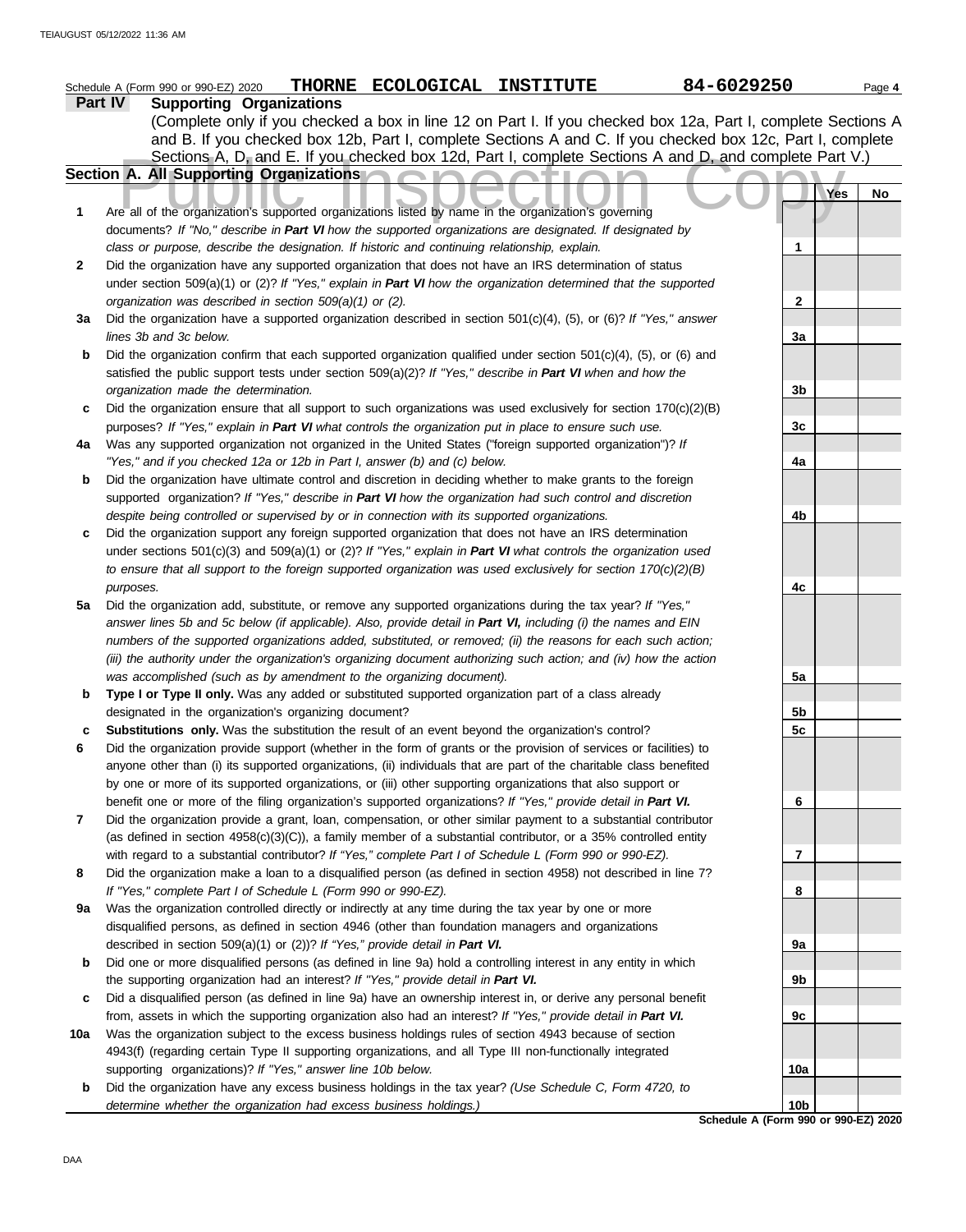Schedule A (Form 990 or 990-EZ) 2020 **THORNE ECOLOGICAL INSTITUTE** 84-6029250

## Part IV Supporting Organizations

(Complete only if you checked a box in line 12 on Part I. If you checked box 12a, Part I, complete Sections A and B. If you checked box 12b, Part I, complete Sections A and C. If you checked box 12c, Part I, complete Sections A, D, and E. If you checked box 12d, Part I, complete Sections A and D, and complete Part V.)

### Section A. All Supporting Organizations

| | | | Yes | No |
|---|---|---|---|---|
| **1** | Are all of the organization's supported organizations listed by name in the organization's governing documents? *If "No," describe in **Part VI** how the supported organizations are designated. If designated by class or purpose, describe the designation. If historic and continuing relationship, explain.* | 1 | | |
| **2** | Did the organization have any supported organization that does not have an IRS determination of status under section 509(a)(1) or (2)? *If "Yes," explain in **Part VI** how the organization determined that the supported organization was described in section 509(a)(1) or (2).* | 2 | | |
| **3a** | Did the organization have a supported organization described in section 501(c)(4), (5), or (6)? *If "Yes," answer lines 3b and 3c below.* | 3a | | |
| **b** | Did the organization confirm that each supported organization qualified under section 501(c)(4), (5), or (6) and satisfied the public support tests under section 509(a)(2)? *If "Yes," describe in **Part VI** when and how the organization made the determination.* | 3b | | |
| **c** | Did the organization ensure that all support to such organizations was used exclusively for section 170(c)(2)(B) purposes? *If "Yes," explain in **Part VI** what controls the organization put in place to ensure such use.* | 3c | | |
| **4a** | Was any supported organization not organized in the United States ("foreign supported organization")? *If "Yes," and if you checked 12a or 12b in Part I, answer (b) and (c) below.* | 4a | | |
| **b** | Did the organization have ultimate control and discretion in deciding whether to make grants to the foreign supported organization? *If "Yes," describe in **Part VI** how the organization had such control and discretion despite being controlled or supervised by or in connection with its supported organizations.* | 4b | | |
| **c** | Did the organization support any foreign supported organization that does not have an IRS determination under sections 501(c)(3) and 509(a)(1) or (2)? *If "Yes," explain in **Part VI** what controls the organization used to ensure that all support to the foreign supported organization was used exclusively for section 170(c)(2)(B) purposes.* | 4c | | |
| **5a** | Did the organization add, substitute, or remove any supported organizations during the tax year? *If "Yes," answer lines 5b and 5c below (if applicable). Also, provide detail in **Part VI,** including (i) the names and EIN numbers of the supported organizations added, substituted, or removed; (ii) the reasons for each such action; (iii) the authority under the organization's organizing document authorizing such action; and (iv) how the action was accomplished (such as by amendment to the organizing document).* | 5a | | |
| **b** | **Type I or Type II only.** Was any added or substituted supported organization part of a class already designated in the organization's organizing document? | 5b | | |
| **c** | **Substitutions only.** Was the substitution the result of an event beyond the organization's control? | 5c | | |
| **6** | Did the organization provide support (whether in the form of grants or the provision of services or facilities) to anyone other than (i) its supported organizations, (ii) individuals that are part of the charitable class benefited by one or more of its supported organizations, or (iii) other supporting organizations that also support or benefit one or more of the filing organization's supported organizations? *If "Yes," provide detail in **Part VI.*** | 6 | | |
| **7** | Did the organization provide a grant, loan, compensation, or other similar payment to a substantial contributor (as defined in section 4958(c)(3)(C)), a family member of a substantial contributor, or a 35% controlled entity with regard to a substantial contributor? *If "Yes," complete Part I of Schedule L (Form 990 or 990-EZ).* | 7 | | |
| **8** | Did the organization make a loan to a disqualified person (as defined in section 4958) not described in line 7? *If "Yes," complete Part I of Schedule L (Form 990 or 990-EZ).* | 8 | | |
| **9a** | Was the organization controlled directly or indirectly at any time during the tax year by one or more disqualified persons, as defined in section 4946 (other than foundation managers and organizations described in section 509(a)(1) or (2))? *If "Yes," provide detail in **Part VI.*** | 9a | | |
| **b** | Did one or more disqualified persons (as defined in line 9a) hold a controlling interest in any entity in which the supporting organization had an interest? *If "Yes," provide detail in **Part VI.*** | 9b | | |
| **c** | Did a disqualified person (as defined in line 9a) have an ownership interest in, or derive any personal benefit from, assets in which the supporting organization also had an interest? *If "Yes," provide detail in **Part VI.*** | 9c | | |
| **10a** | Was the organization subject to the excess business holdings rules of section 4943 because of section 4943(f) (regarding certain Type II supporting organizations, and all Type III non-functionally integrated supporting organizations)? *If "Yes," answer line 10b below.* | 10a | | |
| **b** | Did the organization have any excess business holdings in the tax year? *(Use Schedule C, Form 4720, to determine whether the organization had excess business holdings.)* | 10b | | |

Schedule A (Form 990 or 990-EZ) 2020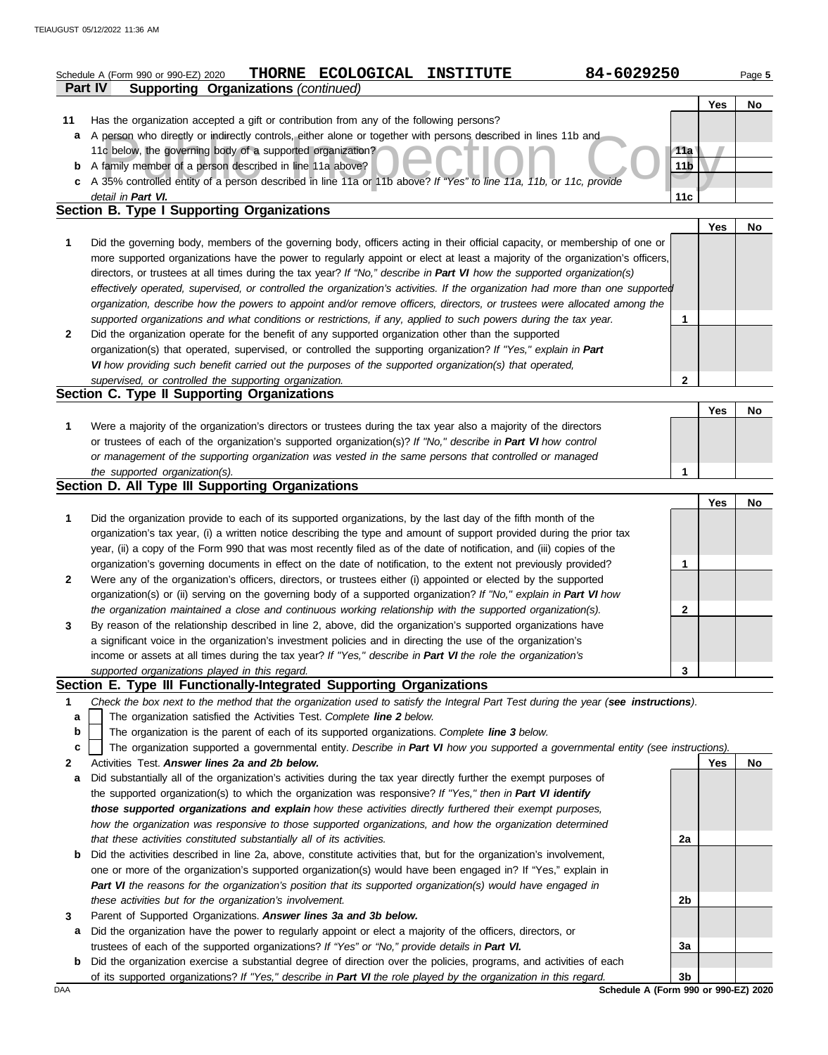Schedule A (Form 990 or 990-EZ) 2020 THORNE ECOLOGICAL INSTITUTE 84-6029250

**Part IV Supporting Organizations** *(continued)*

| | | | Yes | No |
|---|---|---|---|---|
| **11** | Has the organization accepted a gift or contribution from any of the following persons? | | | |
| **a** | A person who directly or indirectly controls, either alone or together with persons described in lines 11b and 11c below, the governing body of a supported organization? | 11a | | |
| **b** | A family member of a person described in line 11a above? | 11b | | |
| **c** | A 35% controlled entity of a person described in line 11a or 11b above? *If "Yes" to line 11a, 11b, or 11c, provide detail in **Part VI**.* | 11c | | |

## Section B. Type I Supporting Organizations

| | | | Yes | No |
|---|---|---|---|---|
| **1** | Did the governing body, members of the governing body, officers acting in their official capacity, or membership of one or more supported organizations have the power to regularly appoint or elect at least a majority of the organization's officers, directors, or trustees at all times during the tax year? *If "No," describe in **Part VI** how the supported organization(s) effectively operated, supervised, or controlled the organization's activities. If the organization had more than one supported organization, describe how the powers to appoint and/or remove officers, directors, or trustees were allocated among the supported organizations and what conditions or restrictions, if any, applied to such powers during the tax year.* | 1 | | |
| **2** | Did the organization operate for the benefit of any supported organization other than the supported organization(s) that operated, supervised, or controlled the supporting organization? *If "Yes," explain in **Part VI** how providing such benefit carried out the purposes of the supported organization(s) that operated, supervised, or controlled the supporting organization.* | 2 | | |

## Section C. Type II Supporting Organizations

| | | | Yes | No |
|---|---|---|---|---|
| **1** | Were a majority of the organization's directors or trustees during the tax year also a majority of the directors or trustees of each of the organization's supported organization(s)? *If "No," describe in **Part VI** how control or management of the supporting organization was vested in the same persons that controlled or managed the supported organization(s).* | 1 | | |

## Section D. All Type III Supporting Organizations

| | | | Yes | No |
|---|---|---|---|---|
| **1** | Did the organization provide to each of its supported organizations, by the last day of the fifth month of the organization's tax year, (i) a written notice describing the type and amount of support provided during the prior tax year, (ii) a copy of the Form 990 that was most recently filed as of the date of notification, and (iii) copies of the organization's governing documents in effect on the date of notification, to the extent not previously provided? | 1 | | |
| **2** | Were any of the organization's officers, directors, or trustees either (i) appointed or elected by the supported organization(s) or (ii) serving on the governing body of a supported organization? *If "No," explain in **Part VI** how the organization maintained a close and continuous working relationship with the supported organization(s).* | 2 | | |
| **3** | By reason of the relationship described in line 2, above, did the organization's supported organizations have a significant voice in the organization's investment policies and in directing the use of the organization's income or assets at all times during the tax year? *If "Yes," describe in **Part VI** the role the organization's supported organizations played in this regard.* | 3 | | |

## Section E. Type III Functionally-Integrated Supporting Organizations

**1** *Check the box next to the method that the organization used to satisfy the Integral Part Test during the year (**see instructions**).*

- **a** ☐ The organization satisfied the Activities Test. *Complete **line 2** below.*
- **b** ☐ The organization is the parent of each of its supported organizations. *Complete **line 3** below.*
- **c** ☐ The organization supported a governmental entity. *Describe in **Part VI** how you supported a governmental entity (see instructions).*

| | | | Yes | No |
|---|---|---|---|---|
| **2** | Activities Test. ***Answer lines 2a and 2b below.*** | | | |
| **a** | Did substantially all of the organization's activities during the tax year directly further the exempt purposes of the supported organization(s) to which the organization was responsive? *If "Yes," then in **Part VI identify those supported organizations and explain** how these activities directly furthered their exempt purposes, how the organization was responsive to those supported organizations, and how the organization determined that these activities constituted substantially all of its activities.* | 2a | | |
| **b** | Did the activities described in line 2a, above, constitute activities that, but for the organization's involvement, one or more of the organization's supported organization(s) would have been engaged in? If "Yes," explain in ***Part VI*** *the reasons for the organization's position that its supported organization(s) would have engaged in these activities but for the organization's involvement.* | 2b | | |
| **3** | Parent of Supported Organizations. ***Answer lines 3a and 3b below.*** | | | |
| **a** | Did the organization have the power to regularly appoint or elect a majority of the officers, directors, or trustees of each of the supported organizations? *If "Yes" or "No," provide details in **Part VI.*** | 3a | | |
| **b** | Did the organization exercise a substantial degree of direction over the policies, programs, and activities of each of its supported organizations? *If "Yes," describe in **Part VI** the role played by the organization in this regard.* | 3b | | |

Schedule A (Form 990 or 990-EZ) 2020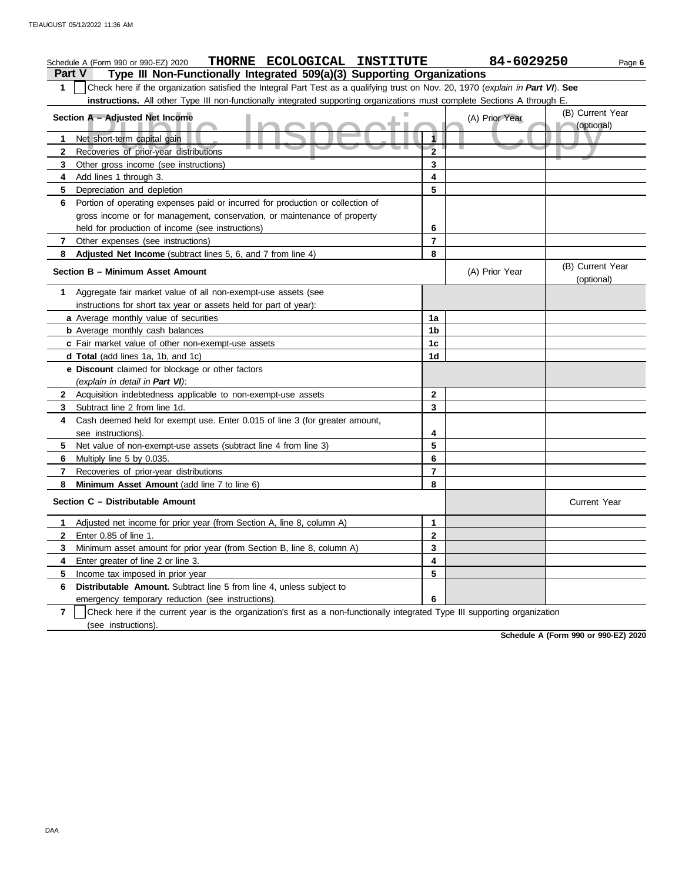Schedule A (Form 990 or 990-EZ) 2020 **THORNE ECOLOGICAL INSTITUTE** **84-6029250** Page **6**

## Part V Type III Non-Functionally Integrated 509(a)(3) Supporting Organizations

**1** ☐ Check here if the organization satisfied the Integral Part Test as a qualifying trust on Nov. 20, 1970 (*explain in **Part VI***). **See instructions.** All other Type III non-functionally integrated supporting organizations must complete Sections A through E.

| **Section A – Adjusted Net Income** | | (A) Prior Year | (B) Current Year (optional) |
|---|---|---|---|
| **1** Net short-term capital gain | **1** | | |
| **2** Recoveries of prior-year distributions | **2** | | |
| **3** Other gross income (see instructions) | **3** | | |
| **4** Add lines 1 through 3. | **4** | | |
| **5** Depreciation and depletion | **5** | | |
| **6** Portion of operating expenses paid or incurred for production or collection of gross income or for management, conservation, or maintenance of property held for production of income (see instructions) | **6** | | |
| **7** Other expenses (see instructions) | **7** | | |
| **8** **Adjusted Net Income** (subtract lines 5, 6, and 7 from line 4) | **8** | | |

| **Section B – Minimum Asset Amount** | | (A) Prior Year | (B) Current Year (optional) |
|---|---|---|---|
| **1** Aggregate fair market value of all non-exempt-use assets (see instructions for short tax year or assets held for part of year): | | | |
| **a** Average monthly value of securities | **1a** | | |
| **b** Average monthly cash balances | **1b** | | |
| **c** Fair market value of other non-exempt-use assets | **1c** | | |
| **d Total** (add lines 1a, 1b, and 1c) | **1d** | | |
| **e Discount** claimed for blockage or other factors (*explain in detail in **Part VI***): | | | |
| **2** Acquisition indebtedness applicable to non-exempt-use assets | **2** | | |
| **3** Subtract line 2 from line 1d. | **3** | | |
| **4** Cash deemed held for exempt use. Enter 0.015 of line 3 (for greater amount, see instructions). | **4** | | |
| **5** Net value of non-exempt-use assets (subtract line 4 from line 3) | **5** | | |
| **6** Multiply line 5 by 0.035. | **6** | | |
| **7** Recoveries of prior-year distributions | **7** | | |
| **8** **Minimum Asset Amount** (add line 7 to line 6) | **8** | | |

| **Section C – Distributable Amount** | | | Current Year |
|---|---|---|---|
| **1** Adjusted net income for prior year (from Section A, line 8, column A) | **1** | | |
| **2** Enter 0.85 of line 1. | **2** | | |
| **3** Minimum asset amount for prior year (from Section B, line 8, column A) | **3** | | |
| **4** Enter greater of line 2 or line 3. | **4** | | |
| **5** Income tax imposed in prior year | **5** | | |
| **6** **Distributable Amount.** Subtract line 5 from line 4, unless subject to emergency temporary reduction (see instructions). | **6** | | |

**7** ☐ Check here if the current year is the organization's first as a non-functionally integrated Type III supporting organization (see instructions).

**Schedule A (Form 990 or 990-EZ) 2020**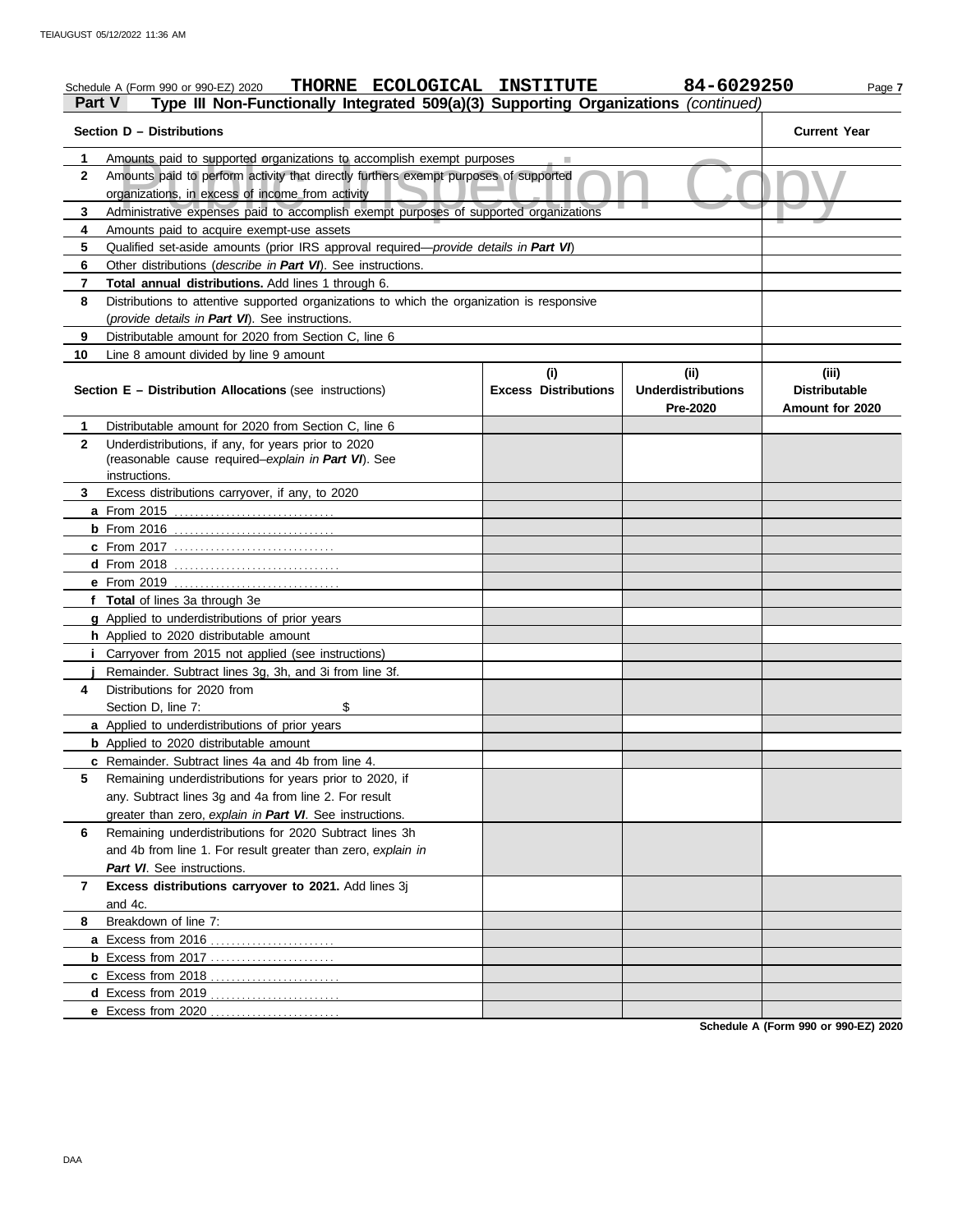Schedule A (Form 990 or 990-EZ) 2020 **THORNE ECOLOGICAL INSTITUTE** **84-6029250** Page **7**

## Part V Type III Non-Functionally Integrated 509(a)(3) Supporting Organizations *(continued)*

| **Section D – Distributions** | **Current Year** |
|---|---|
| **1** Amounts paid to supported organizations to accomplish exempt purposes | |
| **2** Amounts paid to perform activity that directly furthers exempt purposes of supported organizations, in excess of income from activity | |
| **3** Administrative expenses paid to accomplish exempt purposes of supported organizations | |
| **4** Amounts paid to acquire exempt-use assets | |
| **5** Qualified set-aside amounts (prior IRS approval required—*provide details in* ***Part VI***) | |
| **6** Other distributions (*describe in* ***Part VI***). See instructions. | |
| **7** **Total annual distributions.** Add lines 1 through 6. | |
| **8** Distributions to attentive supported organizations to which the organization is responsive (*provide details in* ***Part VI***). See instructions. | |
| **9** Distributable amount for 2020 from Section C, line 6 | |
| **10** Line 8 amount divided by line 9 amount | |

| **Section E – Distribution Allocations** (see instructions) | **(i) Excess Distributions** | **(ii) Underdistributions Pre-2020** | **(iii) Distributable Amount for 2020** |
|---|---|---|---|
| **1** Distributable amount for 2020 from Section C, line 6 | | | |
| **2** Underdistributions, if any, for years prior to 2020 (reasonable cause required–*explain in* ***Part VI***). See instructions. | | | |
| **3** Excess distributions carryover, if any, to 2020 | | | |
| **a** From 2015 | | | |
| **b** From 2016 | | | |
| **c** From 2017 | | | |
| **d** From 2018 | | | |
| **e** From 2019 | | | |
| **f** **Total** of lines 3a through 3e | | | |
| **g** Applied to underdistributions of prior years | | | |
| **h** Applied to 2020 distributable amount | | | |
| **i** Carryover from 2015 not applied (see instructions) | | | |
| **j** Remainder. Subtract lines 3g, 3h, and 3i from line 3f. | | | |
| **4** Distributions for 2020 from Section D, line 7: $ | | | |
| **a** Applied to underdistributions of prior years | | | |
| **b** Applied to 2020 distributable amount | | | |
| **c** Remainder. Subtract lines 4a and 4b from line 4. | | | |
| **5** Remaining underdistributions for years prior to 2020, if any. Subtract lines 3g and 4a from line 2. For result greater than zero, *explain in* ***Part VI***. See instructions. | | | |
| **6** Remaining underdistributions for 2020 Subtract lines 3h and 4b from line 1. For result greater than zero, *explain in* ***Part VI***. See instructions. | | | |
| **7** **Excess distributions carryover to 2021.** Add lines 3j and 4c. | | | |
| **8** Breakdown of line 7: | | | |
| **a** Excess from 2016 | | | |
| **b** Excess from 2017 | | | |
| **c** Excess from 2018 | | | |
| **d** Excess from 2019 | | | |
| **e** Excess from 2020 | | | |

**Schedule A (Form 990 or 990-EZ) 2020**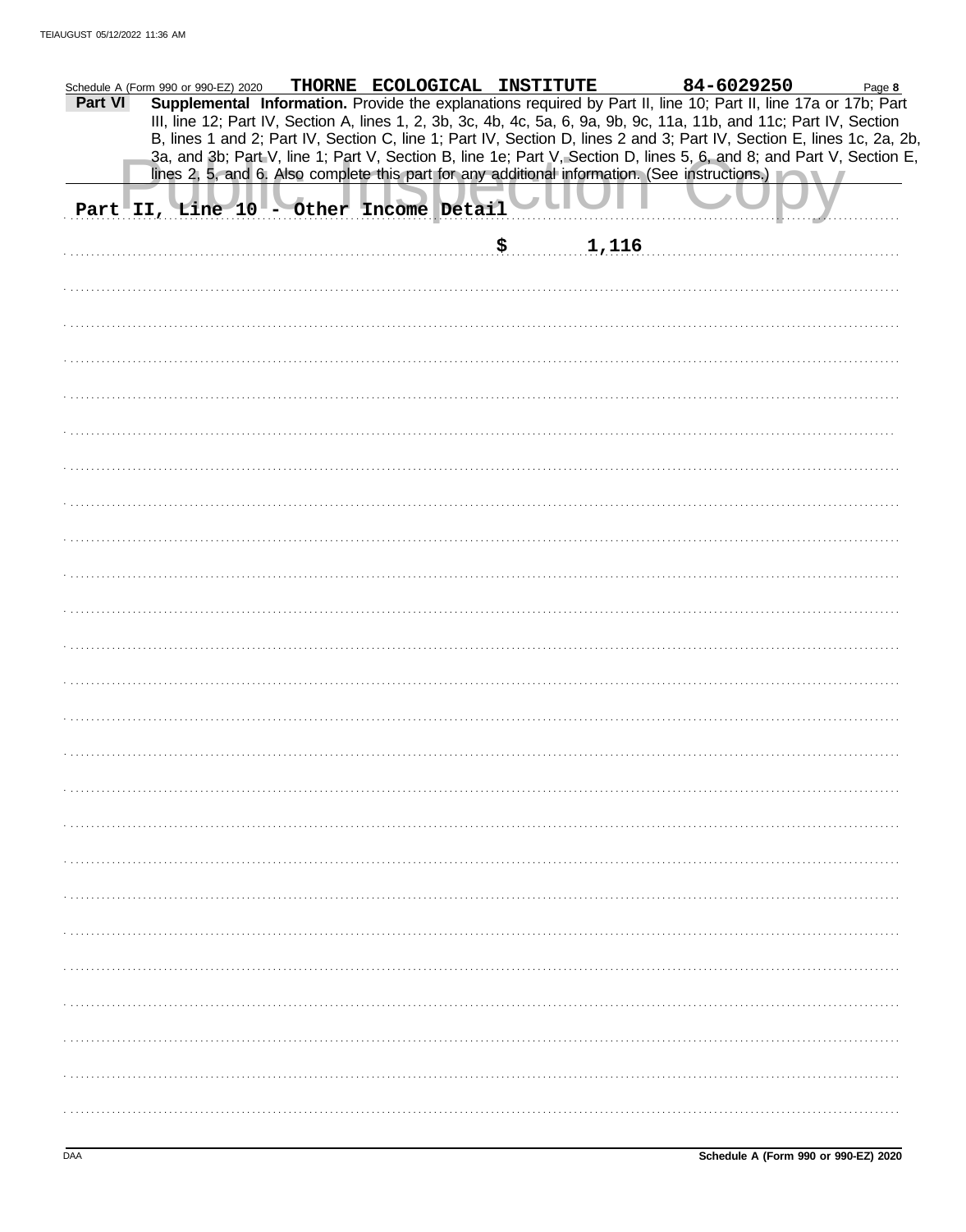Schedule A (Form 990 or 990-EZ) 2020 **THORNE ECOLOGICAL INSTITUTE** **84-6029250** Page **8**

**Part VI** **Supplemental Information.** Provide the explanations required by Part II, line 10; Part II, line 17a or 17b; Part III, line 12; Part IV, Section A, lines 1, 2, 3b, 3c, 4b, 4c, 5a, 6, 9a, 9b, 9c, 11a, 11b, and 11c; Part IV, Section B, lines 1 and 2; Part IV, Section C, line 1; Part IV, Section D, lines 2 and 3; Part IV, Section E, lines 1c, 2a, 2b, 3a, and 3b; Part V, line 1; Part V, Section B, line 1e; Part V, Section D, lines 5, 6, and 8; and Part V, Section E, lines 2, 5, and 6. Also complete this part for any additional information. (See instructions.)

Part II, Line 10 - Other Income Detail

$ 1,116

Schedule A (Form 990 or 990-EZ) 2020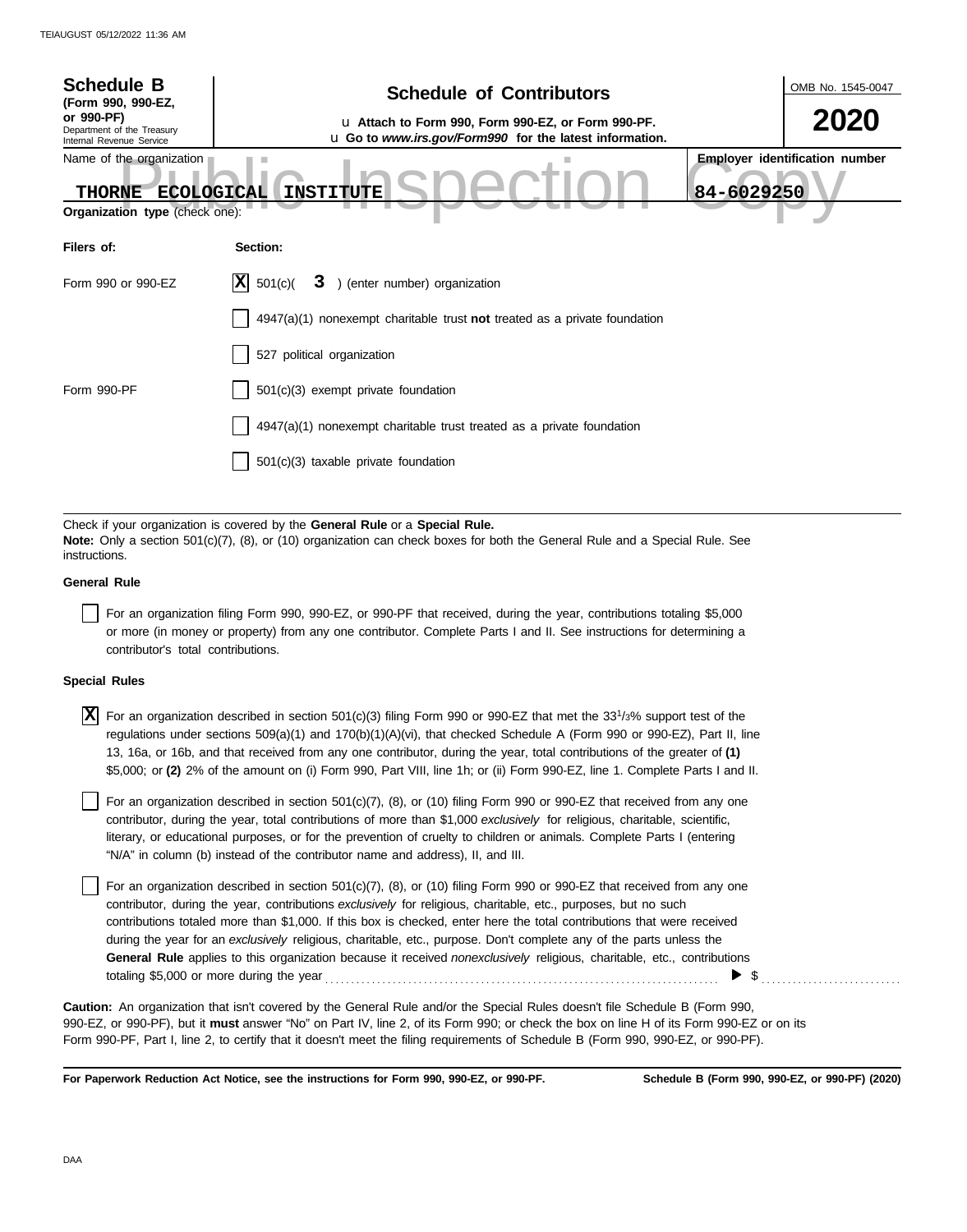# Schedule B

**(Form 990, 990-EZ, or 990-PF)**

Department of the Treasury
Internal Revenue Service

## Schedule of Contributors

u **Attach to Form 990, Form 990-EZ, or Form 990-PF.**
u **Go to *www.irs.gov/Form990* for the latest information.**

OMB No. 1545-0047

**2020**

Name of the organization: **THORNE ECOLOGICAL INSTITUTE**

**Employer identification number:** **84-6029250**

**Organization type** (check one):

| Filers of: | Section: |
|---|---|
| Form 990 or 990-EZ | [X] 501(c)( **3** ) (enter number) organization |
| | [ ] 4947(a)(1) nonexempt charitable trust **not** treated as a private foundation |
| | [ ] 527 political organization |
| Form 990-PF | [ ] 501(c)(3) exempt private foundation |
| | [ ] 4947(a)(1) nonexempt charitable trust treated as a private foundation |
| | [ ] 501(c)(3) taxable private foundation |

Check if your organization is covered by the **General Rule** or a **Special Rule.**

**Note:** Only a section 501(c)(7), (8), or (10) organization can check boxes for both the General Rule and a Special Rule. See instructions.

**General Rule**

[ ] For an organization filing Form 990, 990-EZ, or 990-PF that received, during the year, contributions totaling $5,000 or more (in money or property) from any one contributor. Complete Parts I and II. See instructions for determining a contributor's total contributions.

**Special Rules**

[X] For an organization described in section 501(c)(3) filing Form 990 or 990-EZ that met the 33 1/3% support test of the regulations under sections 509(a)(1) and 170(b)(1)(A)(vi), that checked Schedule A (Form 990 or 990-EZ), Part II, line 13, 16a, or 16b, and that received from any one contributor, during the year, total contributions of the greater of **(1)** $5,000; or **(2)** 2% of the amount on (i) Form 990, Part VIII, line 1h; or (ii) Form 990-EZ, line 1. Complete Parts I and II.

[ ] For an organization described in section 501(c)(7), (8), or (10) filing Form 990 or 990-EZ that received from any one contributor, during the year, total contributions of more than $1,000 *exclusively* for religious, charitable, scientific, literary, or educational purposes, or for the prevention of cruelty to children or animals. Complete Parts I (entering "N/A" in column (b) instead of the contributor name and address), II, and III.

[ ] For an organization described in section 501(c)(7), (8), or (10) filing Form 990 or 990-EZ that received from any one contributor, during the year, contributions *exclusively* for religious, charitable, etc., purposes, but no such contributions totaled more than $1,000. If this box is checked, enter here the total contributions that were received during the year for an *exclusively* religious, charitable, etc., purpose. Don't complete any of the parts unless the **General Rule** applies to this organization because it received *nonexclusively* religious, charitable, etc., contributions totaling $5,000 or more during the year ........ ▶ $ ..........

**Caution:** An organization that isn't covered by the General Rule and/or the Special Rules doesn't file Schedule B (Form 990, 990-EZ, or 990-PF), but it **must** answer "No" on Part IV, line 2, of its Form 990; or check the box on line H of its Form 990-EZ or on its Form 990-PF, Part I, line 2, to certify that it doesn't meet the filing requirements of Schedule B (Form 990, 990-EZ, or 990-PF).

**For Paperwork Reduction Act Notice, see the instructions for Form 990, 990-EZ, or 990-PF.**

**Schedule B (Form 990, 990-EZ, or 990-PF) (2020)**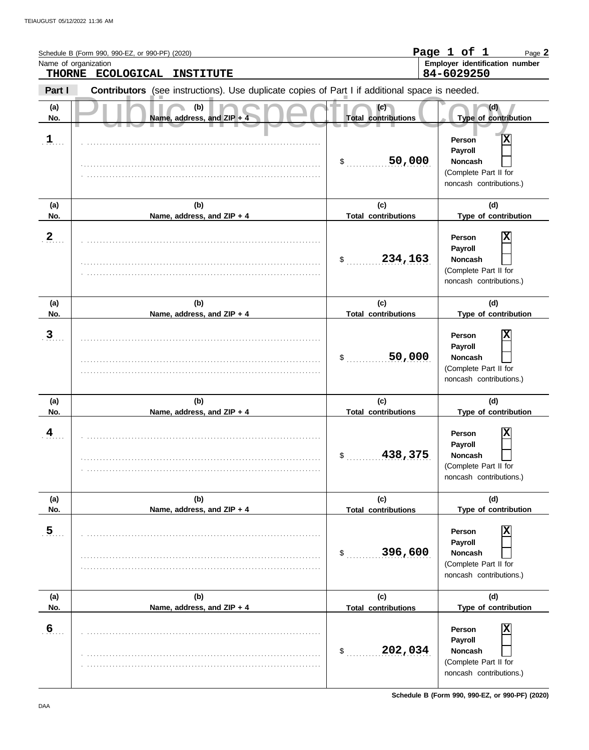Schedule B (Form 990, 990-EZ, or 990-PF) (2020)

Page 1 of 1

Name of organization: **THORNE ECOLOGICAL INSTITUTE**

Employer identification number: **84-6029250**

**Part I** **Contributors** (see instructions). Use duplicate copies of Part I if additional space is needed.

Public Inspection Copy

| (a) No. | (b) Name, address, and ZIP + 4 | (c) Total contributions | (d) Type of contribution |
|---|---|---|---|
| 1 | | $ 50,000 | Person [X] Payroll [ ] Noncash [ ] (Complete Part II for noncash contributions.) |
| 2 | | $ 234,163 | Person [X] Payroll [ ] Noncash [ ] (Complete Part II for noncash contributions.) |
| 3 | | $ 50,000 | Person [X] Payroll [ ] Noncash [ ] (Complete Part II for noncash contributions.) |
| 4 | | $ 438,375 | Person [X] Payroll [ ] Noncash [ ] (Complete Part II for noncash contributions.) |
| 5 | | $ 396,600 | Person [X] Payroll [ ] Noncash [ ] (Complete Part II for noncash contributions.) |
| 6 | | $ 202,034 | Person [X] Payroll [ ] Noncash [ ] (Complete Part II for noncash contributions.) |

Schedule B (Form 990, 990-EZ, or 990-PF) (2020)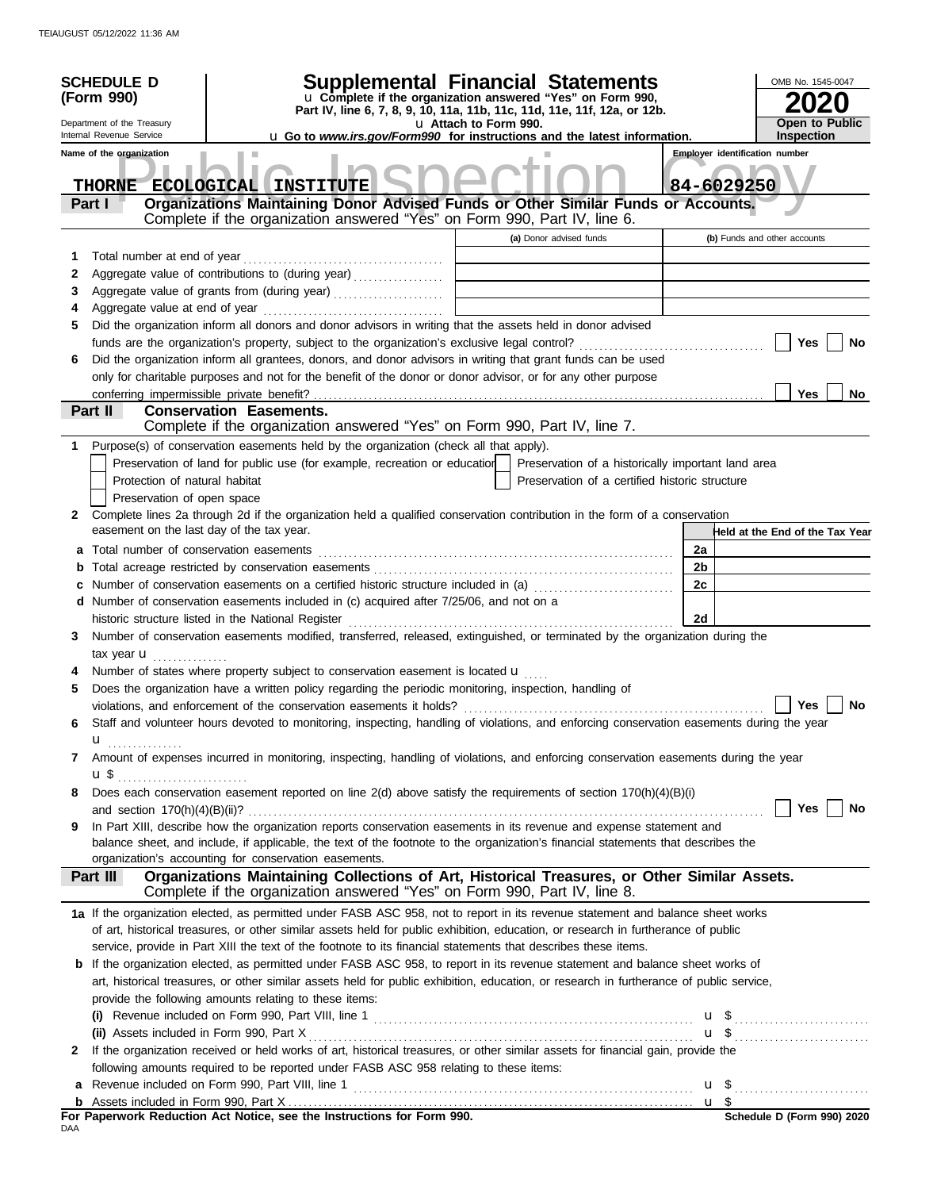**SCHEDULE D (Form 990)**

Department of the Treasury
Internal Revenue Service

# Supplemental Financial Statements

u Complete if the organization answered "Yes" on Form 990, Part IV, line 6, 7, 8, 9, 10, 11a, 11b, 11c, 11d, 11e, 11f, 12a, or 12b.
u Attach to Form 990.
u Go to *www.irs.gov/Form990* for instructions and the latest information.

OMB No. 1545-0047

**2020**

**Open to Public Inspection**

Name of the organization: THORNE ECOLOGICAL INSTITUTE

Employer identification number: 84-6029250

## Part I — Organizations Maintaining Donor Advised Funds or Other Similar Funds or Accounts.

Complete if the organization answered "Yes" on Form 990, Part IV, line 6.

| | | (a) Donor advised funds | (b) Funds and other accounts |
|---|---|---|---|
| 1 | Total number at end of year | | |
| 2 | Aggregate value of contributions to (during year) | | |
| 3 | Aggregate value of grants from (during year) | | |
| 4 | Aggregate value at end of year | | |

5 Did the organization inform all donors and donor advisors in writing that the assets held in donor advised funds are the organization's property, subject to the organization's exclusive legal control? ☐ Yes ☐ No

6 Did the organization inform all grantees, donors, and donor advisors in writing that grant funds can be used only for charitable purposes and not for the benefit of the donor or donor advisor, or for any other purpose conferring impermissible private benefit? ☐ Yes ☐ No

## Part II — Conservation Easements.

Complete if the organization answered "Yes" on Form 990, Part IV, line 7.

1 Purpose(s) of conservation easements held by the organization (check all that apply).

- ☐ Preservation of land for public use (for example, recreation or education)
- ☐ Protection of natural habitat
- ☐ Preservation of open space
- ☐ Preservation of a historically important land area
- ☐ Preservation of a certified historic structure

2 Complete lines 2a through 2d if the organization held a qualified conservation contribution in the form of a conservation easement on the last day of the tax year.

| | | | Held at the End of the Tax Year |
|---|---|---|---|
| a | Total number of conservation easements | 2a | |
| b | Total acreage restricted by conservation easements | 2b | |
| c | Number of conservation easements on a certified historic structure included in (a) | 2c | |
| d | Number of conservation easements included in (c) acquired after 7/25/06, and not on a historic structure listed in the National Register | 2d | |

3 Number of conservation easements modified, transferred, released, extinguished, or terminated by the organization during the tax year u

4 Number of states where property subject to conservation easement is located u

5 Does the organization have a written policy regarding the periodic monitoring, inspection, handling of violations, and enforcement of the conservation easements it holds? ☐ Yes ☐ No

6 Staff and volunteer hours devoted to monitoring, inspecting, handling of violations, and enforcing conservation easements during the year u

7 Amount of expenses incurred in monitoring, inspecting, handling of violations, and enforcing conservation easements during the year u $

8 Does each conservation easement reported on line 2(d) above satisfy the requirements of section 170(h)(4)(B)(i) and section 170(h)(4)(B)(ii)? ☐ Yes ☐ No

9 In Part XIII, describe how the organization reports conservation easements in its revenue and expense statement and balance sheet, and include, if applicable, the text of the footnote to the organization's financial statements that describes the organization's accounting for conservation easements.

## Part III — Organizations Maintaining Collections of Art, Historical Treasures, or Other Similar Assets.

Complete if the organization answered "Yes" on Form 990, Part IV, line 8.

1a If the organization elected, as permitted under FASB ASC 958, not to report in its revenue statement and balance sheet works of art, historical treasures, or other similar assets held for public exhibition, education, or research in furtherance of public service, provide in Part XIII the text of the footnote to its financial statements that describes these items.

b If the organization elected, as permitted under FASB ASC 958, to report in its revenue statement and balance sheet works of art, historical treasures, or other similar assets held for public exhibition, education, or research in furtherance of public service, provide the following amounts relating to these items:

(i) Revenue included on Form 990, Part VIII, line 1 u $

(ii) Assets included in Form 990, Part X u $

2 If the organization received or held works of art, historical treasures, or other similar assets for financial gain, provide the following amounts required to be reported under FASB ASC 958 relating to these items:

a Revenue included on Form 990, Part VIII, line 1 u $

b Assets included in Form 990, Part X u $

**For Paperwork Reduction Act Notice, see the Instructions for Form 990.**

DAA

**Schedule D (Form 990) 2020**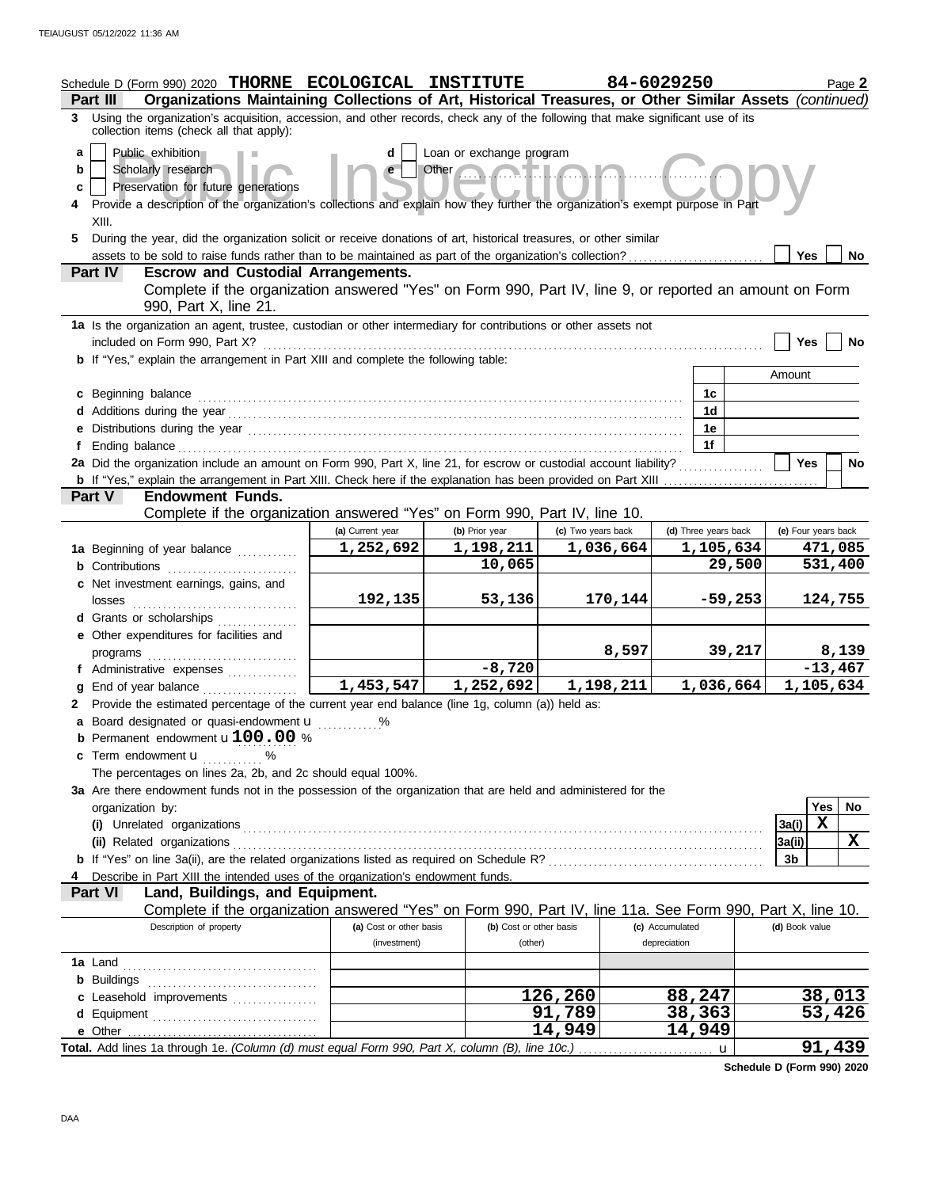Schedule D (Form 990) 2020 **THORNE ECOLOGICAL INSTITUTE** **84-6029250** Page **2**

**Part III** **Organizations Maintaining Collections of Art, Historical Treasures, or Other Similar Assets** *(continued)*

**3** Using the organization's acquisition, accession, and other records, check any of the following that make significant use of its collection items (check all that apply):

- **a** [ ] Public exhibition
- **b** [ ] Scholarly research
- **c** [ ] Preservation for future generations
- **d** [ ] Loan or exchange program
- **e** [ ] Other

**4** Provide a description of the organization's collections and explain how they further the organization's exempt purpose in Part XIII.

**5** During the year, did the organization solicit or receive donations of art, historical treasures, or other similar assets to be sold to raise funds rather than to be maintained as part of the organization's collection? [ ] Yes [ ] No

**Part IV** **Escrow and Custodial Arrangements.**

Complete if the organization answered "Yes" on Form 990, Part IV, line 9, or reported an amount on Form 990, Part X, line 21.

**1a** Is the organization an agent, trustee, custodian or other intermediary for contributions or other assets not included on Form 990, Part X? [ ] Yes [ ] No

**b** If "Yes," explain the arrangement in Part XIII and complete the following table:

| | | Amount |
|---|---|---|
| **c** Beginning balance | 1c | |
| **d** Additions during the year | 1d | |
| **e** Distributions during the year | 1e | |
| **f** Ending balance | 1f | |

**2a** Did the organization include an amount on Form 990, Part X, line 21, for escrow or custodial account liability? [ ] Yes [ ] No

**b** If "Yes," explain the arrangement in Part XIII. Check here if the explanation has been provided on Part XIII

**Part V** **Endowment Funds.**

Complete if the organization answered "Yes" on Form 990, Part IV, line 10.

| | (a) Current year | (b) Prior year | (c) Two years back | (d) Three years back | (e) Four years back |
|---|---|---|---|---|---|
| **1a** Beginning of year balance | 1,252,692 | 1,198,211 | 1,036,664 | 1,105,634 | 471,085 |
| **b** Contributions | | 10,065 | | 29,500 | 531,400 |
| **c** Net investment earnings, gains, and losses | 192,135 | 53,136 | 170,144 | -59,253 | 124,755 |
| **d** Grants or scholarships | | | | | |
| **e** Other expenditures for facilities and programs | | | 8,597 | 39,217 | 8,139 |
| **f** Administrative expenses | | -8,720 | | | -13,467 |
| **g** End of year balance | 1,453,547 | 1,252,692 | 1,198,211 | 1,036,664 | 1,105,634 |

**2** Provide the estimated percentage of the current year end balance (line 1g, column (a)) held as:

- **a** Board designated or quasi-endowment ............%
- **b** Permanent endowment **100.00** %
- **c** Term endowment ............ %

The percentages on lines 2a, 2b, and 2c should equal 100%.

**3a** Are there endowment funds not in the possession of the organization that are held and administered for the organization by:

| | | Yes | No |
|---|---|---|---|
| **(i)** Unrelated organizations | 3a(i) | X | |
| **(ii)** Related organizations | 3a(ii) | | X |
| **b** If "Yes" on line 3a(ii), are the related organizations listed as required on Schedule R? | 3b | | |

**4** Describe in Part XIII the intended uses of the organization's endowment funds.

**Part VI** **Land, Buildings, and Equipment.**

Complete if the organization answered "Yes" on Form 990, Part IV, line 11a. See Form 990, Part X, line 10.

| Description of property | (a) Cost or other basis (investment) | (b) Cost or other basis (other) | (c) Accumulated depreciation | (d) Book value |
|---|---|---|---|---|
| **1a** Land | | | | |
| **b** Buildings | | | | |
| **c** Leasehold improvements | | 126,260 | 88,247 | 38,013 |
| **d** Equipment | | 91,789 | 38,363 | 53,426 |
| **e** Other | | 14,949 | 14,949 | |
| **Total.** Add lines 1a through 1e. *(Column (d) must equal Form 990, Part X, column (B), line 10c.)* | | | | 91,439 |

**Schedule D (Form 990) 2020**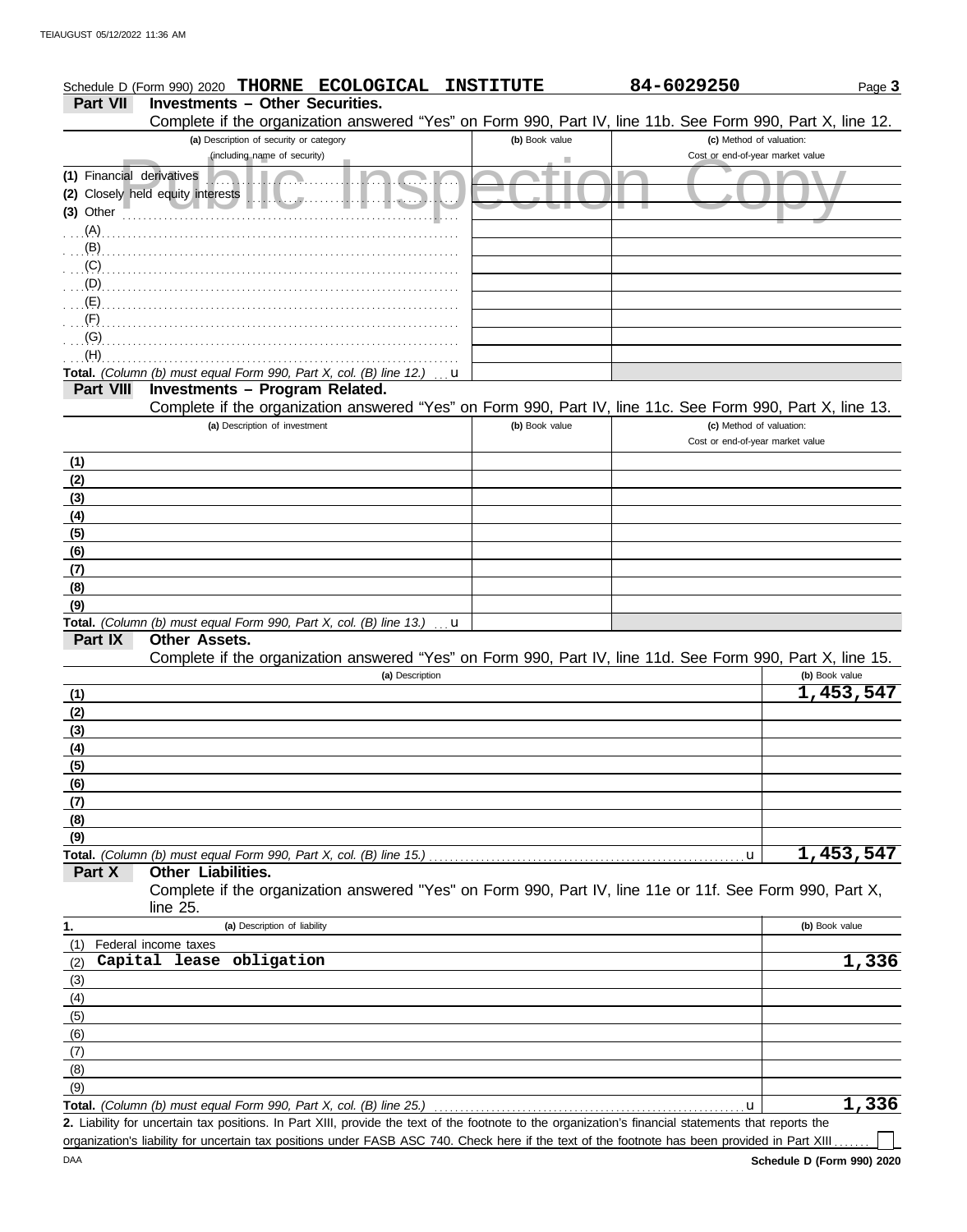Schedule D (Form 990) 2020 **THORNE ECOLOGICAL INSTITUTE** 84-6029250 Page **3**

## Part VII Investments – Other Securities.

Complete if the organization answered "Yes" on Form 990, Part IV, line 11b. See Form 990, Part X, line 12.

| (a) Description of security or category (including name of security) | (b) Book value | (c) Method of valuation: Cost or end-of-year market value |
|---|---|---|
| (1) Financial derivatives | | |
| (2) Closely held equity interests | | |
| (3) Other | | |
| (A) | | |
| (B) | | |
| (C) | | |
| (D) | | |
| (E) | | |
| (F) | | |
| (G) | | |
| (H) | | |
| **Total.** *(Column (b) must equal Form 990, Part X, col. (B) line 12.)* u | | |

## Part VIII Investments – Program Related.

Complete if the organization answered "Yes" on Form 990, Part IV, line 11c. See Form 990, Part X, line 13.

| (a) Description of investment | (b) Book value | (c) Method of valuation: Cost or end-of-year market value |
|---|---|---|
| (1) | | |
| (2) | | |
| (3) | | |
| (4) | | |
| (5) | | |
| (6) | | |
| (7) | | |
| (8) | | |
| (9) | | |
| **Total.** *(Column (b) must equal Form 990, Part X, col. (B) line 13.)* u | | |

## Part IX Other Assets.

Complete if the organization answered "Yes" on Form 990, Part IV, line 11d. See Form 990, Part X, line 15.

| (a) Description | (b) Book value |
|---|---|
| (1) | 1,453,547 |
| (2) | |
| (3) | |
| (4) | |
| (5) | |
| (6) | |
| (7) | |
| (8) | |
| (9) | |
| **Total.** *(Column (b) must equal Form 990, Part X, col. (B) line 15.)* u | 1,453,547 |

## Part X Other Liabilities.

Complete if the organization answered "Yes" on Form 990, Part IV, line 11e or 11f. See Form 990, Part X, line 25.

| 1. (a) Description of liability | (b) Book value |
|---|---|
| (1) Federal income taxes | |
| (2) Capital lease obligation | 1,336 |
| (3) | |
| (4) | |
| (5) | |
| (6) | |
| (7) | |
| (8) | |
| (9) | |
| **Total.** *(Column (b) must equal Form 990, Part X, col. (B) line 25.)* u | 1,336 |

**2.** Liability for uncertain tax positions. In Part XIII, provide the text of the footnote to the organization's financial statements that reports the organization's liability for uncertain tax positions under FASB ASC 740. Check here if the text of the footnote has been provided in Part XIII ☐

**Schedule D (Form 990) 2020**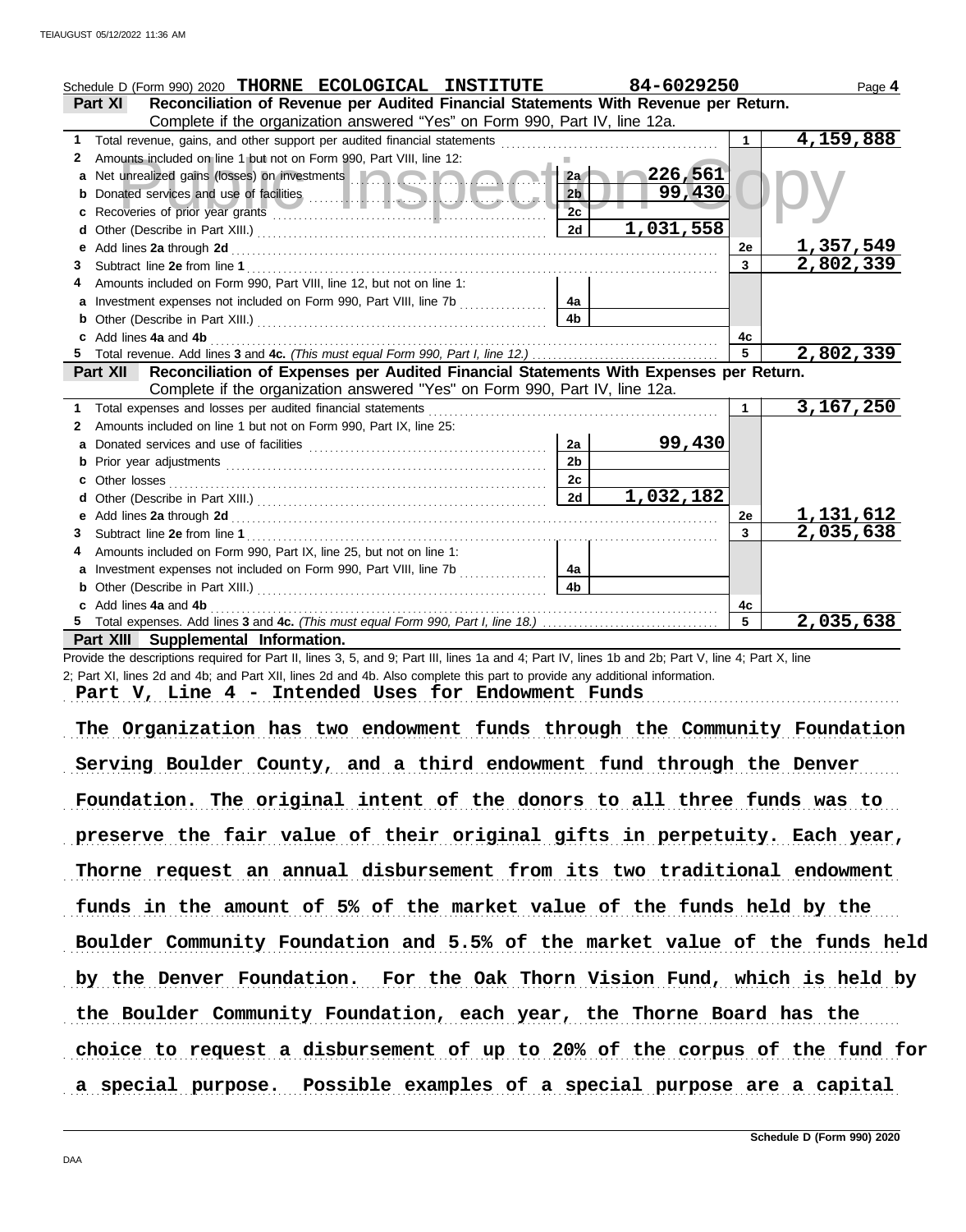Schedule D (Form 990) 2020 **THORNE ECOLOGICAL INSTITUTE** **84-6029250** Page **4**

## Part XI Reconciliation of Revenue per Audited Financial Statements With Revenue per Return.

Complete if the organization answered "Yes" on Form 990, Part IV, line 12a.

| | | | | | |
|---|---|---|---|---|---|
| **1** | Total revenue, gains, and other support per audited financial statements | | | 1 | **4,159,888** |
| **2** | Amounts included on line 1 but not on Form 990, Part VIII, line 12: | | | | |
| **a** | Net unrealized gains (losses) on investments | 2a | **226,561** | | |
| **b** | Donated services and use of facilities | 2b | **99,430** | | |
| **c** | Recoveries of prior year grants | 2c | | | |
| **d** | Other (Describe in Part XIII.) | 2d | **1,031,558** | | |
| **e** | Add lines **2a** through **2d** | | | 2e | **1,357,549** |
| **3** | Subtract line **2e** from line **1** | | | 3 | **2,802,339** |
| **4** | Amounts included on Form 990, Part VIII, line 12, but not on line 1: | | | | |
| **a** | Investment expenses not included on Form 990, Part VIII, line 7b | 4a | | | |
| **b** | Other (Describe in Part XIII.) | 4b | | | |
| **c** | Add lines **4a** and **4b** | | | 4c | |
| **5** | Total revenue. Add lines **3** and **4c.** *(This must equal Form 990, Part I, line 12.)* | | | 5 | **2,802,339** |

## Part XII Reconciliation of Expenses per Audited Financial Statements With Expenses per Return.

Complete if the organization answered "Yes" on Form 990, Part IV, line 12a.

| | | | | | |
|---|---|---|---|---|---|
| **1** | Total expenses and losses per audited financial statements | | | 1 | **3,167,250** |
| **2** | Amounts included on line 1 but not on Form 990, Part IX, line 25: | | | | |
| **a** | Donated services and use of facilities | 2a | **99,430** | | |
| **b** | Prior year adjustments | 2b | | | |
| **c** | Other losses | 2c | | | |
| **d** | Other (Describe in Part XIII.) | 2d | **1,032,182** | | |
| **e** | Add lines **2a** through **2d** | | | 2e | **1,131,612** |
| **3** | Subtract line **2e** from line **1** | | | 3 | **2,035,638** |
| **4** | Amounts included on Form 990, Part IX, line 25, but not on line 1: | | | | |
| **a** | Investment expenses not included on Form 990, Part VIII, line 7b | 4a | | | |
| **b** | Other (Describe in Part XIII.) | 4b | | | |
| **c** | Add lines **4a** and **4b** | | | 4c | |
| **5** | Total expenses. Add lines **3** and **4c.** *(This must equal Form 990, Part I, line 18.)* | | | 5 | **2,035,638** |

## Part XIII Supplemental Information.

Provide the descriptions required for Part II, lines 3, 5, and 9; Part III, lines 1a and 4; Part IV, lines 1b and 2b; Part V, line 4; Part X, line 2; Part XI, lines 2d and 4b; and Part XII, lines 2d and 4b. Also complete this part to provide any additional information.

**Part V, Line 4 - Intended Uses for Endowment Funds**

The Organization has two endowment funds through the Community Foundation Serving Boulder County, and a third endowment fund through the Denver Foundation. The original intent of the donors to all three funds was to preserve the fair value of their original gifts in perpetuity. Each year, Thorne request an annual disbursement from its two traditional endowment funds in the amount of 5% of the market value of the funds held by the Boulder Community Foundation and 5.5% of the market value of the funds held by the Denver Foundation. For the Oak Thorn Vision Fund, which is held by the Boulder Community Foundation, each year, the Thorne Board has the choice to request a disbursement of up to 20% of the corpus of the fund for a special purpose. Possible examples of a special purpose are a capital

Schedule D (Form 990) 2020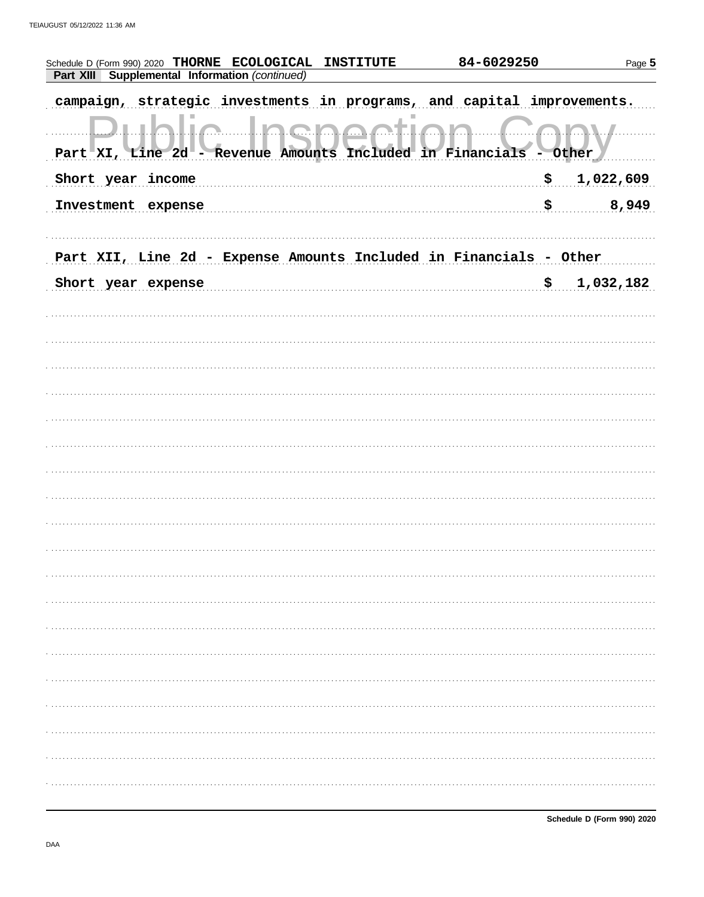Schedule D (Form 990) 2020 **THORNE ECOLOGICAL INSTITUTE** 84-6029250

**Part XIII Supplemental Information** *(continued)*

campaign, strategic investments in programs, and capital improvements.

Part XI, Line 2d - Revenue Amounts Included in Financials - Other

| | |
|---|---|
| Short year income | $ 1,022,609 |
| Investment expense | $ 8,949 |

Part XII, Line 2d - Expense Amounts Included in Financials - Other

| | |
|---|---|
| Short year expense | $ 1,032,182 |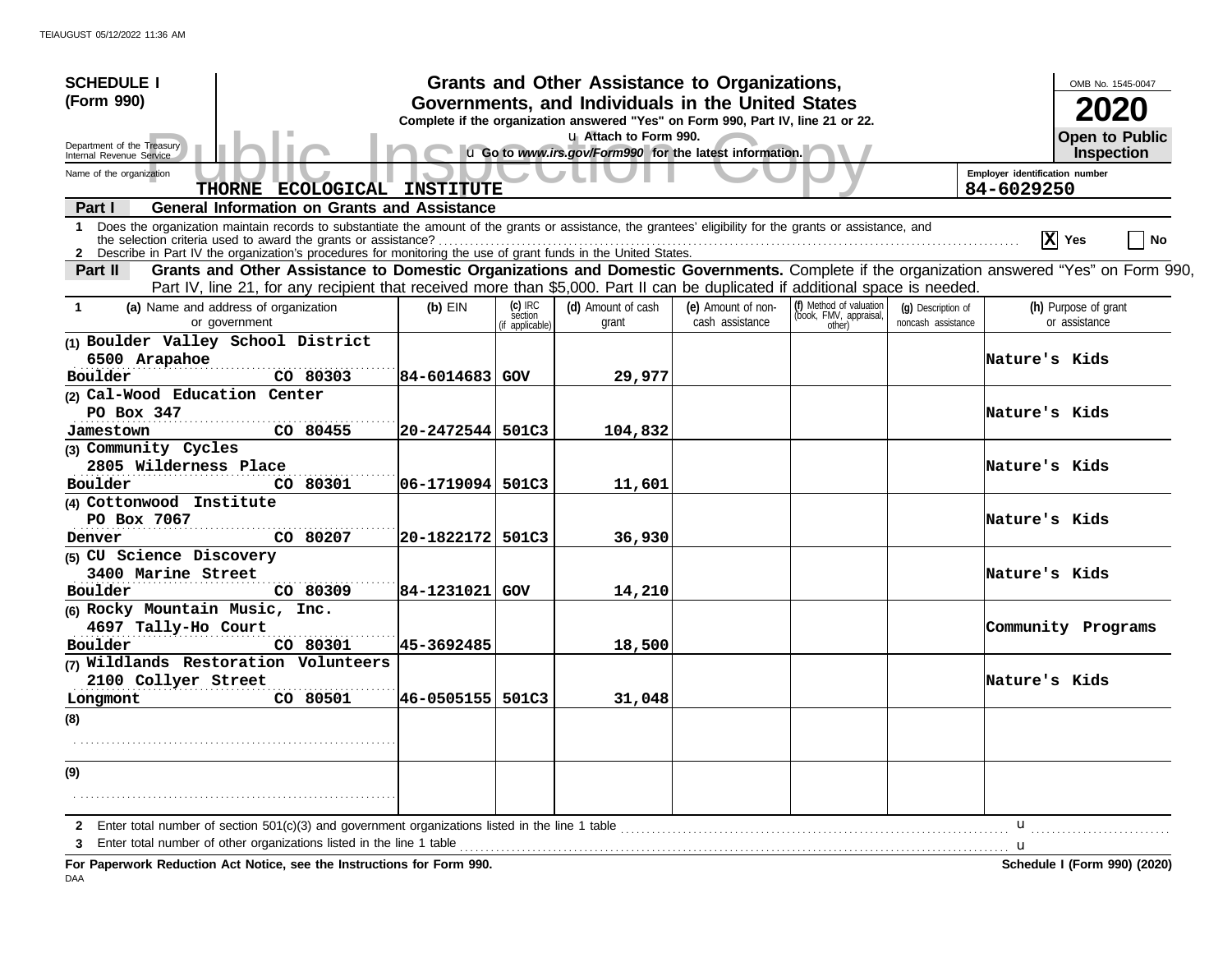**SCHEDULE I (Form 990)**

Department of the Treasury
Internal Revenue Service

# Grants and Other Assistance to Organizations, Governments, and Individuals in the United States

**Complete if the organization answered "Yes" on Form 990, Part IV, line 21 or 22.**
u Attach to Form 990.
u Go to *www.irs.gov/Form990* for the latest information.

OMB No. 1545-0047
**2020**
**Open to Public Inspection**

Name of the organization: **THORNE ECOLOGICAL INSTITUTE**
Employer identification number: **84-6029250**

**Part I — General Information on Grants and Assistance**

1 Does the organization maintain records to substantiate the amount of the grants or assistance, the grantees' eligibility for the grants or assistance, and the selection criteria used to award the grants or assistance? [X] Yes [ ] No

2 Describe in Part IV the organization's procedures for monitoring the use of grant funds in the United States.

**Part II — Grants and Other Assistance to Domestic Organizations and Domestic Governments.** Complete if the organization answered "Yes" on Form 990, Part IV, line 21, for any recipient that received more than $5,000. Part II can be duplicated if additional space is needed.

| 1 (a) Name and address of organization or government | (b) EIN | (c) IRC section (if applicable) | (d) Amount of cash grant | (e) Amount of non-cash assistance | (f) Method of valuation (book, FMV, appraisal, other) | (g) Description of noncash assistance | (h) Purpose of grant or assistance |
|---|---|---|---|---|---|---|---|
| (1) Boulder Valley School District 6500 Arapahoe Boulder CO 80303 | 84-6014683 | GOV | 29,977 | | | | Nature's Kids |
| (2) Cal-Wood Education Center PO Box 347 Jamestown CO 80455 | 20-2472544 | 501C3 | 104,832 | | | | Nature's Kids |
| (3) Community Cycles 2805 Wilderness Place Boulder CO 80301 | 06-1719094 | 501C3 | 11,601 | | | | Nature's Kids |
| (4) Cottonwood Institute PO Box 7067 Denver CO 80207 | 20-1822172 | 501C3 | 36,930 | | | | Nature's Kids |
| (5) CU Science Discovery 3400 Marine Street Boulder CO 80309 | 84-1231021 | GOV | 14,210 | | | | Nature's Kids |
| (6) Rocky Mountain Music, Inc. 4697 Tally-Ho Court Boulder CO 80301 | 45-3692485 | | 18,500 | | | | Community Programs |
| (7) Wildlands Restoration Volunteers 2100 Collyer Street Longmont CO 80501 | 46-0505155 | 501C3 | 31,048 | | | | Nature's Kids |
| (8) | | | | | | | |
| (9) | | | | | | | |

2 Enter total number of section 501(c)(3) and government organizations listed in the line 1 table u

3 Enter total number of other organizations listed in the line 1 table u

**For Paperwork Reduction Act Notice, see the Instructions for Form 990.** **Schedule I (Form 990) (2020)**

DAA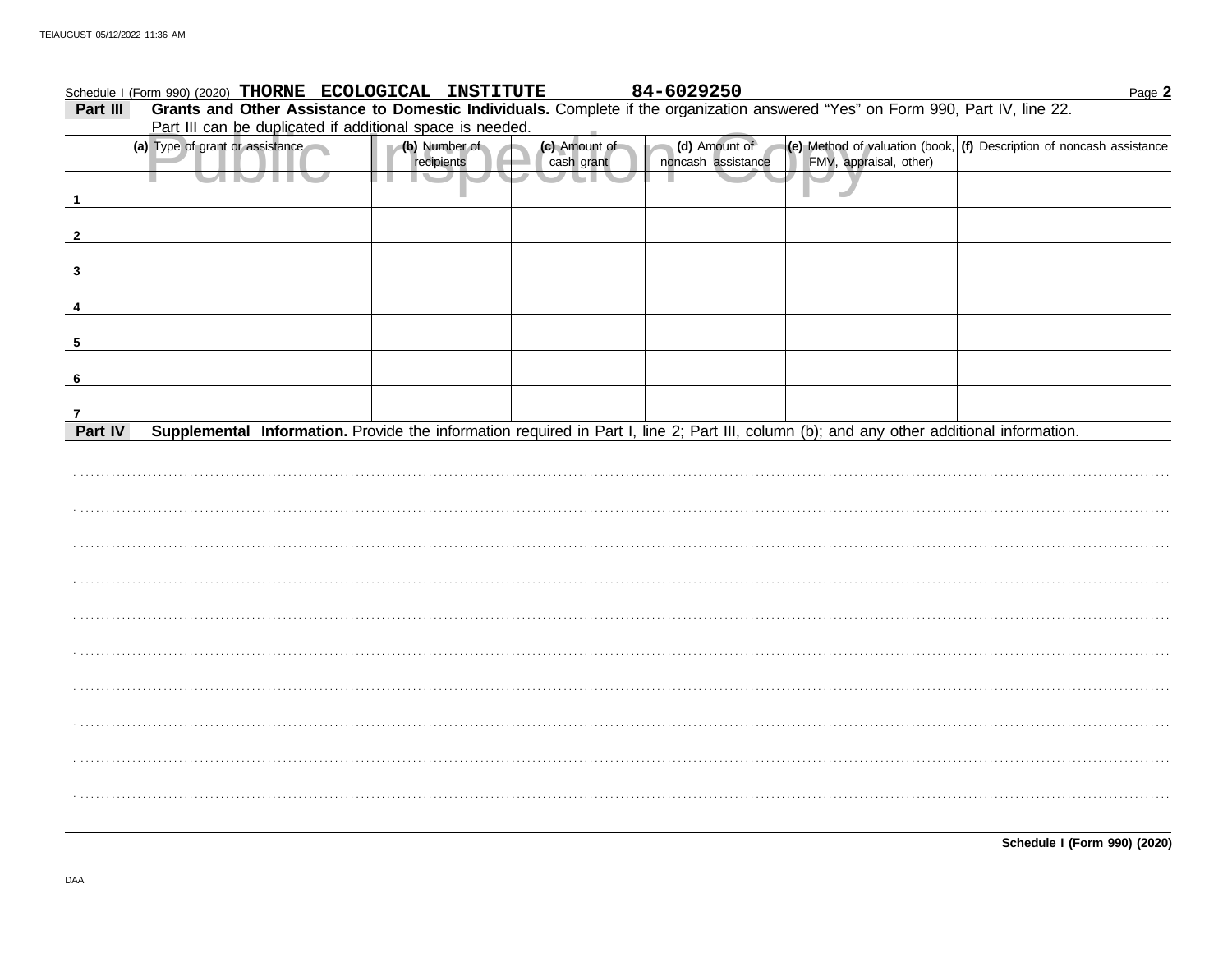Schedule I (Form 990) (2020) **THORNE ECOLOGICAL INSTITUTE** 84-6029250 Page **2**

**Part III** **Grants and Other Assistance to Domestic Individuals.** Complete if the organization answered "Yes" on Form 990, Part IV, line 22. Part III can be duplicated if additional space is needed.

| (a) Type of grant or assistance | (b) Number of recipients | (c) Amount of cash grant | (d) Amount of noncash assistance | (e) Method of valuation (book, FMV, appraisal, other) | (f) Description of noncash assistance |
|---|---|---|---|---|---|
| 1 | | | | | |
| 2 | | | | | |
| 3 | | | | | |
| 4 | | | | | |
| 5 | | | | | |
| 6 | | | | | |
| 7 | | | | | |

**Part IV** **Supplemental Information.** Provide the information required in Part I, line 2; Part III, column (b); and any other additional information.

**Schedule I (Form 990) (2020)**

DAA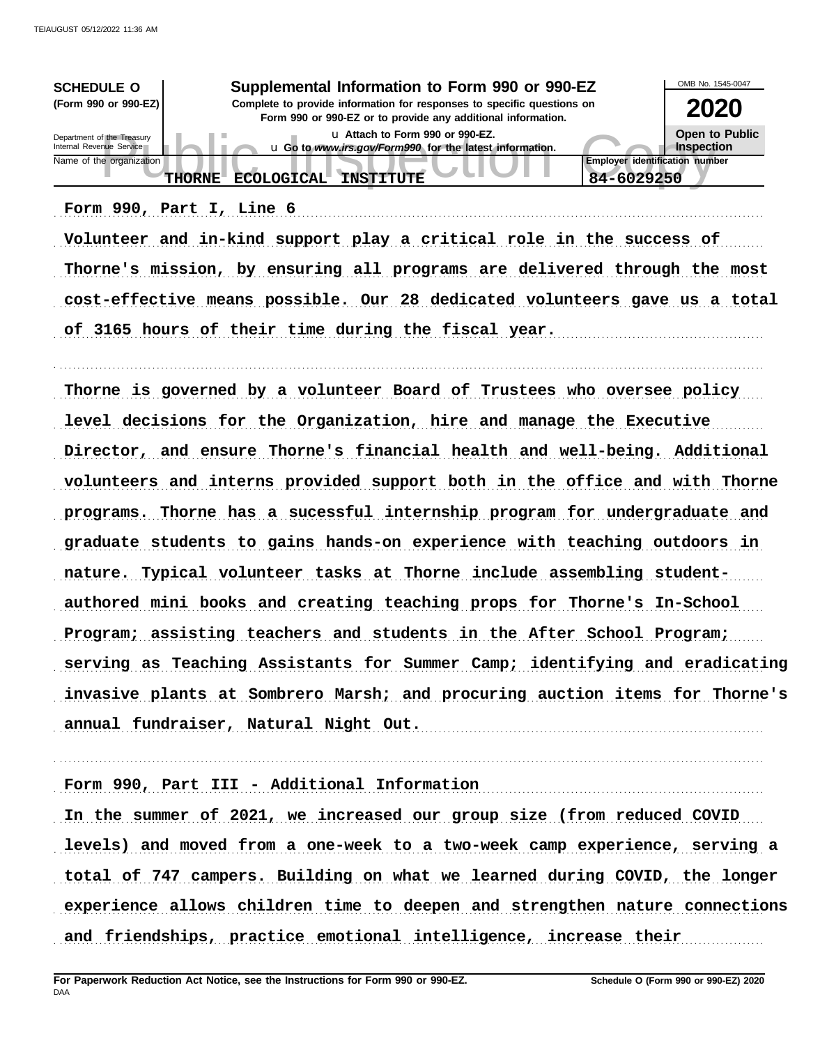**SCHEDULE O (Form 990 or 990-EZ)**

Department of the Treasury
Internal Revenue Service

# Supplemental Information to Form 990 or 990-EZ

**Complete to provide information for responses to specific questions on Form 990 or 990-EZ or to provide any additional information.**

u Attach to Form 990 or 990-EZ.

u Go to *www.irs.gov/Form990* for the latest information.

OMB No. 1545-0047

**2020**

**Open to Public Inspection**

| Name of the organization | Employer identification number |
|---|---|
| THORNE ECOLOGICAL INSTITUTE | 84-6029250 |

Form 990, Part I, Line 6

Volunteer and in-kind support play a critical role in the success of Thorne's mission, by ensuring all programs are delivered through the most cost-effective means possible. Our 28 dedicated volunteers gave us a total of 3165 hours of their time during the fiscal year.

Thorne is governed by a volunteer Board of Trustees who oversee policy level decisions for the Organization, hire and manage the Executive Director, and ensure Thorne's financial health and well-being. Additional volunteers and interns provided support both in the office and with Thorne programs. Thorne has a sucessful internship program for undergraduate and graduate students to gains hands-on experience with teaching outdoors in nature. Typical volunteer tasks at Thorne include assembling student-authored mini books and creating teaching props for Thorne's In-School Program; assisting teachers and students in the After School Program; serving as Teaching Assistants for Summer Camp; identifying and eradicating invasive plants at Sombrero Marsh; and procuring auction items for Thorne's annual fundraiser, Natural Night Out.

Form 990, Part III - Additional Information

In the summer of 2021, we increased our group size (from reduced COVID levels) and moved from a one-week to a two-week camp experience, serving a total of 747 campers. Building on what we learned during COVID, the longer experience allows children time to deepen and strengthen nature connections and friendships, practice emotional intelligence, increase their

**For Paperwork Reduction Act Notice, see the Instructions for Form 990 or 990-EZ.** **Schedule O (Form 990 or 990-EZ) 2020**

DAA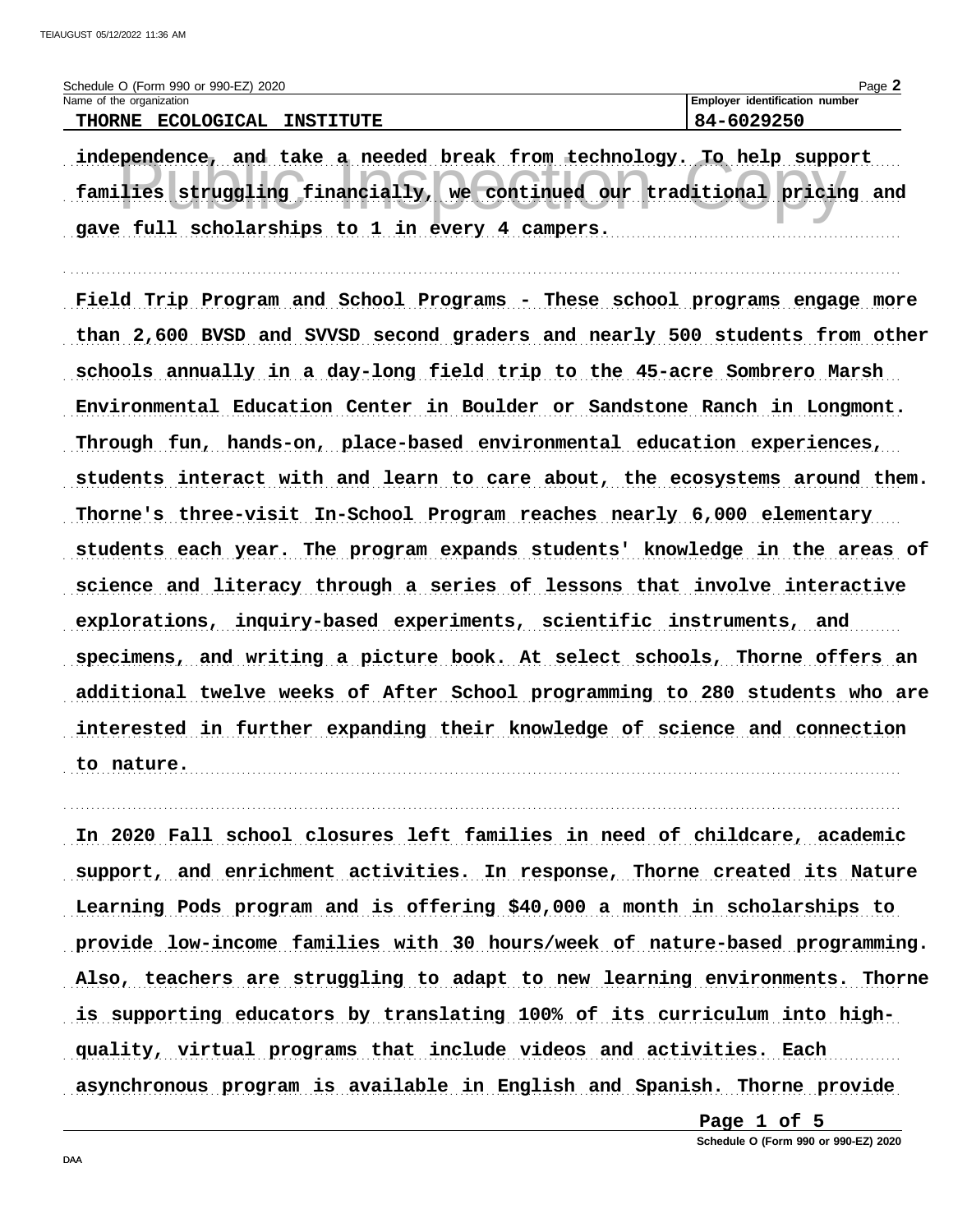Schedule O (Form 990 or 990-EZ) 2020

Name of the organization: **THORNE ECOLOGICAL INSTITUTE**

Employer identification number: **84-6029250**

independence, and take a needed break from technology. To help support families struggling financially, we continued our traditional pricing and gave full scholarships to 1 in every 4 campers.

Field Trip Program and School Programs - These school programs engage more than 2,600 BVSD and SVVSD second graders and nearly 500 students from other schools annually in a day-long field trip to the 45-acre Sombrero Marsh Environmental Education Center in Boulder or Sandstone Ranch in Longmont. Through fun, hands-on, place-based environmental education experiences, students interact with and learn to care about, the ecosystems around them. Thorne's three-visit In-School Program reaches nearly 6,000 elementary students each year. The program expands students' knowledge in the areas of science and literacy through a series of lessons that involve interactive explorations, inquiry-based experiments, scientific instruments, and specimens, and writing a picture book. At select schools, Thorne offers an additional twelve weeks of After School programming to 280 students who are interested in further expanding their knowledge of science and connection to nature.

In 2020 Fall school closures left families in need of childcare, academic support, and enrichment activities. In response, Thorne created its Nature Learning Pods program and is offering $40,000 a month in scholarships to provide low-income families with 30 hours/week of nature-based programming. Also, teachers are struggling to adapt to new learning environments. Thorne is supporting educators by translating 100% of its curriculum into high-quality, virtual programs that include videos and activities. Each asynchronous program is available in English and Spanish. Thorne provide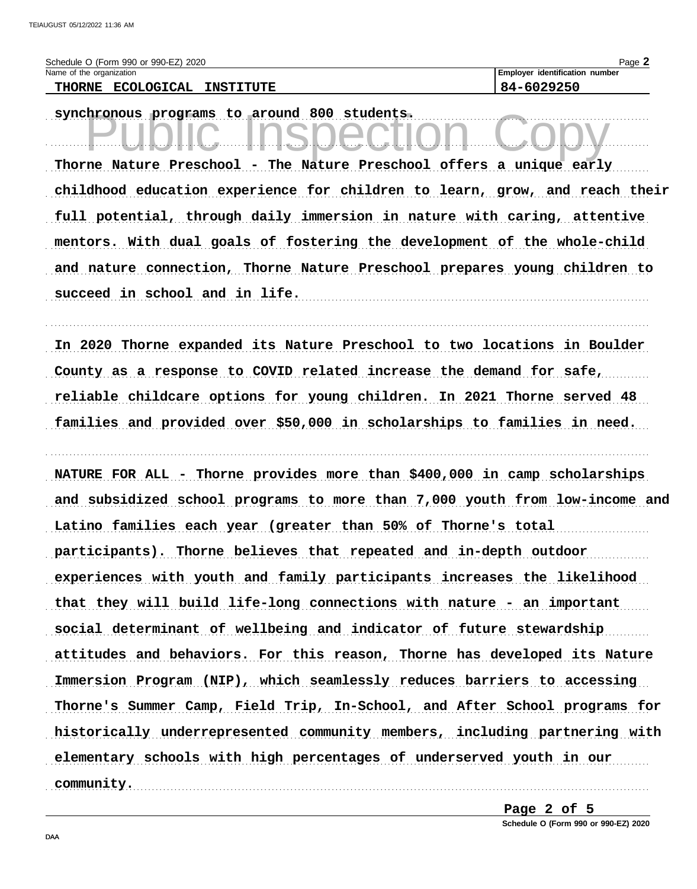Schedule O (Form 990 or 990-EZ) 2020

Name of the organization: **THORNE ECOLOGICAL INSTITUTE**

Employer identification number: **84-6029250**

synchronous programs to around 800 students.

Thorne Nature Preschool - The Nature Preschool offers a unique early childhood education experience for children to learn, grow, and reach their full potential, through daily immersion in nature with caring, attentive mentors. With dual goals of fostering the development of the whole-child and nature connection, Thorne Nature Preschool prepares young children to succeed in school and in life.

In 2020 Thorne expanded its Nature Preschool to two locations in Boulder County as a response to COVID related increase the demand for safe, reliable childcare options for young children. In 2021 Thorne served 48 families and provided over $50,000 in scholarships to families in need.

NATURE FOR ALL - Thorne provides more than $400,000 in camp scholarships and subsidized school programs to more than 7,000 youth from low-income and Latino families each year (greater than 50% of Thorne's total participants). Thorne believes that repeated and in-depth outdoor experiences with youth and family participants increases the likelihood that they will build life-long connections with nature - an important social determinant of wellbeing and indicator of future stewardship attitudes and behaviors. For this reason, Thorne has developed its Nature Immersion Program (NIP), which seamlessly reduces barriers to accessing Thorne's Summer Camp, Field Trip, In-School, and After School programs for historically underrepresented community members, including partnering with elementary schools with high percentages of underserved youth in our community.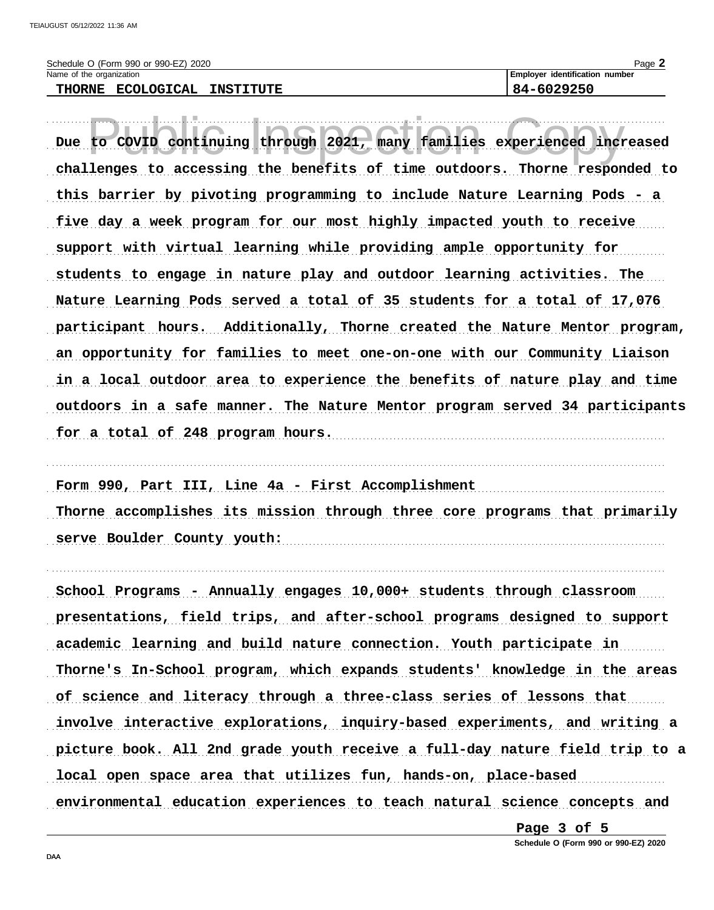Schedule O (Form 990 or 990-EZ) 2020

Name of the organization: THORNE ECOLOGICAL INSTITUTE

Employer identification number: 84-6029250

Due to COVID continuing through 2021, many families experienced increased challenges to accessing the benefits of time outdoors. Thorne responded to this barrier by pivoting programming to include Nature Learning Pods - a five day a week program for our most highly impacted youth to receive support with virtual learning while providing ample opportunity for students to engage in nature play and outdoor learning activities. The Nature Learning Pods served a total of 35 students for a total of 17,076 participant hours. Additionally, Thorne created the Nature Mentor program, an opportunity for families to meet one-on-one with our Community Liaison in a local outdoor area to experience the benefits of nature play and time outdoors in a safe manner. The Nature Mentor program served 34 participants for a total of 248 program hours.

Form 990, Part III, Line 4a - First Accomplishment

Thorne accomplishes its mission through three core programs that primarily serve Boulder County youth:

School Programs - Annually engages 10,000+ students through classroom presentations, field trips, and after-school programs designed to support academic learning and build nature connection. Youth participate in Thorne's In-School program, which expands students' knowledge in the areas of science and literacy through a three-class series of lessons that involve interactive explorations, inquiry-based experiments, and writing a picture book. All 2nd grade youth receive a full-day nature field trip to a local open space area that utilizes fun, hands-on, place-based environmental education experiences to teach natural science concepts and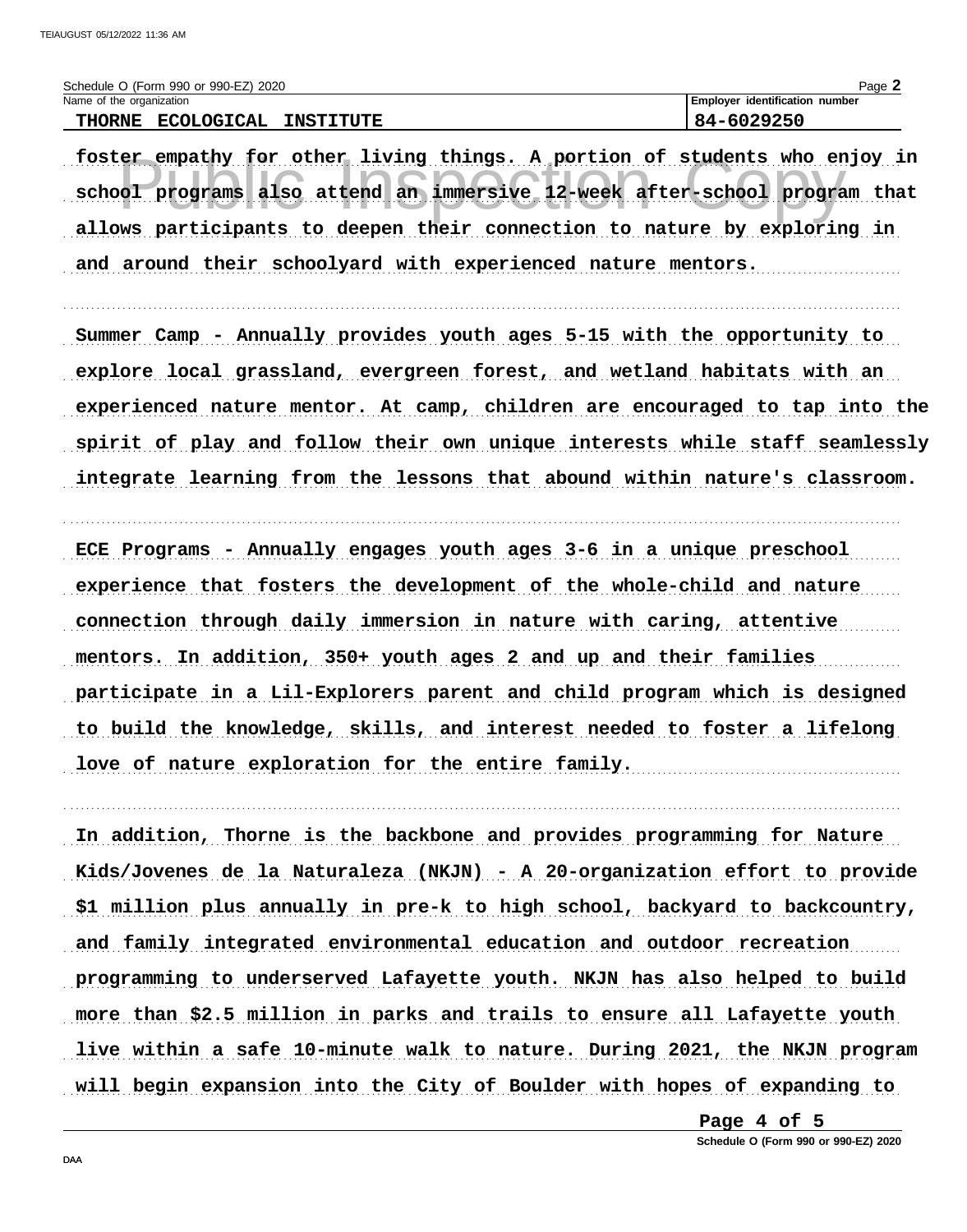Schedule O (Form 990 or 990-EZ) 2020

Name of the organization: THORNE ECOLOGICAL INSTITUTE

Employer identification number: 84-6029250

foster empathy for other living things. A portion of students who enjoy in school programs also attend an immersive 12-week after-school program that allows participants to deepen their connection to nature by exploring in and around their schoolyard with experienced nature mentors.

Summer Camp - Annually provides youth ages 5-15 with the opportunity to explore local grassland, evergreen forest, and wetland habitats with an experienced nature mentor. At camp, children are encouraged to tap into the spirit of play and follow their own unique interests while staff seamlessly integrate learning from the lessons that abound within nature's classroom.

ECE Programs - Annually engages youth ages 3-6 in a unique preschool experience that fosters the development of the whole-child and nature connection through daily immersion in nature with caring, attentive mentors. In addition, 350+ youth ages 2 and up and their families participate in a Lil-Explorers parent and child program which is designed to build the knowledge, skills, and interest needed to foster a lifelong love of nature exploration for the entire family.

In addition, Thorne is the backbone and provides programming for Nature Kids/Jovenes de la Naturaleza (NKJN) - A 20-organization effort to provide $1 million plus annually in pre-k to high school, backyard to backcountry, and family integrated environmental education and outdoor recreation programming to underserved Lafayette youth. NKJN has also helped to build more than $2.5 million in parks and trails to ensure all Lafayette youth live within a safe 10-minute walk to nature. During 2021, the NKJN program will begin expansion into the City of Boulder with hopes of expanding to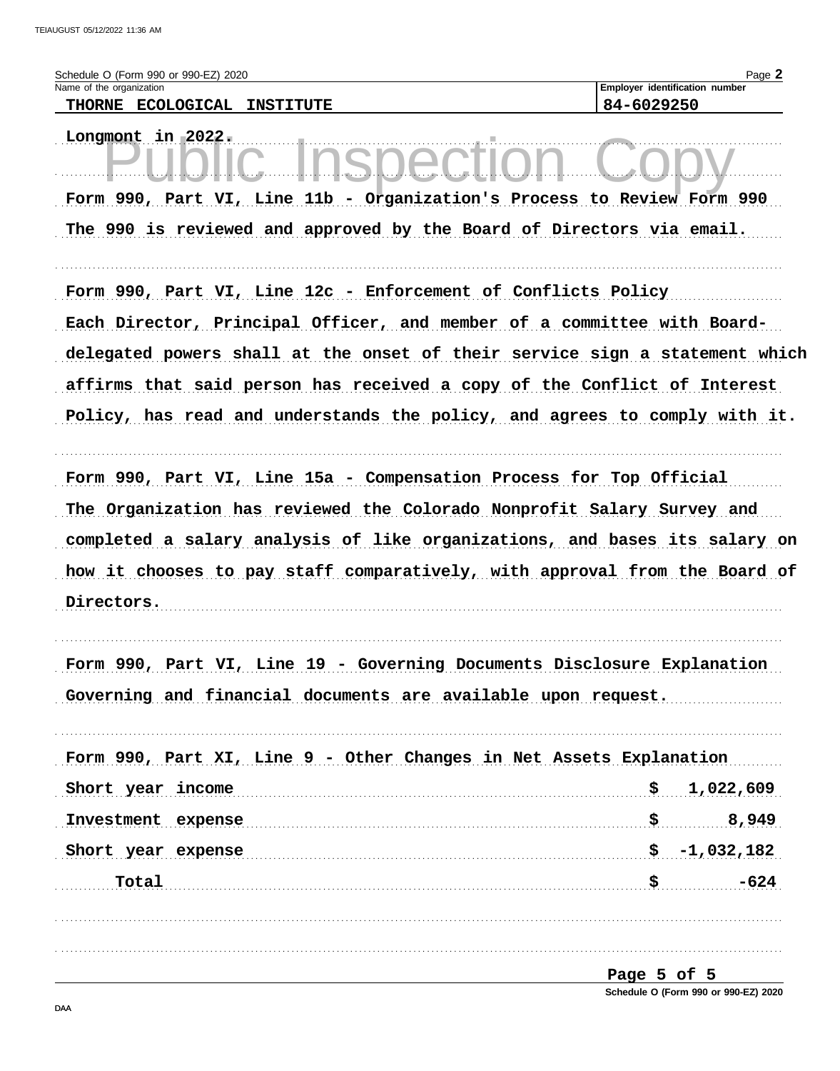Schedule O (Form 990 or 990-EZ) 2020

| Name of the organization | Employer identification number |
| --- | --- |
| THORNE ECOLOGICAL INSTITUTE | 84-6029250 |

Longmont in 2022.

Form 990, Part VI, Line 11b - Organization's Process to Review Form 990

The 990 is reviewed and approved by the Board of Directors via email.

Form 990, Part VI, Line 12c - Enforcement of Conflicts Policy

Each Director, Principal Officer, and member of a committee with Board-delegated powers shall at the onset of their service sign a statement which affirms that said person has received a copy of the Conflict of Interest Policy, has read and understands the policy, and agrees to comply with it.

Form 990, Part VI, Line 15a - Compensation Process for Top Official

The Organization has reviewed the Colorado Nonprofit Salary Survey and completed a salary analysis of like organizations, and bases its salary on how it chooses to pay staff comparatively, with approval from the Board of Directors.

Form 990, Part VI, Line 19 - Governing Documents Disclosure Explanation

Governing and financial documents are available upon request.

Form 990, Part XI, Line 9 - Other Changes in Net Assets Explanation

| | |
| --- | --- |
| Short year income | $ 1,022,609 |
| Investment expense | $ 8,949 |
| Short year expense | $ -1,032,182 |
| Total | $ -624 |

Schedule O (Form 990 or 990-EZ) 2020